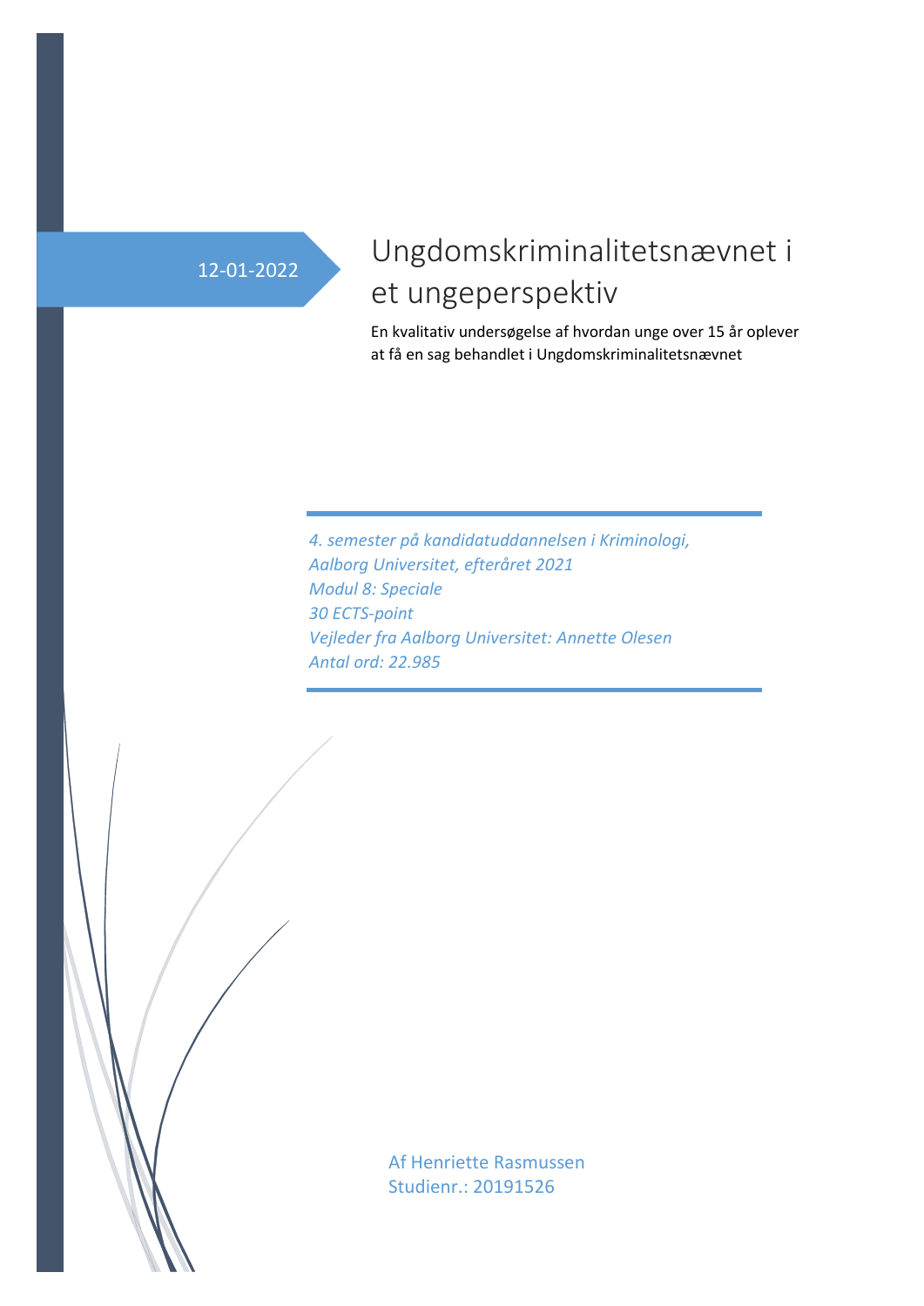12-01-2022

# Ungdomskriminalitetsnævnet i et ungeperspektiv

En kvalitativ undersøgelse af hvordan unge over 15 år oplever at få en sag behandlet i Ungdomskriminalitetsnævnet

*4. semester på kandidatuddannelsen i Kriminologi,*
*Aalborg Universitet, efteråret 2021*
*Modul 8: Speciale*
*30 ECTS-point*
*Vejleder fra Aalborg Universitet: Annette Olesen*
*Antal ord: 22.985*

Af Henriette Rasmussen
Studienr.: 20191526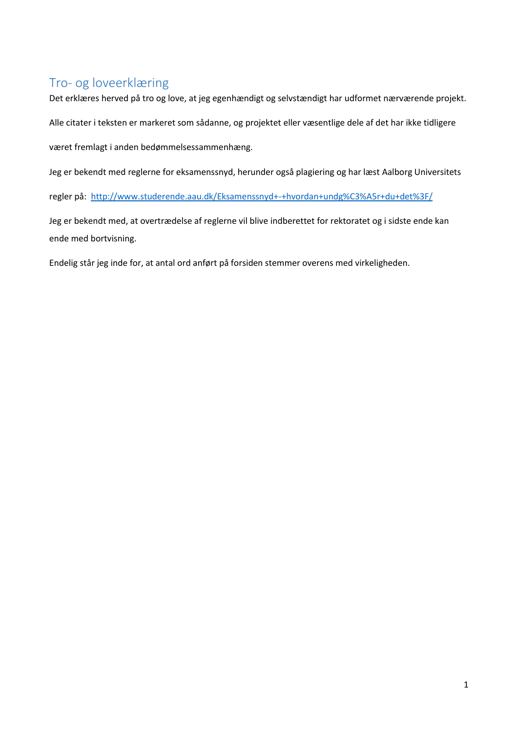## Tro- og loveerklæring

Det erklæres herved på tro og love, at jeg egenhændigt og selvstændigt har udformet nærværende projekt.

Alle citater i teksten er markeret som sådanne, og projektet eller væsentlige dele af det har ikke tidligere været fremlagt i anden bedømmelsessammenhæng.

Jeg er bekendt med reglerne for eksamenssnyd, herunder også plagiering og har læst Aalborg Universitets regler på: http://www.studerende.aau.dk/Eksamenssnyd+-+hvordan+undg%C3%A5r+du+det%3F/

Jeg er bekendt med, at overtrædelse af reglerne vil blive indberettet for rektoratet og i sidste ende kan ende med bortvisning.

Endelig står jeg inde for, at antal ord anført på forsiden stemmer overens med virkeligheden.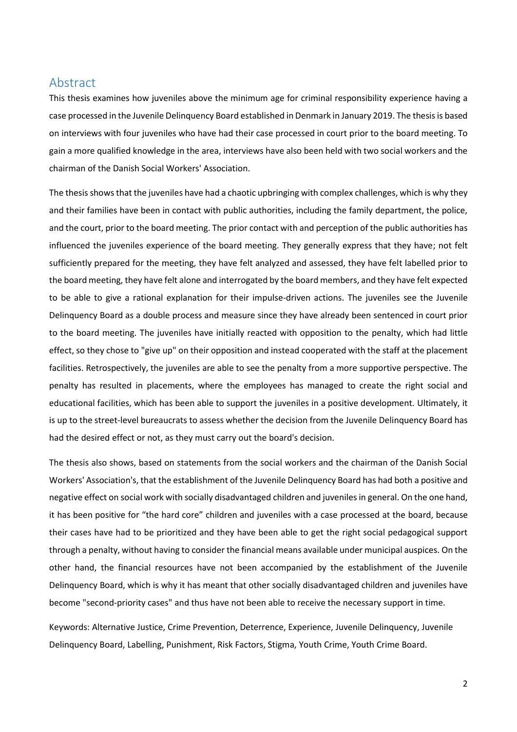# Abstract

This thesis examines how juveniles above the minimum age for criminal responsibility experience having a case processed in the Juvenile Delinquency Board established in Denmark in January 2019. The thesis is based on interviews with four juveniles who have had their case processed in court prior to the board meeting. To gain a more qualified knowledge in the area, interviews have also been held with two social workers and the chairman of the Danish Social Workers' Association.

The thesis shows that the juveniles have had a chaotic upbringing with complex challenges, which is why they and their families have been in contact with public authorities, including the family department, the police, and the court, prior to the board meeting. The prior contact with and perception of the public authorities has influenced the juveniles experience of the board meeting. They generally express that they have; not felt sufficiently prepared for the meeting, they have felt analyzed and assessed, they have felt labelled prior to the board meeting, they have felt alone and interrogated by the board members, and they have felt expected to be able to give a rational explanation for their impulse-driven actions. The juveniles see the Juvenile Delinquency Board as a double process and measure since they have already been sentenced in court prior to the board meeting. The juveniles have initially reacted with opposition to the penalty, which had little effect, so they chose to "give up" on their opposition and instead cooperated with the staff at the placement facilities. Retrospectively, the juveniles are able to see the penalty from a more supportive perspective. The penalty has resulted in placements, where the employees has managed to create the right social and educational facilities, which has been able to support the juveniles in a positive development. Ultimately, it is up to the street-level bureaucrats to assess whether the decision from the Juvenile Delinquency Board has had the desired effect or not, as they must carry out the board's decision.

The thesis also shows, based on statements from the social workers and the chairman of the Danish Social Workers' Association's, that the establishment of the Juvenile Delinquency Board has had both a positive and negative effect on social work with socially disadvantaged children and juveniles in general. On the one hand, it has been positive for "the hard core" children and juveniles with a case processed at the board, because their cases have had to be prioritized and they have been able to get the right social pedagogical support through a penalty, without having to consider the financial means available under municipal auspices. On the other hand, the financial resources have not been accompanied by the establishment of the Juvenile Delinquency Board, which is why it has meant that other socially disadvantaged children and juveniles have become "second-priority cases" and thus have not been able to receive the necessary support in time.

Keywords: Alternative Justice, Crime Prevention, Deterrence, Experience, Juvenile Delinquency, Juvenile Delinquency Board, Labelling, Punishment, Risk Factors, Stigma, Youth Crime, Youth Crime Board.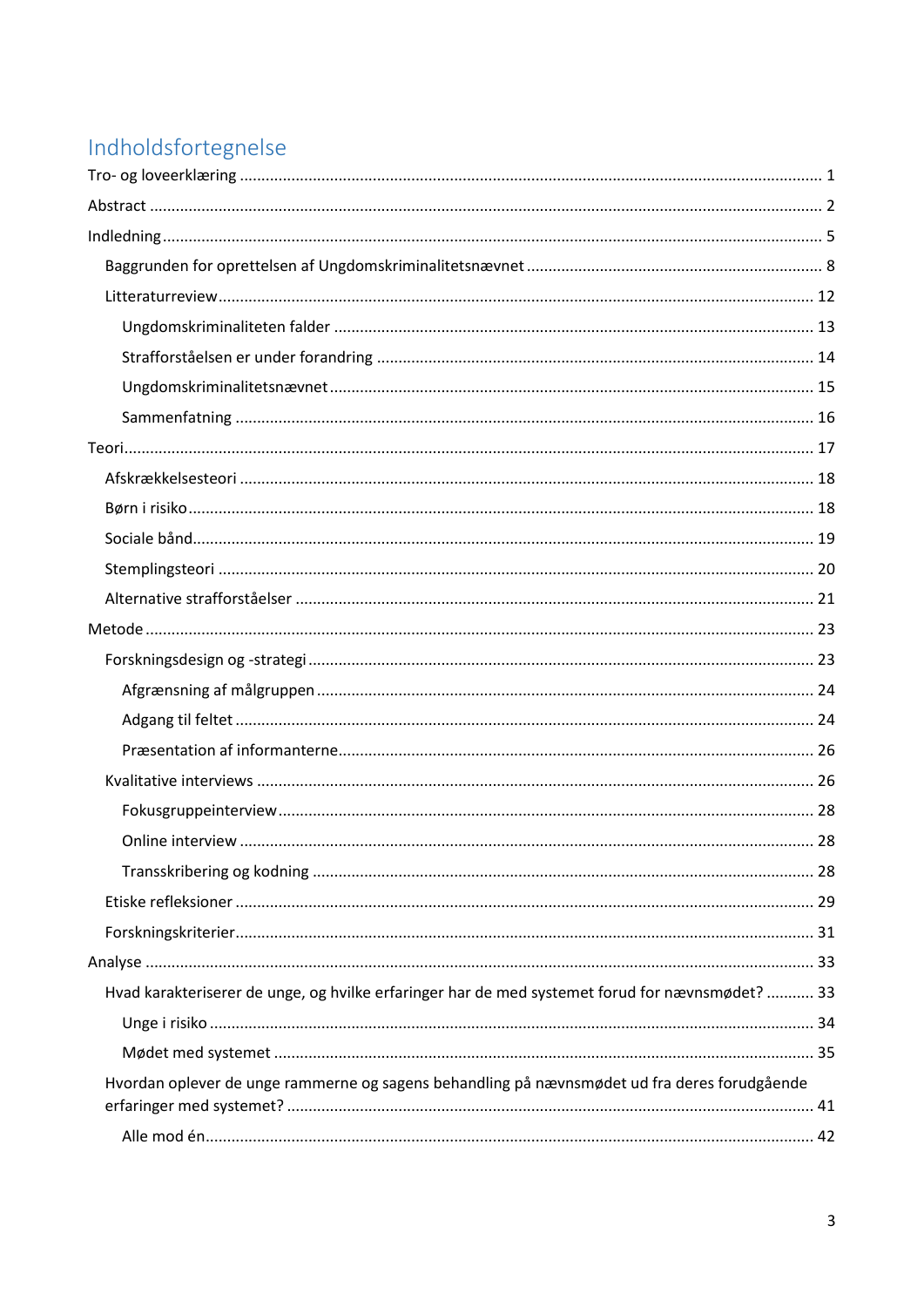# Indholdsfortegnelse

Tro- og loveerklæring ... 1

Abstract ... 2

Indledning ... 5

- Baggrunden for oprettelsen af Ungdomskriminalitetsnævnet ... 8
- Litteraturreview ... 12
  - Ungdomskriminaliteten falder ... 13
  - Strafforståelsen er under forandring ... 14
  - Ungdomskriminalitetsnævnet ... 15
  - Sammenfatning ... 16

Teori ... 17

- Afskrækkelsesteori ... 18
- Børn i risiko ... 18
- Sociale bånd ... 19
- Stemplingsteori ... 20
- Alternative strafforståelser ... 21

Metode ... 23

- Forskningsdesign og -strategi ... 23
  - Afgrænsning af målgruppen ... 24
  - Adgang til feltet ... 24
  - Præsentation af informanterne ... 26
- Kvalitative interviews ... 26
  - Fokusgruppeinterview ... 28
  - Online interview ... 28
  - Transskribering og kodning ... 28
- Etiske refleksioner ... 29
- Forskningskriterier ... 31

Analyse ... 33

- Hvad karakteriserer de unge, og hvilke erfaringer har de med systemet forud for nævnsmødet? ... 33
  - Unge i risiko ... 34
  - Mødet med systemet ... 35
- Hvordan oplever de unge rammerne og sagens behandling på nævnsmødet ud fra deres forudgående erfaringer med systemet? ... 41
  - Alle mod én ... 42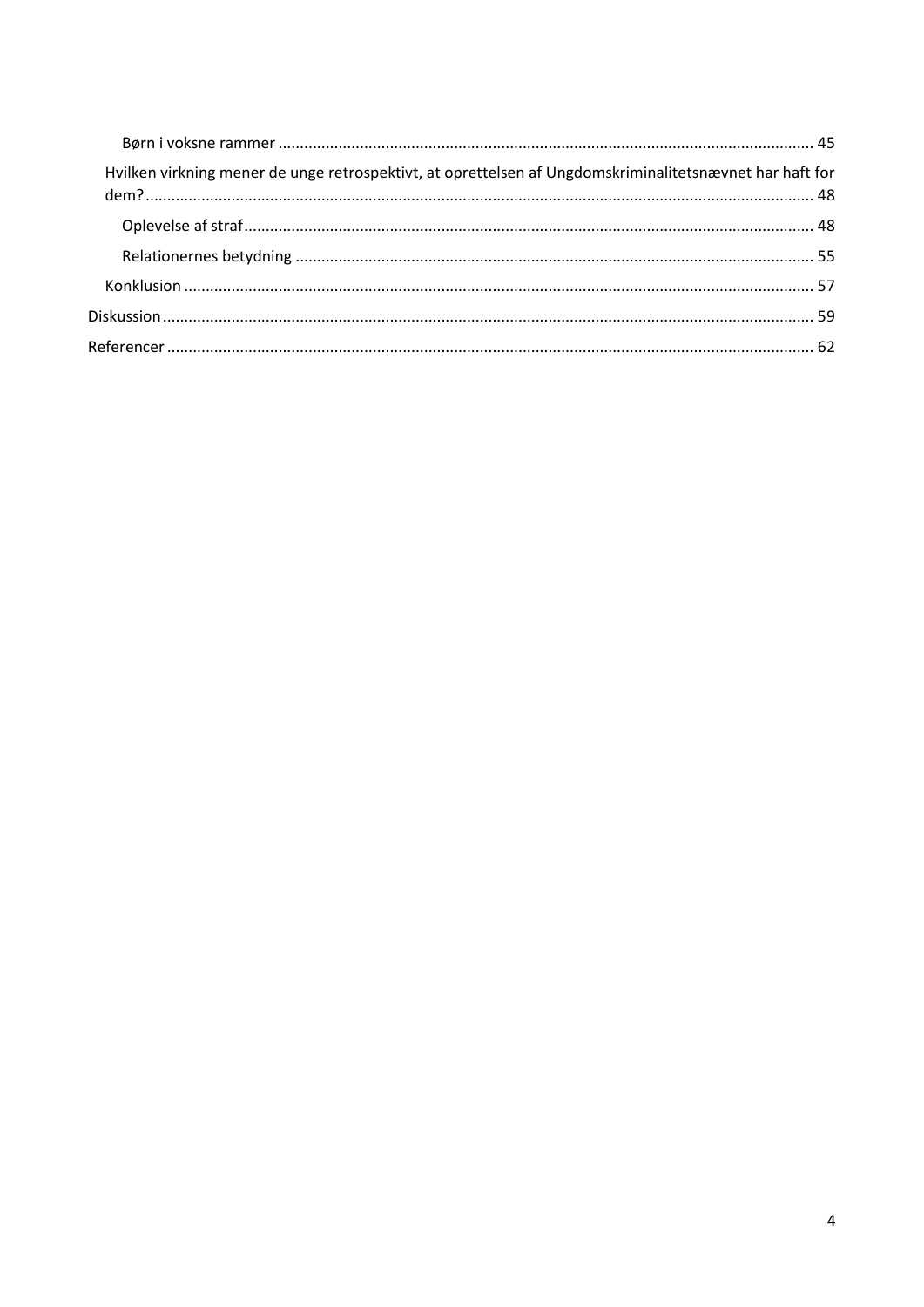Børn i voksne rammer ........................................................................................................................ 45

Hvilken virkning mener de unge retrospektivt, at oprettelsen af Ungdomskriminalitetsnævnet har haft for dem? ........................................................................................................................................................ 48

Oplevelse af straf ................................................................................................................................ 48

Relationernes betydning ..................................................................................................................... 55

Konklusion ............................................................................................................................................... 57

Diskussion ................................................................................................................................................... 59

Referencer .................................................................................................................................................. 62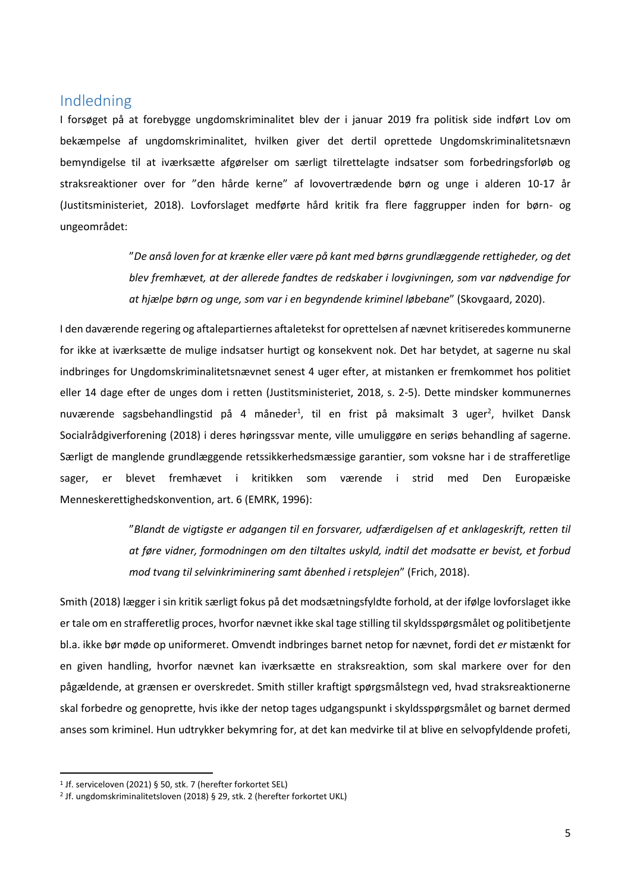## Indledning

I forsøget på at forebygge ungdomskriminalitet blev der i januar 2019 fra politisk side indført Lov om bekæmpelse af ungdomskriminalitet, hvilken giver det dertil oprettede Ungdomskriminalitetsnævn bemyndigelse til at iværksætte afgørelser om særligt tilrettelagte indsatser som forbedringsforløb og straksreaktioner over for "den hårde kerne" af lovovertrædende børn og unge i alderen 10-17 år (Justitsministeriet, 2018). Lovforslaget medførte hård kritik fra flere faggrupper inden for børn- og ungeområdet:

> "*De anså loven for at krænke eller være på kant med børns grundlæggende rettigheder, og det blev fremhævet, at der allerede fandtes de redskaber i lovgivningen, som var nødvendige for at hjælpe børn og unge, som var i en begyndende kriminel løbebane*" (Skovgaard, 2020).

I den daværende regering og aftalepartiernes aftaletekst for oprettelsen af nævnet kritiseredes kommunerne for ikke at iværksætte de mulige indsatser hurtigt og konsekvent nok. Det har betydet, at sagerne nu skal indbringes for Ungdomskriminalitetsnævnet senest 4 uger efter, at mistanken er fremkommet hos politiet eller 14 dage efter de unges dom i retten (Justitsministeriet, 2018, s. 2-5). Dette mindsker kommunernes nuværende sagsbehandlingstid på 4 måneder[1], til en frist på maksimalt 3 uger[2], hvilket Dansk Socialrådgiverforening (2018) i deres høringssvar mente, ville umuliggøre en seriøs behandling af sagerne. Særligt de manglende grundlæggende retssikkerhedsmæssige garantier, som voksne har i de strafferetlige sager, er blevet fremhævet i kritikken som værende i strid med Den Europæiske Menneskerettighedskonvention, art. 6 (EMRK, 1996):

> "*Blandt de vigtigste er adgangen til en forsvarer, udfærdigelsen af et anklageskrift, retten til at føre vidner, formodningen om den tiltaltes uskyld, indtil det modsatte er bevist, et forbud mod tvang til selvinkriminering samt åbenhed i retsplejen*" (Frich, 2018).

Smith (2018) lægger i sin kritik særligt fokus på det modsætningsfyldte forhold, at der ifølge lovforslaget ikke er tale om en strafferetlig proces, hvorfor nævnet ikke skal tage stilling til skyldsspørgsmålet og politibetjente bl.a. ikke bør møde op uniformeret. Omvendt indbringes barnet netop for nævnet, fordi det *er* mistænkt for en given handling, hvorfor nævnet kan iværksætte en straksreaktion, som skal markere over for den pågældende, at grænsen er overskredet. Smith stiller kraftigt spørgsmålstegn ved, hvad straksreaktionerne skal forbedre og genoprette, hvis ikke der netop tages udgangspunkt i skyldsspørgsmålet og barnet dermed anses som kriminel. Hun udtrykker bekymring for, at det kan medvirke til at blive en selvopfyldende profeti,

---

[1] Jf. serviceloven (2021) § 50, stk. 7 (herefter forkortet SEL)

[2] Jf. ungdomskriminalitetsloven (2018) § 29, stk. 2 (herefter forkortet UKL)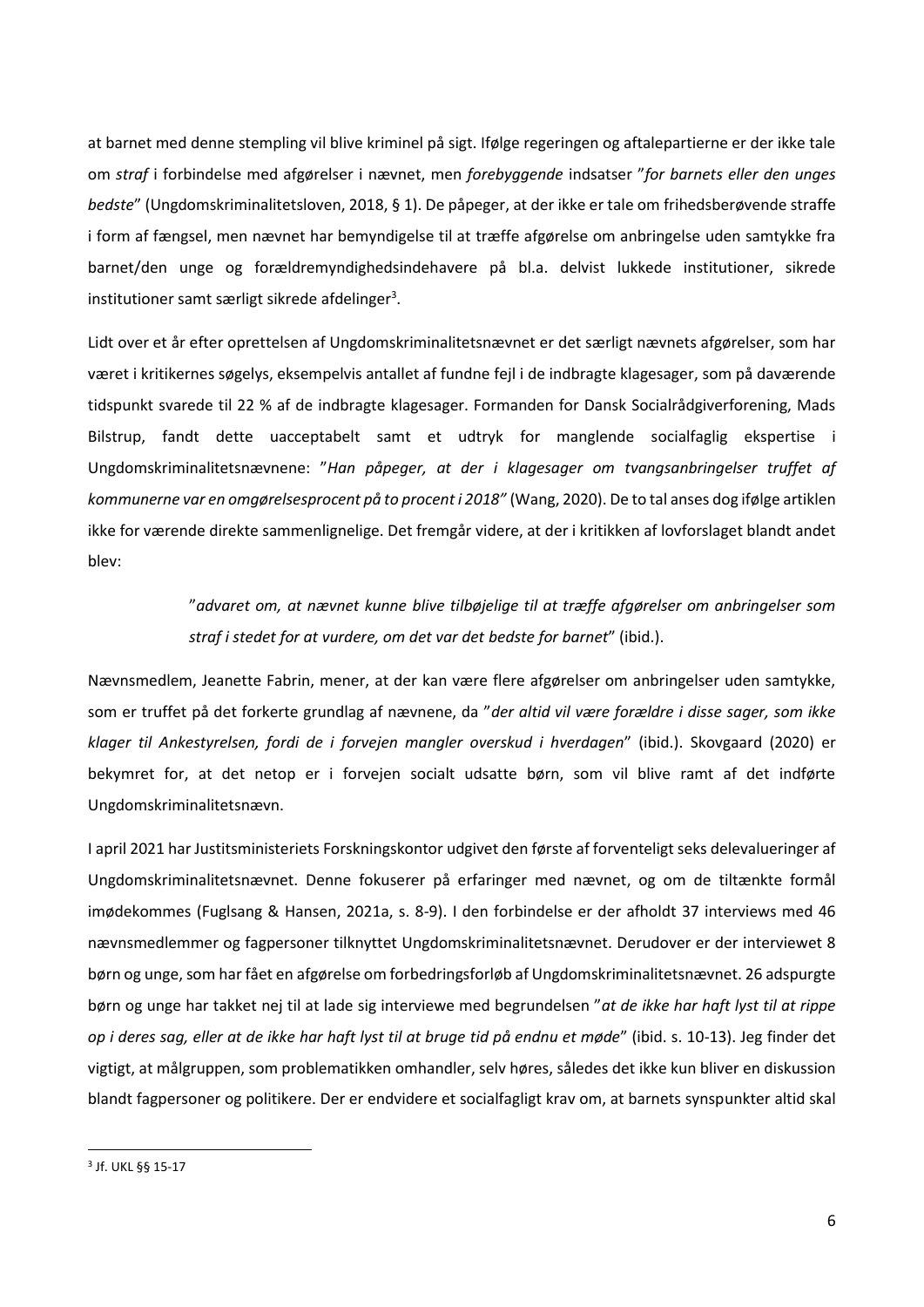at barnet med denne stempling vil blive kriminel på sigt. Ifølge regeringen og aftalepartierne er der ikke tale om *straf* i forbindelse med afgørelser i nævnet, men *forebyggende* indsatser "*for barnets eller den unges bedste*" (Ungdomskriminalitetsloven, 2018, § 1). De påpeger, at der ikke er tale om frihedsberøvende straffe i form af fængsel, men nævnet har bemyndigelse til at træffe afgørelse om anbringelse uden samtykke fra barnet/den unge og forældremyndighedsindehavere på bl.a. delvist lukkede institutioner, sikrede institutioner samt særligt sikrede afdelinger[3].

Lidt over et år efter oprettelsen af Ungdomskriminalitetsnævnet er det særligt nævnets afgørelser, som har været i kritikernes søgelys, eksempelvis antallet af fundne fejl i de indbragte klagesager, som på daværende tidspunkt svarede til 22 % af de indbragte klagesager. Formanden for Dansk Socialrådgiverforening, Mads Bilstrup, fandt dette uacceptabelt samt et udtryk for manglende socialfaglig ekspertise i Ungdomskriminalitetsnævnene: "*Han påpeger, at der i klagesager om tvangsanbringelser truffet af kommunerne var en omgørelsesprocent på to procent i 2018"* (Wang, 2020). De to tal anses dog ifølge artiklen ikke for værende direkte sammenlignelige. Det fremgår videre, at der i kritikken af lovforslaget blandt andet blev:

> "*advaret om, at nævnet kunne blive tilbøjelige til at træffe afgørelser om anbringelser som straf i stedet for at vurdere, om det var det bedste for barnet*" (ibid.).

Nævnsmedlem, Jeanette Fabrin, mener, at der kan være flere afgørelser om anbringelser uden samtykke, som er truffet på det forkerte grundlag af nævnene, da "*der altid vil være forældre i disse sager, som ikke klager til Ankestyrelsen, fordi de i forvejen mangler overskud i hverdagen*" (ibid.). Skovgaard (2020) er bekymret for, at det netop er i forvejen socialt udsatte børn, som vil blive ramt af det indførte Ungdomskriminalitetsnævn.

I april 2021 har Justitsministeriets Forskningskontor udgivet den første af forventeligt seks delevalueringer af Ungdomskriminalitetsnævnet. Denne fokuserer på erfaringer med nævnet, og om de tiltænkte formål imødekommes (Fuglsang & Hansen, 2021a, s. 8-9). I den forbindelse er der afholdt 37 interviews med 46 nævnsmedlemmer og fagpersoner tilknyttet Ungdomskriminalitetsnævnet. Derudover er der interviewet 8 børn og unge, som har fået en afgørelse om forbedringsforløb af Ungdomskriminalitetsnævnet. 26 adspurgte børn og unge har takket nej til at lade sig interviewe med begrundelsen "*at de ikke har haft lyst til at rippe op i deres sag, eller at de ikke har haft lyst til at bruge tid på endnu et møde*" (ibid. s. 10-13). Jeg finder det vigtigt, at målgruppen, som problematikken omhandler, selv høres, således det ikke kun bliver en diskussion blandt fagpersoner og politikere. Der er endvidere et socialfagligt krav om, at barnets synspunkter altid skal

---

[3] Jf. UKL §§ 15-17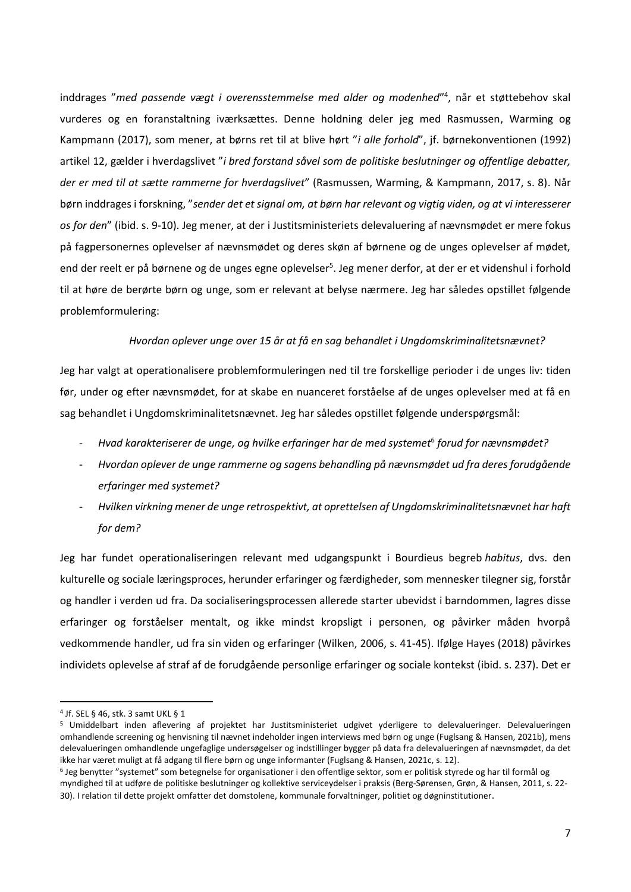inddrages "*med passende vægt i overensstemmelse med alder og modenhed*"[4], når et støttebehov skal vurderes og en foranstaltning iværksættes. Denne holdning deler jeg med Rasmussen, Warming og Kampmann (2017), som mener, at børns ret til at blive hørt "*i alle forhold*", jf. børnekonventionen (1992) artikel 12, gælder i hverdagslivet "*i bred forstand såvel som de politiske beslutninger og offentlige debatter, der er med til at sætte rammerne for hverdagslivet*" (Rasmussen, Warming, & Kampmann, 2017, s. 8). Når børn inddrages i forskning, "*sender det et signal om, at børn har relevant og vigtig viden, og at vi interesserer os for den*" (ibid. s. 9-10). Jeg mener, at der i Justitsministeriets delevaluering af nævnsmødet er mere fokus på fagpersonernes oplevelser af nævnsmødet og deres skøn af børnene og de unges oplevelser af mødet, end der reelt er på børnene og de unges egne oplevelser[5]. Jeg mener derfor, at der er et videnshul i forhold til at høre de berørte børn og unge, som er relevant at belyse nærmere. Jeg har således opstillet følgende problemformulering:

*Hvordan oplever unge over 15 år at få en sag behandlet i Ungdomskriminalitetsnævnet?*

Jeg har valgt at operationalisere problemformuleringen ned til tre forskellige perioder i de unges liv: tiden før, under og efter nævnsmødet, for at skabe en nuanceret forståelse af de unges oplevelser med at få en sag behandlet i Ungdomskriminalitetsnævnet. Jeg har således opstillet følgende underspørgsmål:

- *Hvad karakteriserer de unge, og hvilke erfaringer har de med systemet*[6] *forud for nævnsmødet?*
- *Hvordan oplever de unge rammerne og sagens behandling på nævnsmødet ud fra deres forudgående erfaringer med systemet?*
- *Hvilken virkning mener de unge retrospektivt, at oprettelsen af Ungdomskriminalitetsnævnet har haft for dem?*

Jeg har fundet operationaliseringen relevant med udgangspunkt i Bourdieus begreb *habitus*, dvs. den kulturelle og sociale læringsproces, herunder erfaringer og færdigheder, som mennesker tilegner sig, forstår og handler i verden ud fra. Da socialiseringsprocessen allerede starter ubevidst i barndommen, lagres disse erfaringer og forståelser mentalt, og ikke mindst kropsligt i personen, og påvirker måden hvorpå vedkommende handler, ud fra sin viden og erfaringer (Wilken, 2006, s. 41-45). Ifølge Hayes (2018) påvirkes individets oplevelse af straf af de forudgående personlige erfaringer og sociale kontekst (ibid. s. 237). Det er

---

[4] Jf. SEL § 46, stk. 3 samt UKL § 1

[5] Umiddelbart inden aflevering af projektet har Justitsministeriet udgivet yderligere to delevalueringer. Delevalueringen omhandlende screening og henvisning til nævnet indeholder ingen interviews med børn og unge (Fuglsang & Hansen, 2021b), mens delevalueringen omhandlende ungefaglige undersøgelser og indstillinger bygger på data fra delevalueringen af nævnsmødet, da det ikke har været muligt at få adgang til flere børn og unge informanter (Fuglsang & Hansen, 2021c, s. 12).

[6] Jeg benytter "systemet" som betegnelse for organisationer i den offentlige sektor, som er politisk styrede og har til formål og myndighed til at udføre de politiske beslutninger og kollektive serviceydelser i praksis (Berg-Sørensen, Grøn, & Hansen, 2011, s. 22-30). I relation til dette projekt omfatter det domstolene, kommunale forvaltninger, politiet og døgninstitutioner.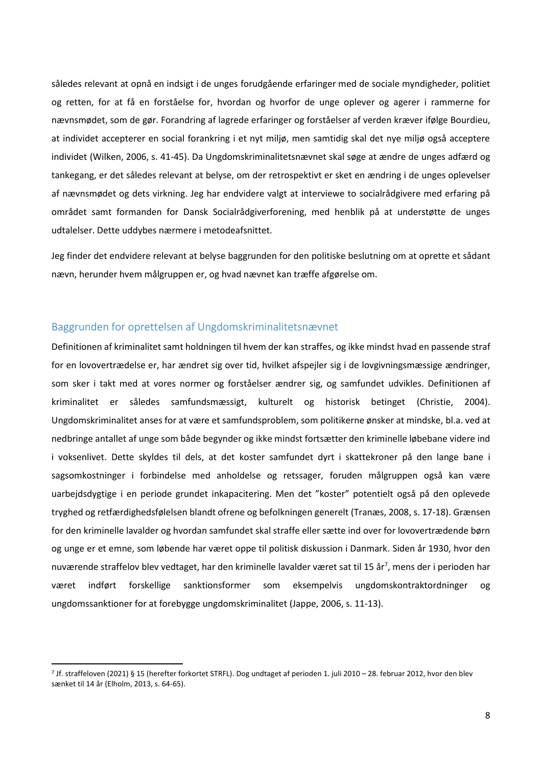således relevant at opnå en indsigt i de unges forudgående erfaringer med de sociale myndigheder, politiet og retten, for at få en forståelse for, hvordan og hvorfor de unge oplever og agerer i rammerne for nævnsmødet, som de gør. Forandring af lagrede erfaringer og forståelser af verden kræver ifølge Bourdieu, at individet accepterer en social forankring i et nyt miljø, men samtidig skal det nye miljø også acceptere individet (Wilken, 2006, s. 41-45). Da Ungdomskriminalitetsnævnet skal søge at ændre de unges adfærd og tankegang, er det således relevant at belyse, om der retrospektivt er sket en ændring i de unges oplevelser af nævnsmødet og dets virkning. Jeg har endvidere valgt at interviewe to socialrådgivere med erfaring på området samt formanden for Dansk Socialrådgiverforening, med henblik på at understøtte de unges udtalelser. Dette uddybes nærmere i metodeafsnittet.

Jeg finder det endvidere relevant at belyse baggrunden for den politiske beslutning om at oprette et sådant nævn, herunder hvem målgruppen er, og hvad nævnet kan træffe afgørelse om.

## Baggrunden for oprettelsen af Ungdomskriminalitetsnævnet

Definitionen af kriminalitet samt holdningen til hvem der kan straffes, og ikke mindst hvad en passende straf for en lovovertrædelse er, har ændret sig over tid, hvilket afspejler sig i de lovgivningsmæssige ændringer, som sker i takt med at vores normer og forståelser ændrer sig, og samfundet udvikles. Definitionen af kriminalitet er således samfundsmæssigt, kulturelt og historisk betinget (Christie, 2004). Ungdomskriminalitet anses for at være et samfundsproblem, som politikerne ønsker at mindske, bl.a. ved at nedbringe antallet af unge som både begynder og ikke mindst fortsætter den kriminelle løbebane videre ind i voksenlivet. Dette skyldes til dels, at det koster samfundet dyrt i skattekroner på den lange bane i sagsomkostninger i forbindelse med anholdelse og retssager, foruden målgruppen også kan være uarbejdsdygtige i en periode grundet inkapacitering. Men det "koster" potentielt også på den oplevede tryghed og retfærdighedsfølelsen blandt ofrene og befolkningen generelt (Tranæs, 2008, s. 17-18). Grænsen for den kriminelle lavalder og hvordan samfundet skal straffe eller sætte ind over for lovovertrædende børn og unge er et emne, som løbende har været oppe til politisk diskussion i Danmark. Siden år 1930, hvor den nuværende straffelov blev vedtaget, har den kriminelle lavalder været sat til 15 år[7], mens der i perioden har været indført forskellige sanktionsformer som eksempelvis ungdomskontraktordninger og ungdomssanktioner for at forebygge ungdomskriminalitet (Jappe, 2006, s. 11-13).

---

[7] Jf. straffeloven (2021) § 15 (herefter forkortet STRFL). Dog undtaget af perioden 1. juli 2010 – 28. februar 2012, hvor den blev sænket til 14 år (Elholm, 2013, s. 64-65).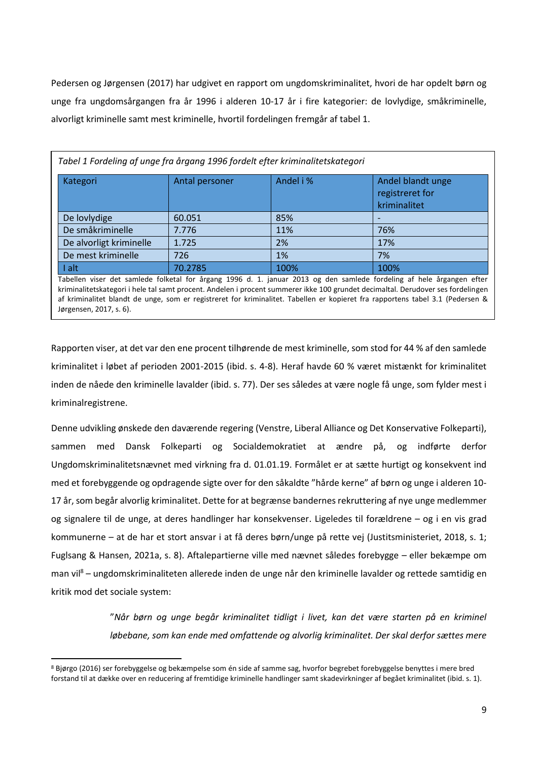Pedersen og Jørgensen (2017) har udgivet en rapport om ungdomskriminalitet, hvori de har opdelt børn og unge fra ungdomsårgangen fra år 1996 i alderen 10-17 år i fire kategorier: de lovlydige, småkriminelle, alvorligt kriminelle samt mest kriminelle, hvortil fordelingen fremgår af tabel 1.

*Tabel 1 Fordeling af unge fra årgang 1996 fordelt efter kriminalitetskategori*

| Kategori | Antal personer | Andel i % | Andel blandt unge registreret for kriminalitet |
|---|---|---|---|
| De lovlydige | 60.051 | 85% | - |
| De småkriminelle | 7.776 | 11% | 76% |
| De alvorligt kriminelle | 1.725 | 2% | 17% |
| De mest kriminelle | 726 | 1% | 7% |
| I alt | 70.2785 | 100% | 100% |

Tabellen viser det samlede folketal for årgang 1996 d. 1. januar 2013 og den samlede fordeling af hele årgangen efter kriminalitetskategori i hele tal samt procent. Andelen i procent summerer ikke 100 grundet decimaltal. Derudover ses fordelingen af kriminalitet blandt de unge, som er registreret for kriminalitet. Tabellen er kopieret fra rapportens tabel 3.1 (Pedersen & Jørgensen, 2017, s. 6).

Rapporten viser, at det var den ene procent tilhørende de mest kriminelle, som stod for 44 % af den samlede kriminalitet i løbet af perioden 2001-2015 (ibid. s. 4-8). Heraf havde 60 % været mistænkt for kriminalitet inden de nåede den kriminelle lavalder (ibid. s. 77). Der ses således at være nogle få unge, som fylder mest i kriminalregistrene.

Denne udvikling ønskede den daværende regering (Venstre, Liberal Alliance og Det Konservative Folkeparti), sammen med Dansk Folkeparti og Socialdemokratiet at ændre på, og indførte derfor Ungdomskriminalitetsnævnet med virkning fra d. 01.01.19. Formålet er at sætte hurtigt og konsekvent ind med et forebyggende og opdragende sigte over for den såkaldte "hårde kerne" af børn og unge i alderen 10-17 år, som begår alvorlig kriminalitet. Dette for at begrænse bandernes rekruttering af nye unge medlemmer og signalere til de unge, at deres handlinger har konsekvenser. Ligeledes til forældrene – og i en vis grad kommunerne – at de har et stort ansvar i at få deres børn/unge på rette vej (Justitsministeriet, 2018, s. 1; Fuglsang & Hansen, 2021a, s. 8). Aftalepartierne ville med nævnet således forebygge – eller bekæmpe om man vil[8] – ungdomskriminaliteten allerede inden de unge når den kriminelle lavalder og rettede samtidig en kritik mod det sociale system:

> *"Når børn og unge begår kriminalitet tidligt i livet, kan det være starten på en kriminel løbebane, som kan ende med omfattende og alvorlig kriminalitet. Der skal derfor sættes mere*

[8] Bjørgo (2016) ser forebyggelse og bekæmpelse som én side af samme sag, hvorfor begrebet forebyggelse benyttes i mere bred forstand til at dække over en reducering af fremtidige kriminelle handlinger samt skadevirkninger af begået kriminalitet (ibid. s. 1).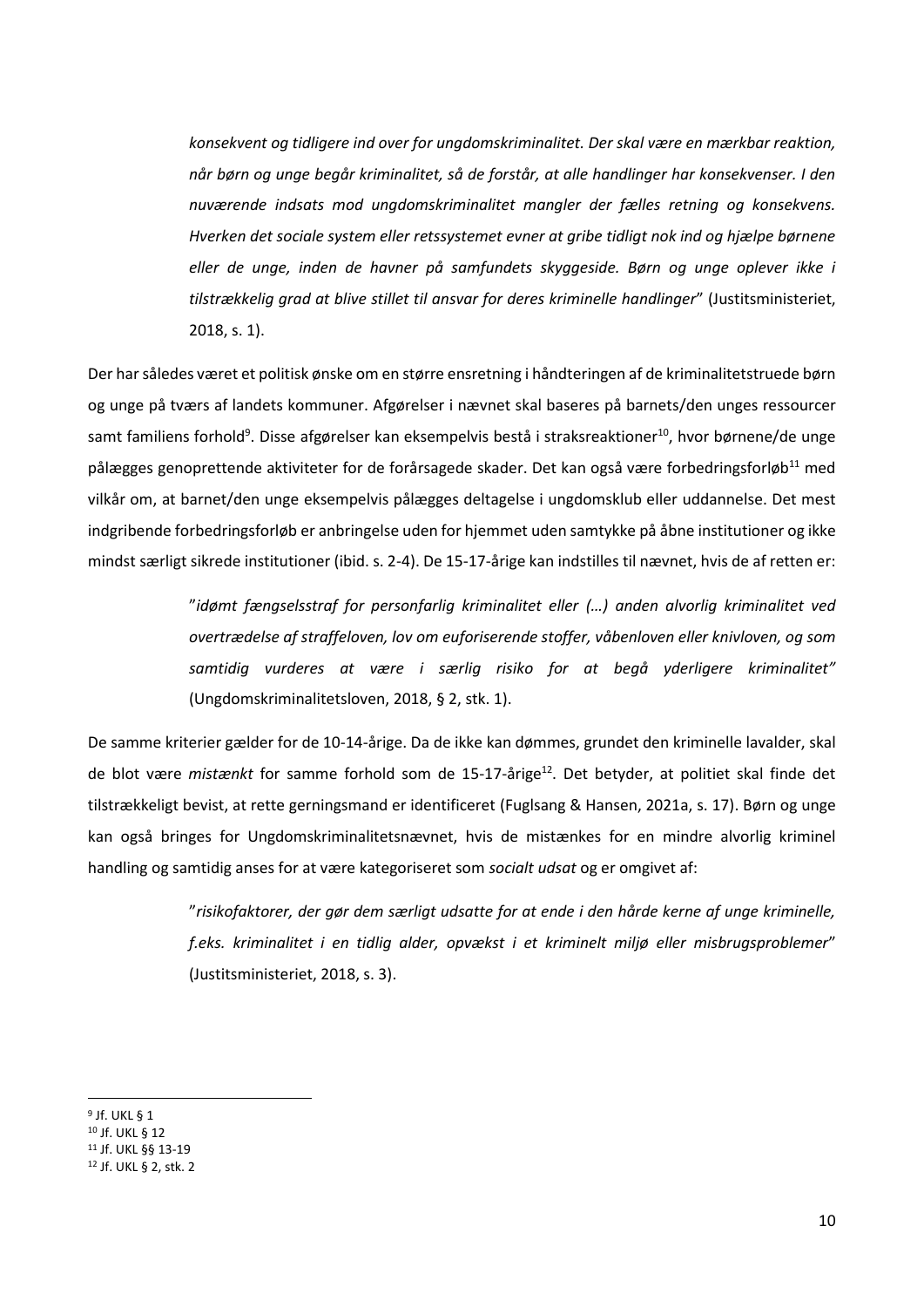> *konsekvent og tidligere ind over for ungdomskriminalitet. Der skal være en mærkbar reaktion, når børn og unge begår kriminalitet, så de forstår, at alle handlinger har konsekvenser. I den nuværende indsats mod ungdomskriminalitet mangler der fælles retning og konsekvens. Hverken det sociale system eller retssystemet evner at gribe tidligt nok ind og hjælpe børnene eller de unge, inden de havner på samfundets skyggeside. Børn og unge oplever ikke i tilstrækkelig grad at blive stillet til ansvar for deres kriminelle handlinger*" (Justitsministeriet, 2018, s. 1).

Der har således været et politisk ønske om en større ensretning i håndteringen af de kriminalitetstruede børn og unge på tværs af landets kommuner. Afgørelser i nævnet skal baseres på barnets/den unges ressourcer samt familiens forhold[9]. Disse afgørelser kan eksempelvis bestå i straksreaktioner[10], hvor børnene/de unge pålægges genoprettende aktiviteter for de forårsagede skader. Det kan også være forbedringsforløb[11] med vilkår om, at barnet/den unge eksempelvis pålægges deltagelse i ungdomsklub eller uddannelse. Det mest indgribende forbedringsforløb er anbringelse uden for hjemmet uden samtykke på åbne institutioner og ikke mindst særligt sikrede institutioner (ibid. s. 2-4). De 15-17-årige kan indstilles til nævnet, hvis de af retten er:

> "*idømt fængselsstraf for personfarlig kriminalitet eller (…) anden alvorlig kriminalitet ved overtrædelse af straffeloven, lov om euforiserende stoffer, våbenloven eller knivloven, og som samtidig vurderes at være i særlig risiko for at begå yderligere kriminalitet"* (Ungdomskriminalitetsloven, 2018, § 2, stk. 1).

De samme kriterier gælder for de 10-14-årige. Da de ikke kan dømmes, grundet den kriminelle lavalder, skal de blot være *mistænkt* for samme forhold som de 15-17-årige[12]. Det betyder, at politiet skal finde det tilstrækkeligt bevist, at rette gerningsmand er identificeret (Fuglsang & Hansen, 2021a, s. 17). Børn og unge kan også bringes for Ungdomskriminalitetsnævnet, hvis de mistænkes for en mindre alvorlig kriminel handling og samtidig anses for at være kategoriseret som *socialt udsat* og er omgivet af:

> "*risikofaktorer, der gør dem særligt udsatte for at ende i den hårde kerne af unge kriminelle, f.eks. kriminalitet i en tidlig alder, opvækst i et kriminelt miljø eller misbrugsproblemer*" (Justitsministeriet, 2018, s. 3).

---

[9] Jf. UKL § 1
[10] Jf. UKL § 12
[11] Jf. UKL §§ 13-19
[12] Jf. UKL § 2, stk. 2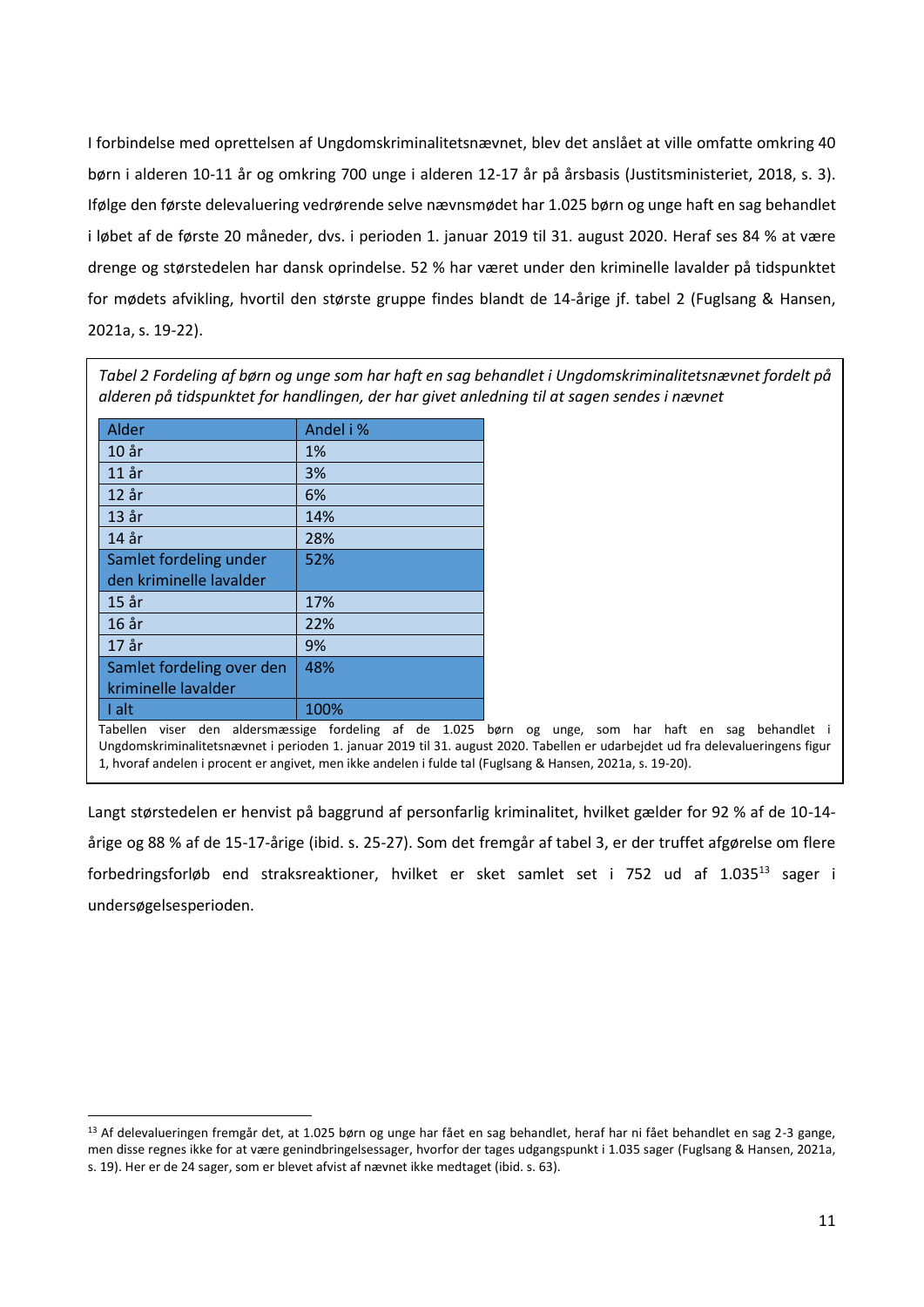I forbindelse med oprettelsen af Ungdomskriminalitetsnævnet, blev det anslået at ville omfatte omkring 40 børn i alderen 10-11 år og omkring 700 unge i alderen 12-17 år på årsbasis (Justitsministeriet, 2018, s. 3). Ifølge den første delevaluering vedrørende selve nævnsmødet har 1.025 børn og unge haft en sag behandlet i løbet af de første 20 måneder, dvs. i perioden 1. januar 2019 til 31. august 2020. Heraf ses 84 % at være drenge og størstedelen har dansk oprindelse. 52 % har været under den kriminelle lavalder på tidspunktet for mødets afvikling, hvortil den største gruppe findes blandt de 14-årige jf. tabel 2 (Fuglsang & Hansen, 2021a, s. 19-22).

*Tabel 2 Fordeling af børn og unge som har haft en sag behandlet i Ungdomskriminalitetsnævnet fordelt på alderen på tidspunktet for handlingen, der har givet anledning til at sagen sendes i nævnet*

| Alder | Andel i % |
|---|---|
| 10 år | 1% |
| 11 år | 3% |
| 12 år | 6% |
| 13 år | 14% |
| 14 år | 28% |
| Samlet fordeling under den kriminelle lavalder | 52% |
| 15 år | 17% |
| 16 år | 22% |
| 17 år | 9% |
| Samlet fordeling over den kriminelle lavalder | 48% |
| I alt | 100% |

Tabellen viser den aldersmæssige fordeling af de 1.025 børn og unge, som har haft en sag behandlet i Ungdomskriminalitetsnævnet i perioden 1. januar 2019 til 31. august 2020. Tabellen er udarbejdet ud fra delevalueringens figur 1, hvoraf andelen i procent er angivet, men ikke andelen i fulde tal (Fuglsang & Hansen, 2021a, s. 19-20).

Langt størstedelen er henvist på baggrund af personfarlig kriminalitet, hvilket gælder for 92 % af de 10-14-årige og 88 % af de 15-17-årige (ibid. s. 25-27). Som det fremgår af tabel 3, er der truffet afgørelse om flere forbedringsforløb end straksreaktioner, hvilket er sket samlet set i 752 ud af 1.035[13] sager i undersøgelsesperioden.

[13] Af delevalueringen fremgår det, at 1.025 børn og unge har fået en sag behandlet, heraf har ni fået behandlet en sag 2-3 gange, men disse regnes ikke for at være genindbringelsessager, hvorfor der tages udgangspunkt i 1.035 sager (Fuglsang & Hansen, 2021a, s. 19). Her er de 24 sager, som er blevet afvist af nævnet ikke medtaget (ibid. s. 63).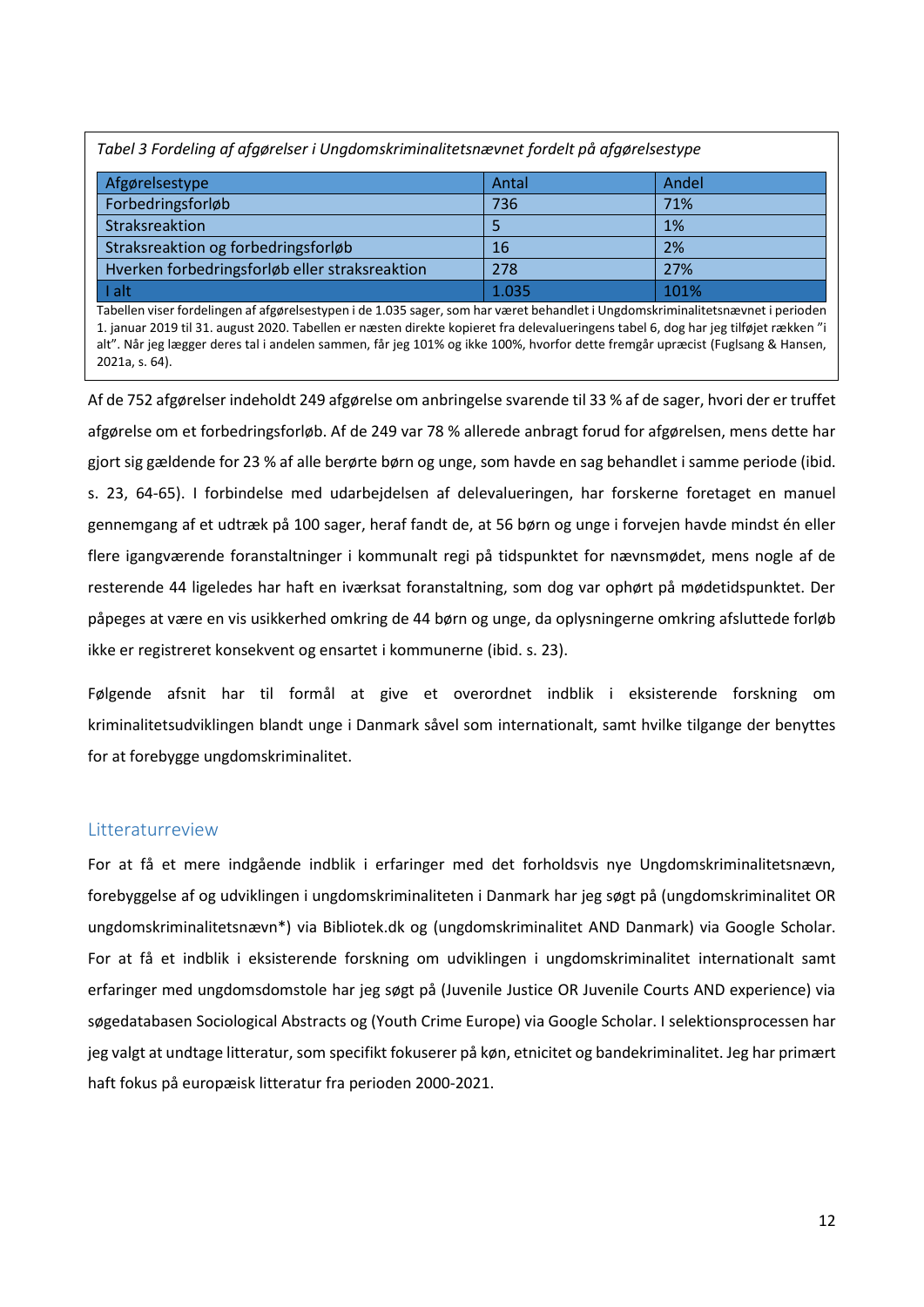*Tabel 3 Fordeling af afgørelser i Ungdomskriminalitetsnævnet fordelt på afgørelsestype*

| Afgørelsestype | Antal | Andel |
|---|---|---|
| Forbedringsforløb | 736 | 71% |
| Straksreaktion | 5 | 1% |
| Straksreaktion og forbedringsforløb | 16 | 2% |
| Hverken forbedringsforløb eller straksreaktion | 278 | 27% |
| I alt | 1.035 | 101% |

Tabellen viser fordelingen af afgørelsestypen i de 1.035 sager, som har været behandlet i Ungdomskriminalitetsnævnet i perioden 1. januar 2019 til 31. august 2020. Tabellen er næsten direkte kopieret fra delevalueringens tabel 6, dog har jeg tilføjet rækken "i alt". Når jeg lægger deres tal i andelen sammen, får jeg 101% og ikke 100%, hvorfor dette fremgår upræcist (Fuglsang & Hansen, 2021a, s. 64).

Af de 752 afgørelser indeholdt 249 afgørelse om anbringelse svarende til 33 % af de sager, hvori der er truffet afgørelse om et forbedringsforløb. Af de 249 var 78 % allerede anbragt forud for afgørelsen, mens dette har gjort sig gældende for 23 % af alle berørte børn og unge, som havde en sag behandlet i samme periode (ibid. s. 23, 64-65). I forbindelse med udarbejdelsen af delevalueringen, har forskerne foretaget en manuel gennemgang af et udtræk på 100 sager, heraf fandt de, at 56 børn og unge i forvejen havde mindst én eller flere igangværende foranstaltninger i kommunalt regi på tidspunktet for nævnsmødet, mens nogle af de resterende 44 ligeledes har haft en iværksat foranstaltning, som dog var ophørt på mødetidspunktet. Der påpeges at være en vis usikkerhed omkring de 44 børn og unge, da oplysningerne omkring afsluttede forløb ikke er registreret konsekvent og ensartet i kommunerne (ibid. s. 23).

Følgende afsnit har til formål at give et overordnet indblik i eksisterende forskning om kriminalitetsudviklingen blandt unge i Danmark såvel som internationalt, samt hvilke tilgange der benyttes for at forebygge ungdomskriminalitet.

## Litteraturreview

For at få et mere indgående indblik i erfaringer med det forholdsvis nye Ungdomskriminalitetsnævn, forebyggelse af og udviklingen i ungdomskriminaliteten i Danmark har jeg søgt på (ungdomskriminalitet OR ungdomskriminalitetsnævn*) via Bibliotek.dk og (ungdomskriminalitet AND Danmark) via Google Scholar. For at få et indblik i eksisterende forskning om udviklingen i ungdomskriminalitet internationalt samt erfaringer med ungdomsdomstole har jeg søgt på (Juvenile Justice OR Juvenile Courts AND experience) via søgedatabasen Sociological Abstracts og (Youth Crime Europe) via Google Scholar. I selektionsprocessen har jeg valgt at undtage litteratur, som specifikt fokuserer på køn, etnicitet og bandekriminalitet. Jeg har primært haft fokus på europæisk litteratur fra perioden 2000-2021.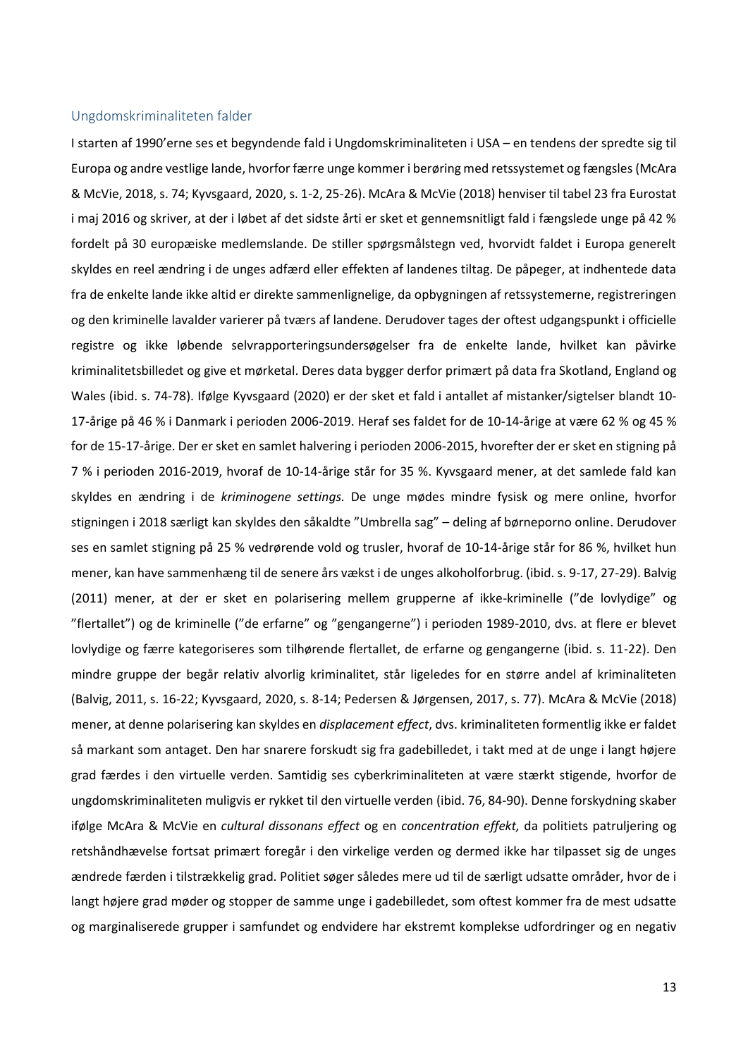## Ungdomskriminaliteten falder

I starten af 1990'erne ses et begyndende fald i Ungdomskriminaliteten i USA – en tendens der spredte sig til Europa og andre vestlige lande, hvorfor færre unge kommer i berøring med retssystemet og fængsles (McAra & McVie, 2018, s. 74; Kyvsgaard, 2020, s. 1-2, 25-26). McAra & McVie (2018) henviser til tabel 23 fra Eurostat i maj 2016 og skriver, at der i løbet af det sidste årti er sket et gennemsnitligt fald i fængslede unge på 42 % fordelt på 30 europæiske medlemslande. De stiller spørgsmålstegn ved, hvorvidt faldet i Europa generelt skyldes en reel ændring i de unges adfærd eller effekten af landenes tiltag. De påpeger, at indhentede data fra de enkelte lande ikke altid er direkte sammenlignelige, da opbygningen af retssystemerne, registreringen og den kriminelle lavalder varierer på tværs af landene. Derudover tages der oftest udgangspunkt i officielle registre og ikke løbende selvrapporteringsundersøgelser fra de enkelte lande, hvilket kan påvirke kriminalitetsbilledet og give et mørketal. Deres data bygger derfor primært på data fra Skotland, England og Wales (ibid. s. 74-78). Ifølge Kyvsgaard (2020) er der sket et fald i antallet af mistanker/sigtelser blandt 10-17-årige på 46 % i Danmark i perioden 2006-2019. Heraf ses faldet for de 10-14-årige at være 62 % og 45 % for de 15-17-årige. Der er sket en samlet halvering i perioden 2006-2015, hvorefter der er sket en stigning på 7 % i perioden 2016-2019, hvoraf de 10-14-årige står for 35 %. Kyvsgaard mener, at det samlede fald kan skyldes en ændring i de *kriminogene settings.* De unge mødes mindre fysisk og mere online, hvorfor stigningen i 2018 særligt kan skyldes den såkaldte "Umbrella sag" – deling af børneporno online. Derudover ses en samlet stigning på 25 % vedrørende vold og trusler, hvoraf de 10-14-årige står for 86 %, hvilket hun mener, kan have sammenhæng til de senere års vækst i de unges alkoholforbrug. (ibid. s. 9-17, 27-29). Balvig (2011) mener, at der er sket en polarisering mellem grupperne af ikke-kriminelle ("de lovlydige" og "flertallet") og de kriminelle ("de erfarne" og "gengangerne") i perioden 1989-2010, dvs. at flere er blevet lovlydige og færre kategoriseres som tilhørende flertallet, de erfarne og gengangerne (ibid. s. 11-22). Den mindre gruppe der begår relativ alvorlig kriminalitet, står ligeledes for en større andel af kriminaliteten (Balvig, 2011, s. 16-22; Kyvsgaard, 2020, s. 8-14; Pedersen & Jørgensen, 2017, s. 77). McAra & McVie (2018) mener, at denne polarisering kan skyldes en *displacement effect*, dvs. kriminaliteten formentlig ikke er faldet så markant som antaget. Den har snarere forskudt sig fra gadebilledet, i takt med at de unge i langt højere grad færdes i den virtuelle verden. Samtidig ses cyberkriminaliteten at være stærkt stigende, hvorfor de ungdomskriminaliteten muligvis er rykket til den virtuelle verden (ibid. 76, 84-90). Denne forskydning skaber ifølge McAra & McVie en *cultural dissonans effect* og en *concentration effekt,* da politiets patruljering og retshåndhævelse fortsat primært foregår i den virkelige verden og dermed ikke har tilpasset sig de unges ændrede færden i tilstrækkelig grad. Politiet søger således mere ud til de særligt udsatte områder, hvor de i langt højere grad møder og stopper de samme unge i gadebilledet, som oftest kommer fra de mest udsatte og marginaliserede grupper i samfundet og endvidere har ekstremt komplekse udfordringer og en negativ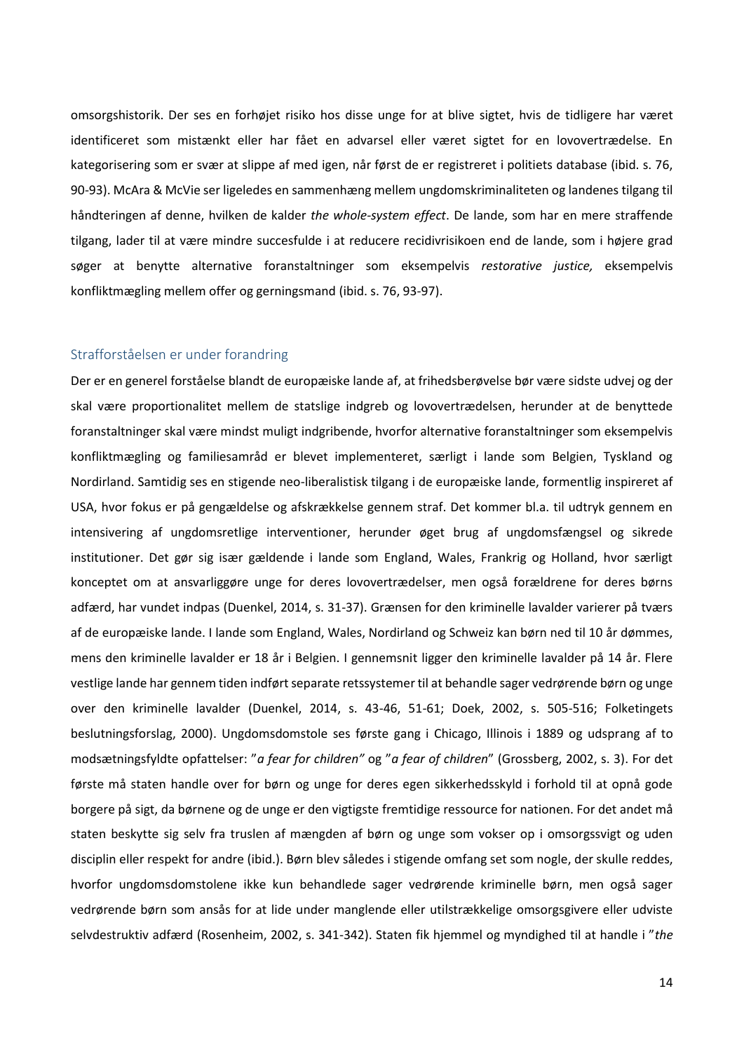omsorgshistorik. Der ses en forhøjet risiko hos disse unge for at blive sigtet, hvis de tidligere har været identificeret som mistænkt eller har fået en advarsel eller været sigtet for en lovovertrædelse. En kategorisering som er svær at slippe af med igen, når først de er registreret i politiets database (ibid. s. 76, 90-93). McAra & McVie ser ligeledes en sammenhæng mellem ungdomskriminaliteten og landenes tilgang til håndteringen af denne, hvilken de kalder *the whole-system effect*. De lande, som har en mere straffende tilgang, lader til at være mindre succesfulde i at reducere recidivrisikoen end de lande, som i højere grad søger at benytte alternative foranstaltninger som eksempelvis *restorative justice,* eksempelvis konfliktmægling mellem offer og gerningsmand (ibid. s. 76, 93-97).

## Strafforståelsen er under forandring

Der er en generel forståelse blandt de europæiske lande af, at frihedsberøvelse bør være sidste udvej og der skal være proportionalitet mellem de statslige indgreb og lovovertrædelsen, herunder at de benyttede foranstaltninger skal være mindst muligt indgribende, hvorfor alternative foranstaltninger som eksempelvis konfliktmægling og familiesamråd er blevet implementeret, særligt i lande som Belgien, Tyskland og Nordirland. Samtidig ses en stigende neo-liberalistisk tilgang i de europæiske lande, formentlig inspireret af USA, hvor fokus er på gengældelse og afskrækkelse gennem straf. Det kommer bl.a. til udtryk gennem en intensivering af ungdomsretlige interventioner, herunder øget brug af ungdomsfængsel og sikrede institutioner. Det gør sig især gældende i lande som England, Wales, Frankrig og Holland, hvor særligt konceptet om at ansvarliggøre unge for deres lovovertrædelser, men også forældrene for deres børns adfærd, har vundet indpas (Duenkel, 2014, s. 31-37). Grænsen for den kriminelle lavalder varierer på tværs af de europæiske lande. I lande som England, Wales, Nordirland og Schweiz kan børn ned til 10 år dømmes, mens den kriminelle lavalder er 18 år i Belgien. I gennemsnit ligger den kriminelle lavalder på 14 år. Flere vestlige lande har gennem tiden indført separate retssystemer til at behandle sager vedrørende børn og unge over den kriminelle lavalder (Duenkel, 2014, s. 43-46, 51-61; Doek, 2002, s. 505-516; Folketingets beslutningsforslag, 2000). Ungdomsdomstole ses første gang i Chicago, Illinois i 1889 og udsprang af to modsætningsfyldte opfattelser: "*a fear for children"* og "*a fear of children*" (Grossberg, 2002, s. 3). For det første må staten handle over for børn og unge for deres egen sikkerhedsskyld i forhold til at opnå gode borgere på sigt, da børnene og de unge er den vigtigste fremtidige ressource for nationen. For det andet må staten beskytte sig selv fra truslen af mængden af børn og unge som vokser op i omsorgssvigt og uden disciplin eller respekt for andre (ibid.). Børn blev således i stigende omfang set som nogle, der skulle reddes, hvorfor ungdomsdomstolene ikke kun behandlede sager vedrørende kriminelle børn, men også sager vedrørende børn som ansås for at lide under manglende eller utilstrækkelige omsorgsgivere eller udviste selvdestruktiv adfærd (Rosenheim, 2002, s. 341-342). Staten fik hjemmel og myndighed til at handle i "*the*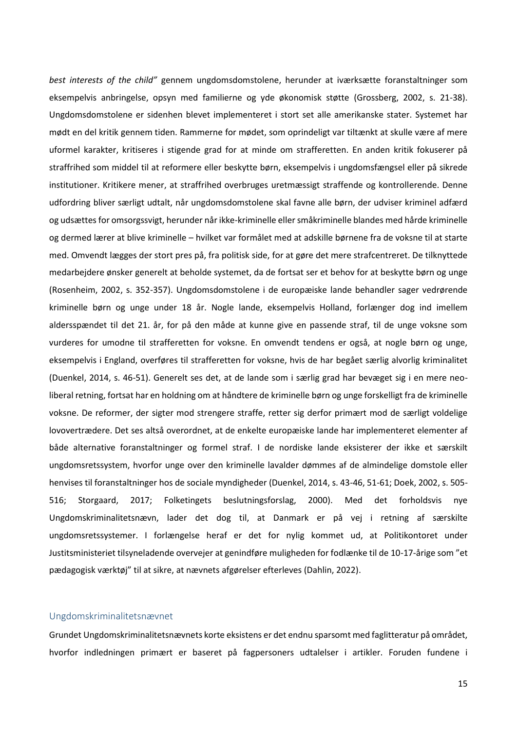*best interests of the child"* gennem ungdomsdomstolene, herunder at iværksætte foranstaltninger som eksempelvis anbringelse, opsyn med familierne og yde økonomisk støtte (Grossberg, 2002, s. 21-38). Ungdomsdomstolene er sidenhen blevet implementeret i stort set alle amerikanske stater. Systemet har mødt en del kritik gennem tiden. Rammerne for mødet, som oprindeligt var tiltænkt at skulle være af mere uformel karakter, kritiseres i stigende grad for at minde om strafferetten. En anden kritik fokuserer på straffrihed som middel til at reformere eller beskytte børn, eksempelvis i ungdomsfængsel eller på sikrede institutioner. Kritikere mener, at straffrihed overbruges uretmæssigt straffende og kontrollerende. Denne udfordring bliver særligt udtalt, når ungdomsdomstolene skal favne alle børn, der udviser kriminel adfærd og udsættes for omsorgssvigt, herunder når ikke-kriminelle eller småkriminelle blandes med hårde kriminelle og dermed lærer at blive kriminelle – hvilket var formålet med at adskille børnene fra de voksne til at starte med. Omvendt lægges der stort pres på, fra politisk side, for at gøre det mere strafcentreret. De tilknyttede medarbejdere ønsker generelt at beholde systemet, da de fortsat ser et behov for at beskytte børn og unge (Rosenheim, 2002, s. 352-357). Ungdomsdomstolene i de europæiske lande behandler sager vedrørende kriminelle børn og unge under 18 år. Nogle lande, eksempelvis Holland, forlænger dog ind imellem aldersspændet til det 21. år, for på den måde at kunne give en passende straf, til de unge voksne som vurderes for umodne til strafferetten for voksne. En omvendt tendens er også, at nogle børn og unge, eksempelvis i England, overføres til strafferetten for voksne, hvis de har begået særlig alvorlig kriminalitet (Duenkel, 2014, s. 46-51). Generelt ses det, at de lande som i særlig grad har bevæget sig i en mere neo-liberal retning, fortsat har en holdning om at håndtere de kriminelle børn og unge forskelligt fra de kriminelle voksne. De reformer, der sigter mod strengere straffe, retter sig derfor primært mod de særligt voldelige lovovertrædere. Det ses altså overordnet, at de enkelte europæiske lande har implementeret elementer af både alternative foranstaltninger og formel straf. I de nordiske lande eksisterer der ikke et særskilt ungdomsretssystem, hvorfor unge over den kriminelle lavalder dømmes af de almindelige domstole eller henvises til foranstaltninger hos de sociale myndigheder (Duenkel, 2014, s. 43-46, 51-61; Doek, 2002, s. 505-516; Storgaard, 2017; Folketingets beslutningsforslag, 2000). Med det forholdsvis nye Ungdomskriminalitetsnævn, lader det dog til, at Danmark er på vej i retning af særskilte ungdomsretssystemer. I forlængelse heraf er det for nylig kommet ud, at Politikontoret under Justitsministeriet tilsyneladende overvejer at genindføre muligheden for fodlænke til de 10-17-årige som "et pædagogisk værktøj" til at sikre, at nævnets afgørelser efterleves (Dahlin, 2022).

## Ungdomskriminalitetsnævnet

Grundet Ungdomskriminalitetsnævnets korte eksistens er det endnu sparsomt med faglitteratur på området, hvorfor indledningen primært er baseret på fagpersoners udtalelser i artikler. Foruden fundene i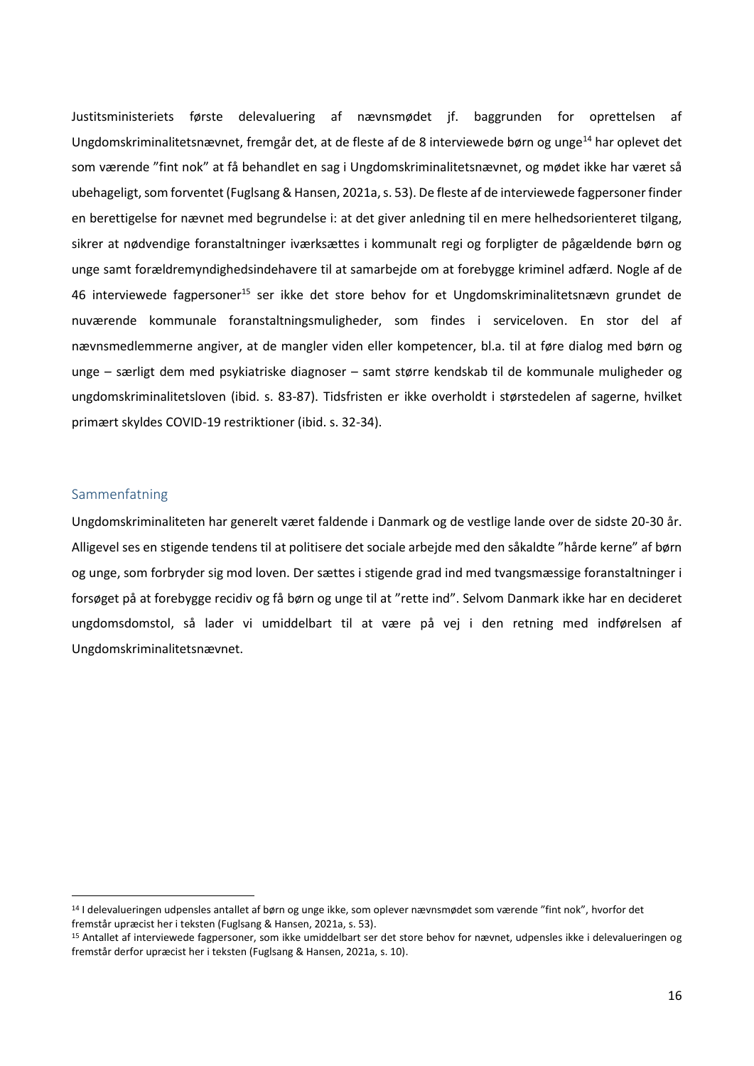Justitsministeriets første delevaluering af nævnsmødet jf. baggrunden for oprettelsen af Ungdomskriminalitetsnævnet, fremgår det, at de fleste af de 8 interviewede børn og unge[14] har oplevet det som værende ”fint nok” at få behandlet en sag i Ungdomskriminalitetsnævnet, og mødet ikke har været så ubehageligt, som forventet (Fuglsang & Hansen, 2021a, s. 53). De fleste af de interviewede fagpersoner finder en berettigelse for nævnet med begrundelse i: at det giver anledning til en mere helhedsorienteret tilgang, sikrer at nødvendige foranstaltninger iværksættes i kommunalt regi og forpligter de pågældende børn og unge samt forældremyndighedsindehavere til at samarbejde om at forebygge kriminel adfærd. Nogle af de 46 interviewede fagpersoner[15] ser ikke det store behov for et Ungdomskriminalitetsnævn grundet de nuværende kommunale foranstaltningsmuligheder, som findes i serviceloven. En stor del af nævnsmedlemmerne angiver, at de mangler viden eller kompetencer, bl.a. til at føre dialog med børn og unge – særligt dem med psykiatriske diagnoser – samt større kendskab til de kommunale muligheder og ungdomskriminalitetsloven (ibid. s. 83-87). Tidsfristen er ikke overholdt i størstedelen af sagerne, hvilket primært skyldes COVID-19 restriktioner (ibid. s. 32-34).

## Sammenfatning

Ungdomskriminaliteten har generelt været faldende i Danmark og de vestlige lande over de sidste 20-30 år. Alligevel ses en stigende tendens til at politisere det sociale arbejde med den såkaldte ”hårde kerne” af børn og unge, som forbryder sig mod loven. Der sættes i stigende grad ind med tvangsmæssige foranstaltninger i forsøget på at forebygge recidiv og få børn og unge til at ”rette ind”. Selvom Danmark ikke har en decideret ungdomsdomstol, så lader vi umiddelbart til at være på vej i den retning med indførelsen af Ungdomskriminalitetsnævnet.

---

[14] I delevalueringen udpensles antallet af børn og unge ikke, som oplever nævnsmødet som værende ”fint nok”, hvorfor det fremstår upræcist her i teksten (Fuglsang & Hansen, 2021a, s. 53).

[15] Antallet af interviewede fagpersoner, som ikke umiddelbart ser det store behov for nævnet, udpensles ikke i delevalueringen og fremstår derfor upræcist her i teksten (Fuglsang & Hansen, 2021a, s. 10).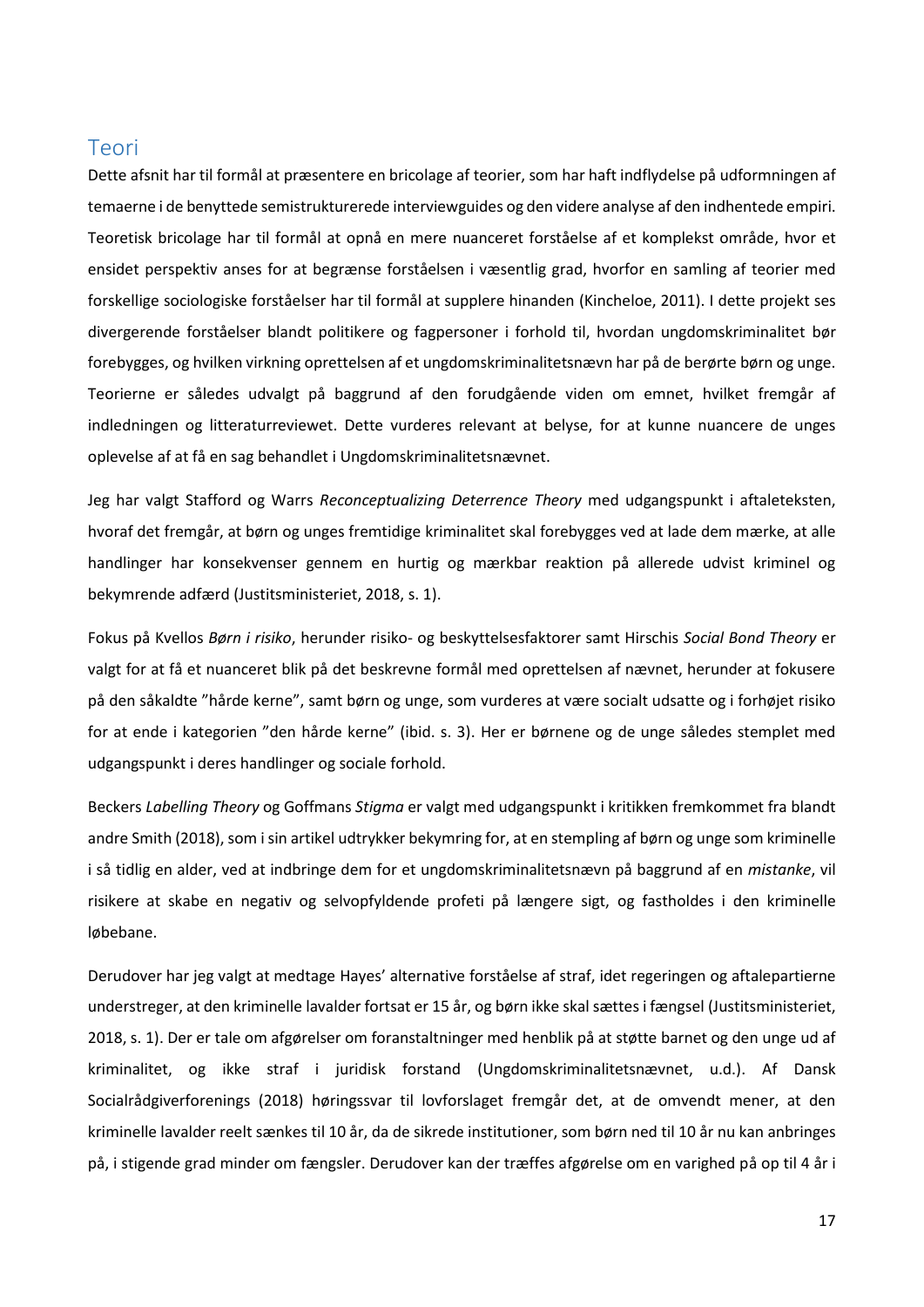## Teori

Dette afsnit har til formål at præsentere en bricolage af teorier, som har haft indflydelse på udformningen af temaerne i de benyttede semistrukturerede interviewguides og den videre analyse af den indhentede empiri. Teoretisk bricolage har til formål at opnå en mere nuanceret forståelse af et komplekst område, hvor et ensidet perspektiv anses for at begrænse forståelsen i væsentlig grad, hvorfor en samling af teorier med forskellige sociologiske forståelser har til formål at supplere hinanden (Kincheloe, 2011). I dette projekt ses divergerende forståelser blandt politikere og fagpersoner i forhold til, hvordan ungdomskriminalitet bør forebygges, og hvilken virkning oprettelsen af et ungdomskriminalitetsnævn har på de berørte børn og unge. Teorierne er således udvalgt på baggrund af den forudgående viden om emnet, hvilket fremgår af indledningen og litteraturreviewet. Dette vurderes relevant at belyse, for at kunne nuancere de unges oplevelse af at få en sag behandlet i Ungdomskriminalitetsnævnet.

Jeg har valgt Stafford og Warrs *Reconceptualizing Deterrence Theory* med udgangspunkt i aftaleteksten, hvoraf det fremgår, at børn og unges fremtidige kriminalitet skal forebygges ved at lade dem mærke, at alle handlinger har konsekvenser gennem en hurtig og mærkbar reaktion på allerede udvist kriminel og bekymrende adfærd (Justitsministeriet, 2018, s. 1).

Fokus på Kvellos *Børn i risiko*, herunder risiko- og beskyttelsesfaktorer samt Hirschis *Social Bond Theory* er valgt for at få et nuanceret blik på det beskrevne formål med oprettelsen af nævnet, herunder at fokusere på den såkaldte "hårde kerne", samt børn og unge, som vurderes at være socialt udsatte og i forhøjet risiko for at ende i kategorien "den hårde kerne" (ibid. s. 3). Her er børnene og de unge således stemplet med udgangspunkt i deres handlinger og sociale forhold.

Beckers *Labelling Theory* og Goffmans *Stigma* er valgt med udgangspunkt i kritikken fremkommet fra blandt andre Smith (2018), som i sin artikel udtrykker bekymring for, at en stempling af børn og unge som kriminelle i så tidlig en alder, ved at indbringe dem for et ungdomskriminalitetsnævn på baggrund af en *mistanke*, vil risikere at skabe en negativ og selvopfyldende profeti på længere sigt, og fastholdes i den kriminelle løbebane.

Derudover har jeg valgt at medtage Hayes' alternative forståelse af straf, idet regeringen og aftalepartierne understreger, at den kriminelle lavalder fortsat er 15 år, og børn ikke skal sættes i fængsel (Justitsministeriet, 2018, s. 1). Der er tale om afgørelser om foranstaltninger med henblik på at støtte barnet og den unge ud af kriminalitet, og ikke straf i juridisk forstand (Ungdomskriminalitetsnævnet, u.d.). Af Dansk Socialrådgiverforenings (2018) høringssvar til lovforslaget fremgår det, at de omvendt mener, at den kriminelle lavalder reelt sænkes til 10 år, da de sikrede institutioner, som børn ned til 10 år nu kan anbringes på, i stigende grad minder om fængsler. Derudover kan der træffes afgørelse om en varighed på op til 4 år i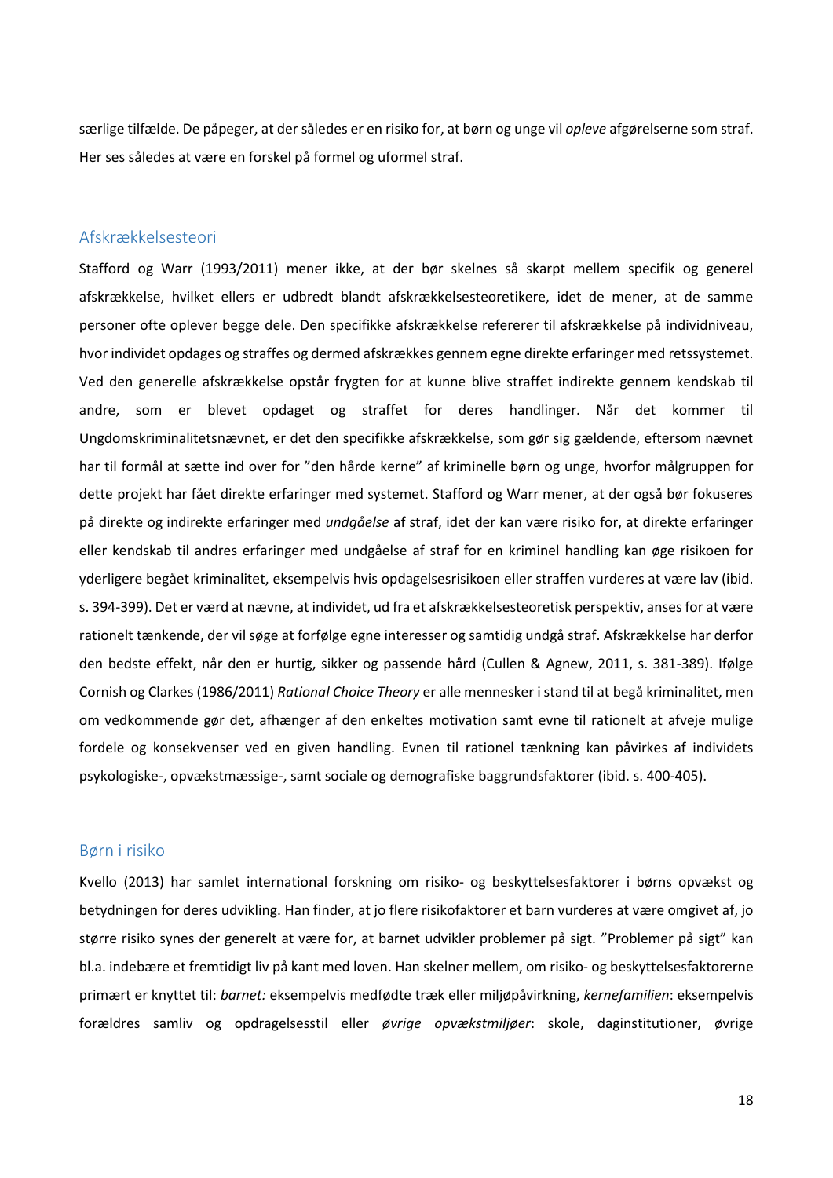særlige tilfælde. De påpeger, at der således er en risiko for, at børn og unge vil *opleve* afgørelserne som straf. Her ses således at være en forskel på formel og uformel straf.

## Afskrækkelsesteori

Stafford og Warr (1993/2011) mener ikke, at der bør skelnes så skarpt mellem specifik og generel afskrækkelse, hvilket ellers er udbredt blandt afskrækkelsesteoretikere, idet de mener, at de samme personer ofte oplever begge dele. Den specifikke afskrækkelse refererer til afskrækkelse på individniveau, hvor individet opdages og straffes og dermed afskrækkes gennem egne direkte erfaringer med retssystemet. Ved den generelle afskrækkelse opstår frygten for at kunne blive straffet indirekte gennem kendskab til andre, som er blevet opdaget og straffet for deres handlinger. Når det kommer til Ungdomskriminalitetsnævnet, er det den specifikke afskrækkelse, som gør sig gældende, eftersom nævnet har til formål at sætte ind over for "den hårde kerne" af kriminelle børn og unge, hvorfor målgruppen for dette projekt har fået direkte erfaringer med systemet. Stafford og Warr mener, at der også bør fokuseres på direkte og indirekte erfaringer med *undgåelse* af straf, idet der kan være risiko for, at direkte erfaringer eller kendskab til andres erfaringer med undgåelse af straf for en kriminel handling kan øge risikoen for yderligere begået kriminalitet, eksempelvis hvis opdagelsesrisikoen eller straffen vurderes at være lav (ibid. s. 394-399). Det er værd at nævne, at individet, ud fra et afskrækkelsesteoretisk perspektiv, anses for at være rationelt tænkende, der vil søge at forfølge egne interesser og samtidig undgå straf. Afskrækkelse har derfor den bedste effekt, når den er hurtig, sikker og passende hård (Cullen & Agnew, 2011, s. 381-389). Ifølge Cornish og Clarkes (1986/2011) *Rational Choice Theory* er alle mennesker i stand til at begå kriminalitet, men om vedkommende gør det, afhænger af den enkeltes motivation samt evne til rationelt at afveje mulige fordele og konsekvenser ved en given handling. Evnen til rationel tænkning kan påvirkes af individets psykologiske-, opvækstmæssige-, samt sociale og demografiske baggrundsfaktorer (ibid. s. 400-405).

## Børn i risiko

Kvello (2013) har samlet international forskning om risiko- og beskyttelsesfaktorer i børns opvækst og betydningen for deres udvikling. Han finder, at jo flere risikofaktorer et barn vurderes at være omgivet af, jo større risiko synes der generelt at være for, at barnet udvikler problemer på sigt. "Problemer på sigt" kan bl.a. indebære et fremtidigt liv på kant med loven. Han skelner mellem, om risiko- og beskyttelsesfaktorerne primært er knyttet til: *barnet:* eksempelvis medfødte træk eller miljøpåvirkning, *kernefamilien*: eksempelvis forældres samliv og opdragelsesstil eller *øvrige opvækstmiljøer*: skole, daginstitutioner, øvrige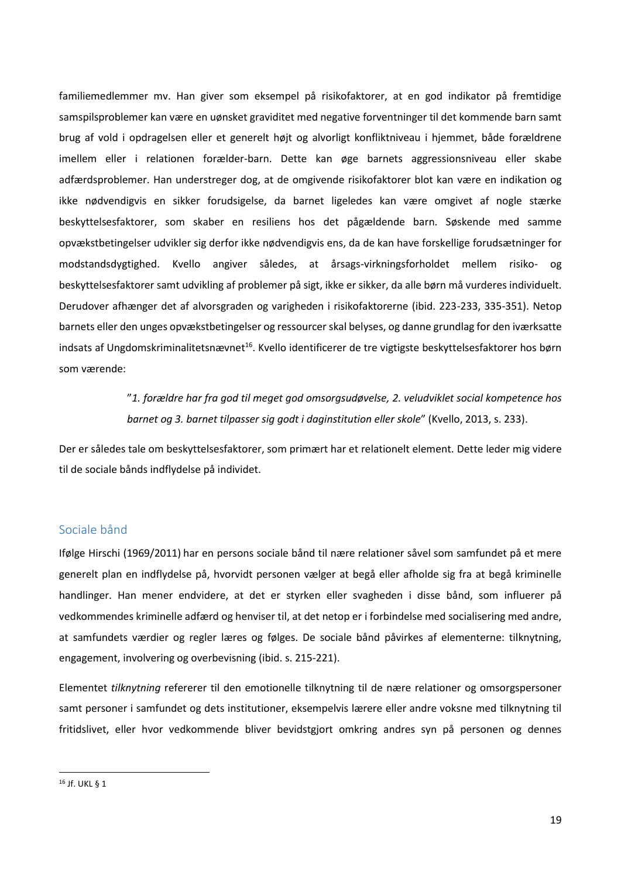familiemedlemmer mv. Han giver som eksempel på risikofaktorer, at en god indikator på fremtidige samspilsproblemer kan være en uønsket graviditet med negative forventninger til det kommende barn samt brug af vold i opdragelsen eller et generelt højt og alvorligt konfliktniveau i hjemmet, både forældrene imellem eller i relationen forælder-barn. Dette kan øge barnets aggressionsniveau eller skabe adfærdsproblemer. Han understreger dog, at de omgivende risikofaktorer blot kan være en indikation og ikke nødvendigvis en sikker forudsigelse, da barnet ligeledes kan være omgivet af nogle stærke beskyttelsesfaktorer, som skaber en resiliens hos det pågældende barn. Søskende med samme opvækstbetingelser udvikler sig derfor ikke nødvendigvis ens, da de kan have forskellige forudsætninger for modstandsdygtighed. Kvello angiver således, at årsags-virkningsforholdet mellem risiko- og beskyttelsesfaktorer samt udvikling af problemer på sigt, ikke er sikker, da alle børn må vurderes individuelt. Derudover afhænger det af alvorsgraden og varigheden i risikofaktorerne (ibid. 223-233, 335-351). Netop barnets eller den unges opvækstbetingelser og ressourcer skal belyses, og danne grundlag for den iværksatte indsats af Ungdomskriminalitetsnævnet[16]. Kvello identificerer de tre vigtigste beskyttelsesfaktorer hos børn som værende:

> "*1. forældre har fra god til meget god omsorgsudøvelse, 2. veludviklet social kompetence hos barnet og 3. barnet tilpasser sig godt i daginstitution eller skole*" (Kvello, 2013, s. 233).

Der er således tale om beskyttelsesfaktorer, som primært har et relationelt element. Dette leder mig videre til de sociale bånds indflydelse på individet.

## Sociale bånd

Ifølge Hirschi (1969/2011) har en persons sociale bånd til nære relationer såvel som samfundet på et mere generelt plan en indflydelse på, hvorvidt personen vælger at begå eller afholde sig fra at begå kriminelle handlinger. Han mener endvidere, at det er styrken eller svagheden i disse bånd, som influerer på vedkommendes kriminelle adfærd og henviser til, at det netop er i forbindelse med socialisering med andre, at samfundets værdier og regler læres og følges. De sociale bånd påvirkes af elementerne: tilknytning, engagement, involvering og overbevisning (ibid. s. 215-221).

Elementet *tilknytning* refererer til den emotionelle tilknytning til de nære relationer og omsorgspersoner samt personer i samfundet og dets institutioner, eksempelvis lærere eller andre voksne med tilknytning til fritidslivet, eller hvor vedkommende bliver bevidstgjort omkring andres syn på personen og dennes

---

[16] Jf. UKL § 1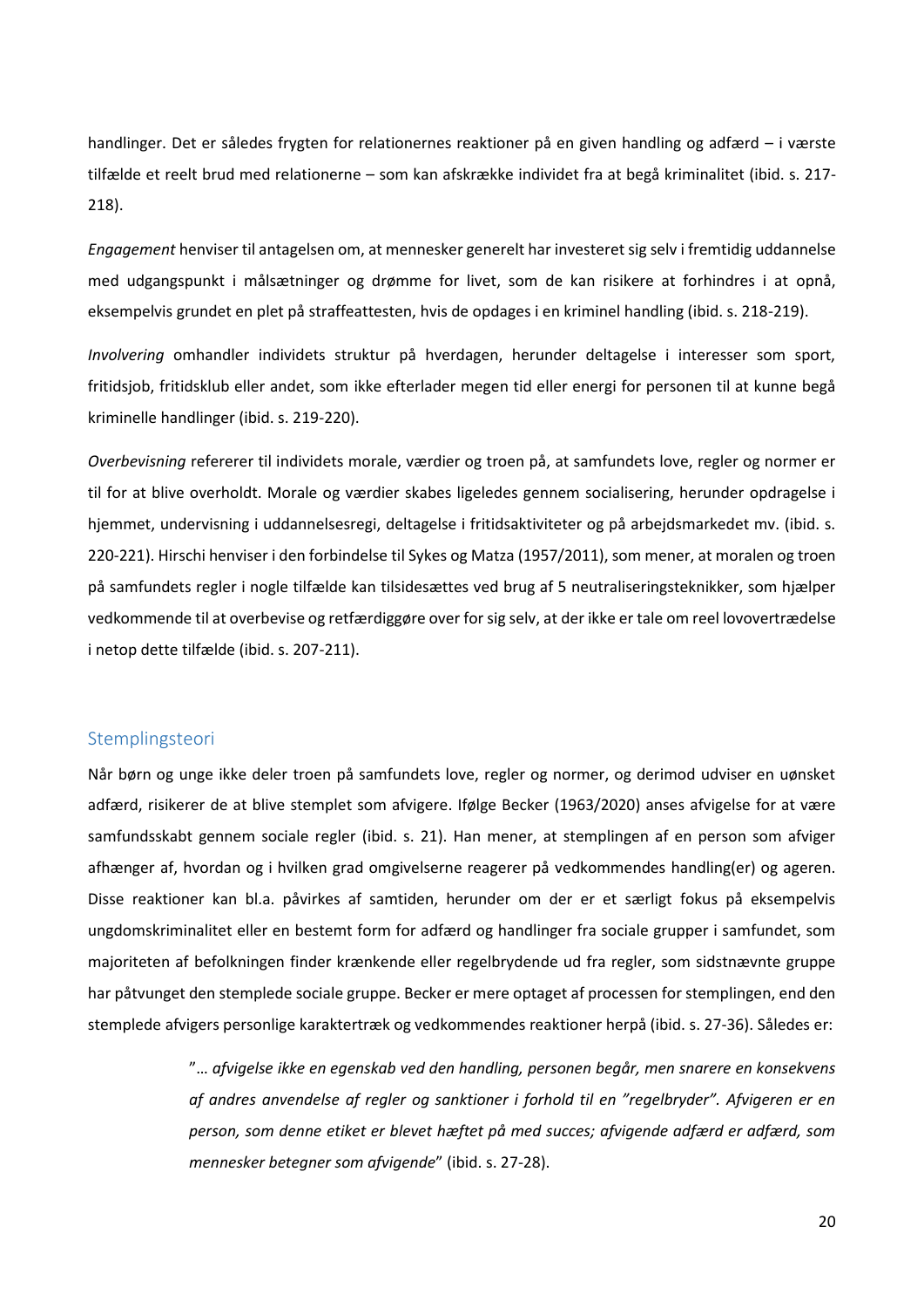handlinger. Det er således frygten for relationernes reaktioner på en given handling og adfærd – i værste tilfælde et reelt brud med relationerne – som kan afskrække individet fra at begå kriminalitet (ibid. s. 217-218).

*Engagement* henviser til antagelsen om, at mennesker generelt har investeret sig selv i fremtidig uddannelse med udgangspunkt i målsætninger og drømme for livet, som de kan risikere at forhindres i at opnå, eksempelvis grundet en plet på straffeattesten, hvis de opdages i en kriminel handling (ibid. s. 218-219).

*Involvering* omhandler individets struktur på hverdagen, herunder deltagelse i interesser som sport, fritidsjob, fritidsklub eller andet, som ikke efterlader megen tid eller energi for personen til at kunne begå kriminelle handlinger (ibid. s. 219-220).

*Overbevisning* refererer til individets morale, værdier og troen på, at samfundets love, regler og normer er til for at blive overholdt. Morale og værdier skabes ligeledes gennem socialisering, herunder opdragelse i hjemmet, undervisning i uddannelsesregi, deltagelse i fritidsaktiviteter og på arbejdsmarkedet mv. (ibid. s. 220-221). Hirschi henviser i den forbindelse til Sykes og Matza (1957/2011), som mener, at moralen og troen på samfundets regler i nogle tilfælde kan tilsidesættes ved brug af 5 neutraliseringsteknikker, som hjælper vedkommende til at overbevise og retfærdiggøre over for sig selv, at der ikke er tale om reel lovovertrædelse i netop dette tilfælde (ibid. s. 207-211).

## Stemplingsteori

Når børn og unge ikke deler troen på samfundets love, regler og normer, og derimod udviser en uønsket adfærd, risikerer de at blive stemplet som afvigere. Ifølge Becker (1963/2020) anses afvigelse for at være samfundsskabt gennem sociale regler (ibid. s. 21). Han mener, at stemplingen af en person som afviger afhænger af, hvordan og i hvilken grad omgivelserne reagerer på vedkommendes handling(er) og ageren. Disse reaktioner kan bl.a. påvirkes af samtiden, herunder om der er et særligt fokus på eksempelvis ungdomskriminalitet eller en bestemt form for adfærd og handlinger fra sociale grupper i samfundet, som majoriteten af befolkningen finder krænkende eller regelbrydende ud fra regler, som sidstnævnte gruppe har påtvunget den stemplede sociale gruppe. Becker er mere optaget af processen for stemplingen, end den stemplede afvigers personlige karaktertræk og vedkommendes reaktioner herpå (ibid. s. 27-36). Således er:

> "*… afvigelse ikke en egenskab ved den handling, personen begår, men snarere en konsekvens af andres anvendelse af regler og sanktioner i forhold til en "regelbryder". Afvigeren er en person, som denne etiket er blevet hæftet på med succes; afvigende adfærd er adfærd, som mennesker betegner som afvigende*" (ibid. s. 27-28).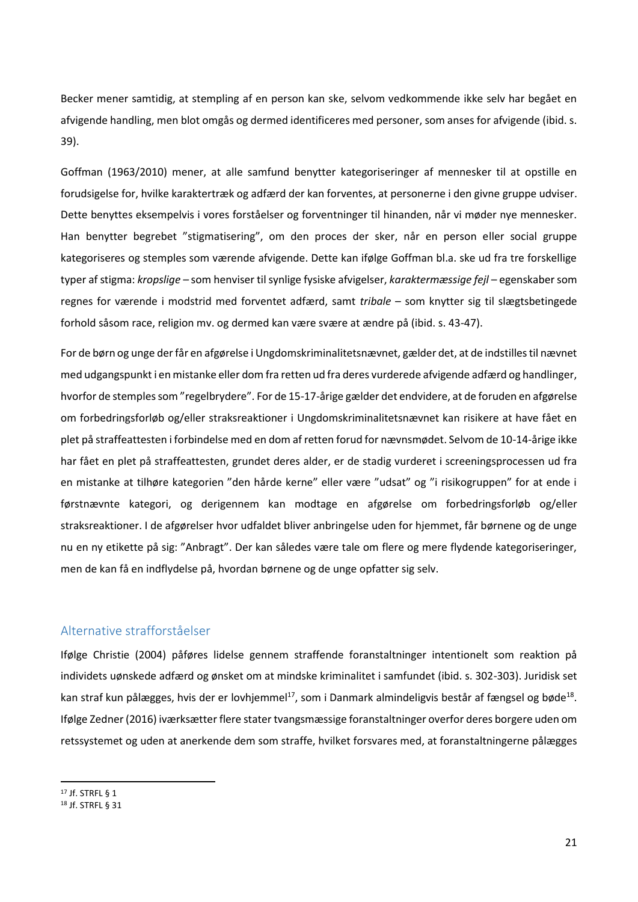Becker mener samtidig, at stempling af en person kan ske, selvom vedkommende ikke selv har begået en afvigende handling, men blot omgås og dermed identificeres med personer, som anses for afvigende (ibid. s. 39).

Goffman (1963/2010) mener, at alle samfund benytter kategoriseringer af mennesker til at opstille en forudsigelse for, hvilke karaktertræk og adfærd der kan forventes, at personerne i den givne gruppe udviser. Dette benyttes eksempelvis i vores forståelser og forventninger til hinanden, når vi møder nye mennesker. Han benytter begrebet ”stigmatisering”, om den proces der sker, når en person eller social gruppe kategoriseres og stemples som værende afvigende. Dette kan ifølge Goffman bl.a. ske ud fra tre forskellige typer af stigma: *kropslige* – som henviser til synlige fysiske afvigelser, *karaktermæssige fejl* – egenskaber som regnes for værende i modstrid med forventet adfærd, samt *tribale* – som knytter sig til slægtsbetingede forhold såsom race, religion mv. og dermed kan være svære at ændre på (ibid. s. 43-47).

For de børn og unge der får en afgørelse i Ungdomskriminalitetsnævnet, gælder det, at de indstilles til nævnet med udgangspunkt i en mistanke eller dom fra retten ud fra deres vurderede afvigende adfærd og handlinger, hvorfor de stemples som ”regelbrydere”. For de 15-17-årige gælder det endvidere, at de foruden en afgørelse om forbedringsforløb og/eller straksreaktioner i Ungdomskriminalitetsnævnet kan risikere at have fået en plet på straffeattesten i forbindelse med en dom af retten forud for nævnsmødet. Selvom de 10-14-årige ikke har fået en plet på straffeattesten, grundet deres alder, er de stadig vurderet i screeningsprocessen ud fra en mistanke at tilhøre kategorien ”den hårde kerne” eller være ”udsat” og ”i risikogruppen” for at ende i førstnævnte kategori, og derigennem kan modtage en afgørelse om forbedringsforløb og/eller straksreaktioner. I de afgørelser hvor udfaldet bliver anbringelse uden for hjemmet, får børnene og de unge nu en ny etikette på sig: ”Anbragt”. Der kan således være tale om flere og mere flydende kategoriseringer, men de kan få en indflydelse på, hvordan børnene og de unge opfatter sig selv.

## Alternative strafforståelser

Ifølge Christie (2004) påføres lidelse gennem straffende foranstaltninger intentionelt som reaktion på individets uønskede adfærd og ønsket om at mindske kriminalitet i samfundet (ibid. s. 302-303). Juridisk set kan straf kun pålægges, hvis der er lovhjemmel[17], som i Danmark almindeligvis består af fængsel og bøde[18]. Ifølge Zedner (2016) iværksætter flere stater tvangsmæssige foranstaltninger overfor deres borgere uden om retssystemet og uden at anerkende dem som straffe, hvilket forsvares med, at foranstaltningerne pålægges

[17] Jf. STRFL § 1
[18] Jf. STRFL § 31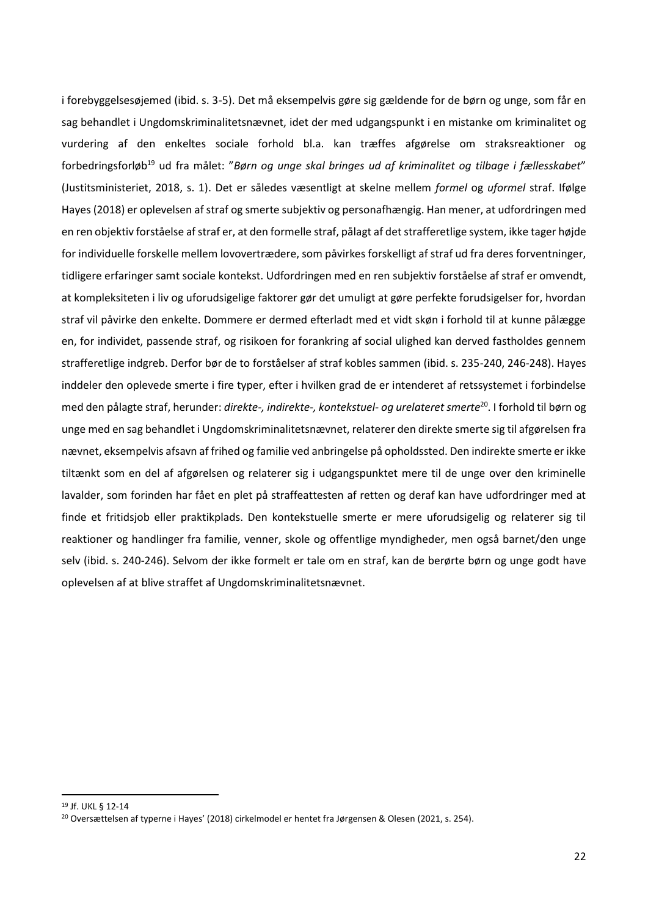i forebyggelsesøjemed (ibid. s. 3-5). Det må eksempelvis gøre sig gældende for de børn og unge, som får en sag behandlet i Ungdomskriminalitetsnævnet, idet der med udgangspunkt i en mistanke om kriminalitet og vurdering af den enkeltes sociale forhold bl.a. kan træffes afgørelse om straksreaktioner og forbedringsforløb[19] ud fra målet: "*Børn og unge skal bringes ud af kriminalitet og tilbage i fællesskabet*" (Justitsministeriet, 2018, s. 1). Det er således væsentligt at skelne mellem *formel* og *uformel* straf. Ifølge Hayes (2018) er oplevelsen af straf og smerte subjektiv og personafhængig. Han mener, at udfordringen med en ren objektiv forståelse af straf er, at den formelle straf, pålagt af det strafferetlige system, ikke tager højde for individuelle forskelle mellem lovovertrædere, som påvirkes forskelligt af straf ud fra deres forventninger, tidligere erfaringer samt sociale kontekst. Udfordringen med en ren subjektiv forståelse af straf er omvendt, at kompleksiteten i liv og uforudsigelige faktorer gør det umuligt at gøre perfekte forudsigelser for, hvordan straf vil påvirke den enkelte. Dommere er dermed efterladt med et vidt skøn i forhold til at kunne pålægge en, for individet, passende straf, og risikoen for forankring af social ulighed kan derved fastholdes gennem strafferetlige indgreb. Derfor bør de to forståelser af straf kobles sammen (ibid. s. 235-240, 246-248). Hayes inddeler den oplevede smerte i fire typer, efter i hvilken grad de er intenderet af retssystemet i forbindelse med den pålagte straf, herunder: *direkte-, indirekte-, kontekstuel- og urelateret smerte*[20]. I forhold til børn og unge med en sag behandlet i Ungdomskriminalitetsnævnet, relaterer den direkte smerte sig til afgørelsen fra nævnet, eksempelvis afsavn af frihed og familie ved anbringelse på opholdssted. Den indirekte smerte er ikke tiltænkt som en del af afgørelsen og relaterer sig i udgangspunktet mere til de unge over den kriminelle lavalder, som forinden har fået en plet på straffeattesten af retten og deraf kan have udfordringer med at finde et fritidsjob eller praktikplads. Den kontekstuelle smerte er mere uforudsigelig og relaterer sig til reaktioner og handlinger fra familie, venner, skole og offentlige myndigheder, men også barnet/den unge selv (ibid. s. 240-246). Selvom der ikke formelt er tale om en straf, kan de berørte børn og unge godt have oplevelsen af at blive straffet af Ungdomskriminalitetsnævnet.

---

[19] Jf. UKL § 12-14

[20] Oversættelsen af typerne i Hayes' (2018) cirkelmodel er hentet fra Jørgensen & Olesen (2021, s. 254).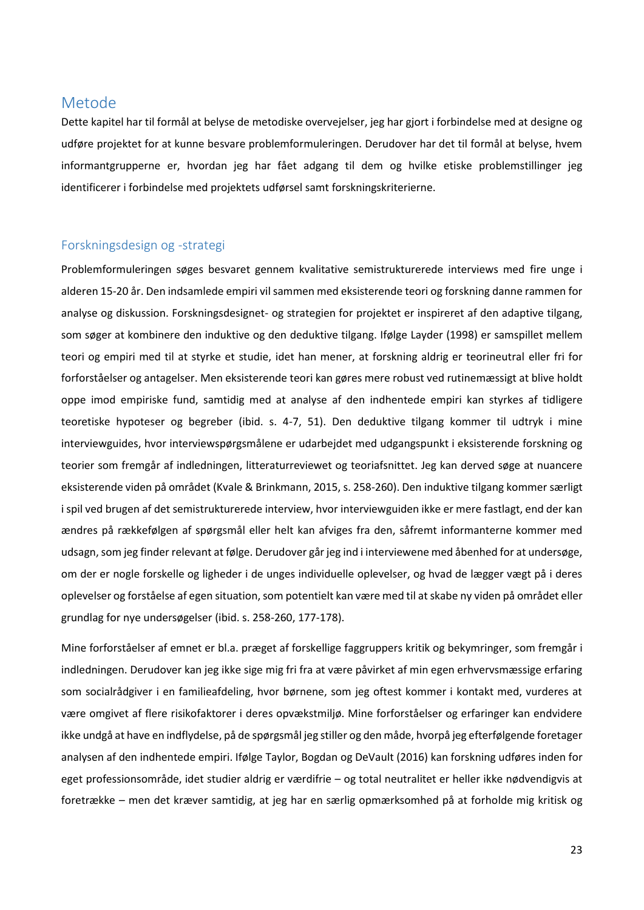# Metode

Dette kapitel har til formål at belyse de metodiske overvejelser, jeg har gjort i forbindelse med at designe og udføre projektet for at kunne besvare problemformuleringen. Derudover har det til formål at belyse, hvem informantgrupperne er, hvordan jeg har fået adgang til dem og hvilke etiske problemstillinger jeg identificerer i forbindelse med projektets udførsel samt forskningskriterierne.

## Forskningsdesign og -strategi

Problemformuleringen søges besvaret gennem kvalitative semistrukturerede interviews med fire unge i alderen 15-20 år. Den indsamlede empiri vil sammen med eksisterende teori og forskning danne rammen for analyse og diskussion. Forskningsdesignet- og strategien for projektet er inspireret af den adaptive tilgang, som søger at kombinere den induktive og den deduktive tilgang. Ifølge Layder (1998) er samspillet mellem teori og empiri med til at styrke et studie, idet han mener, at forskning aldrig er teorineutral eller fri for forforståelser og antagelser. Men eksisterende teori kan gøres mere robust ved rutinemæssigt at blive holdt oppe imod empiriske fund, samtidig med at analyse af den indhentede empiri kan styrkes af tidligere teoretiske hypoteser og begreber (ibid. s. 4-7, 51). Den deduktive tilgang kommer til udtryk i mine interviewguides, hvor interviewspørgsmålene er udarbejdet med udgangspunkt i eksisterende forskning og teorier som fremgår af indledningen, litteraturreviewet og teoriafsnittet. Jeg kan derved søge at nuancere eksisterende viden på området (Kvale & Brinkmann, 2015, s. 258-260). Den induktive tilgang kommer særligt i spil ved brugen af det semistrukturerede interview, hvor interviewguiden ikke er mere fastlagt, end der kan ændres på rækkefølgen af spørgsmål eller helt kan afviges fra den, såfremt informanterne kommer med udsagn, som jeg finder relevant at følge. Derudover går jeg ind i interviewene med åbenhed for at undersøge, om der er nogle forskelle og ligheder i de unges individuelle oplevelser, og hvad de lægger vægt på i deres oplevelser og forståelse af egen situation, som potentielt kan være med til at skabe ny viden på området eller grundlag for nye undersøgelser (ibid. s. 258-260, 177-178).

Mine forforståelser af emnet er bl.a. præget af forskellige faggruppers kritik og bekymringer, som fremgår i indledningen. Derudover kan jeg ikke sige mig fri fra at være påvirket af min egen erhvervsmæssige erfaring som socialrådgiver i en familieafdeling, hvor børnene, som jeg oftest kommer i kontakt med, vurderes at være omgivet af flere risikofaktorer i deres opvækstmiljø. Mine forforståelser og erfaringer kan endvidere ikke undgå at have en indflydelse, på de spørgsmål jeg stiller og den måde, hvorpå jeg efterfølgende foretager analysen af den indhentede empiri. Ifølge Taylor, Bogdan og DeVault (2016) kan forskning udføres inden for eget professionsområde, idet studier aldrig er værdifrie – og total neutralitet er heller ikke nødvendigvis at foretrække – men det kræver samtidig, at jeg har en særlig opmærksomhed på at forholde mig kritisk og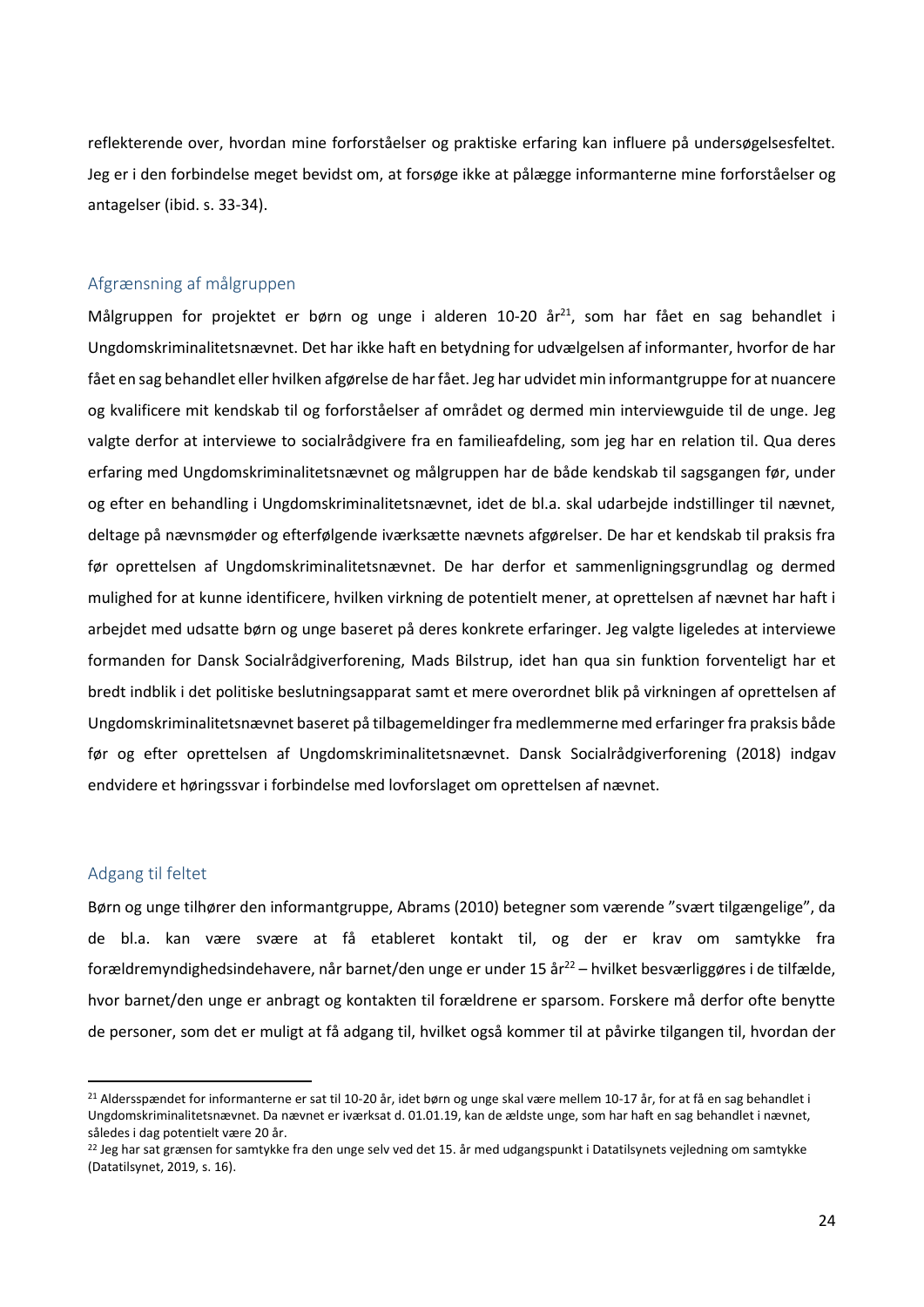reflekterende over, hvordan mine forforståelser og praktiske erfaring kan influere på undersøgelsesfeltet. Jeg er i den forbindelse meget bevidst om, at forsøge ikke at pålægge informanterne mine forforståelser og antagelser (ibid. s. 33-34).

## Afgrænsning af målgruppen

Målgruppen for projektet er børn og unge i alderen 10-20 år[21], som har fået en sag behandlet i Ungdomskriminalitetsnævnet. Det har ikke haft en betydning for udvælgelsen af informanter, hvorfor de har fået en sag behandlet eller hvilken afgørelse de har fået. Jeg har udvidet min informantgruppe for at nuancere og kvalificere mit kendskab til og forforståelser af området og dermed min interviewguide til de unge. Jeg valgte derfor at interviewe to socialrådgivere fra en familieafdeling, som jeg har en relation til. Qua deres erfaring med Ungdomskriminalitetsnævnet og målgruppen har de både kendskab til sagsgangen før, under og efter en behandling i Ungdomskriminalitetsnævnet, idet de bl.a. skal udarbejde indstillinger til nævnet, deltage på nævnsmøder og efterfølgende iværksætte nævnets afgørelser. De har et kendskab til praksis fra før oprettelsen af Ungdomskriminalitetsnævnet. De har derfor et sammenligningsgrundlag og dermed mulighed for at kunne identificere, hvilken virkning de potentielt mener, at oprettelsen af nævnet har haft i arbejdet med udsatte børn og unge baseret på deres konkrete erfaringer. Jeg valgte ligeledes at interviewe formanden for Dansk Socialrådgiverforening, Mads Bilstrup, idet han qua sin funktion forventeligt har et bredt indblik i det politiske beslutningsapparat samt et mere overordnet blik på virkningen af oprettelsen af Ungdomskriminalitetsnævnet baseret på tilbagemeldinger fra medlemmerne med erfaringer fra praksis både før og efter oprettelsen af Ungdomskriminalitetsnævnet. Dansk Socialrådgiverforening (2018) indgav endvidere et høringssvar i forbindelse med lovforslaget om oprettelsen af nævnet.

## Adgang til feltet

Børn og unge tilhører den informantgruppe, Abrams (2010) betegner som værende "svært tilgængelige", da de bl.a. kan være svære at få etableret kontakt til, og der er krav om samtykke fra forældremyndighedsindehavere, når barnet/den unge er under 15 år[22] – hvilket besværliggøres i de tilfælde, hvor barnet/den unge er anbragt og kontakten til forældrene er sparsom. Forskere må derfor ofte benytte de personer, som det er muligt at få adgang til, hvilket også kommer til at påvirke tilgangen til, hvordan der

---

[21] Aldersspændet for informanterne er sat til 10-20 år, idet børn og unge skal være mellem 10-17 år, for at få en sag behandlet i Ungdomskriminalitetsnævnet. Da nævnet er iværksat d. 01.01.19, kan de ældste unge, som har haft en sag behandlet i nævnet, således i dag potentielt være 20 år.

[22] Jeg har sat grænsen for samtykke fra den unge selv ved det 15. år med udgangspunkt i Datatilsynets vejledning om samtykke (Datatilsynet, 2019, s. 16).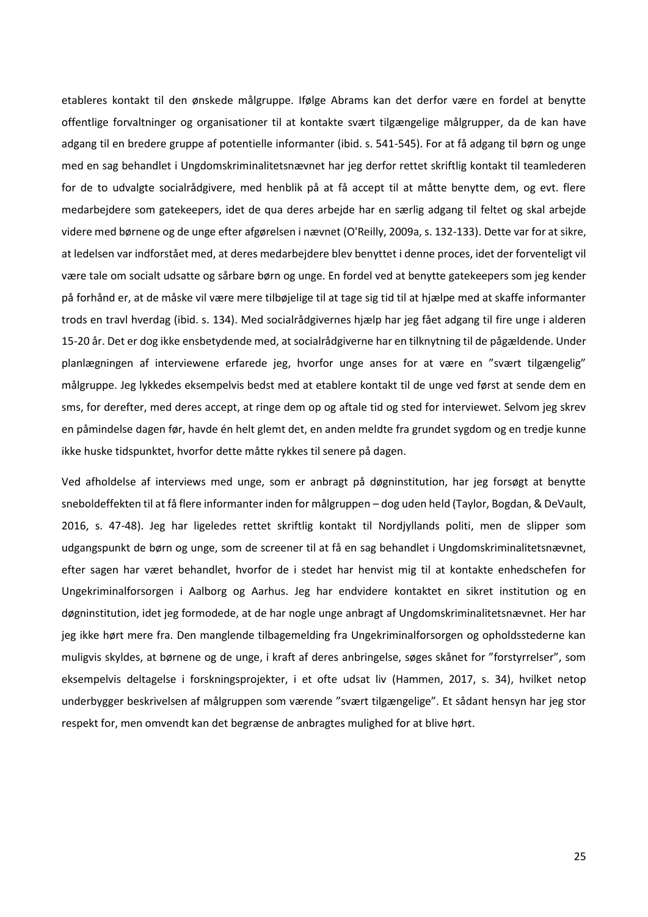etableres kontakt til den ønskede målgruppe. Ifølge Abrams kan det derfor være en fordel at benytte offentlige forvaltninger og organisationer til at kontakte svært tilgængelige målgrupper, da de kan have adgang til en bredere gruppe af potentielle informanter (ibid. s. 541-545). For at få adgang til børn og unge med en sag behandlet i Ungdomskriminalitetsnævnet har jeg derfor rettet skriftlig kontakt til teamlederen for de to udvalgte socialrådgivere, med henblik på at få accept til at måtte benytte dem, og evt. flere medarbejdere som gatekeepers, idet de qua deres arbejde har en særlig adgang til feltet og skal arbejde videre med børnene og de unge efter afgørelsen i nævnet (O'Reilly, 2009a, s. 132-133). Dette var for at sikre, at ledelsen var indforstået med, at deres medarbejdere blev benyttet i denne proces, idet der forventeligt vil være tale om socialt udsatte og sårbare børn og unge. En fordel ved at benytte gatekeepers som jeg kender på forhånd er, at de måske vil være mere tilbøjelige til at tage sig tid til at hjælpe med at skaffe informanter trods en travl hverdag (ibid. s. 134). Med socialrådgivernes hjælp har jeg fået adgang til fire unge i alderen 15-20 år. Det er dog ikke ensbetydende med, at socialrådgiverne har en tilknytning til de pågældende. Under planlægningen af interviewene erfarede jeg, hvorfor unge anses for at være en "svært tilgængelig" målgruppe. Jeg lykkedes eksempelvis bedst med at etablere kontakt til de unge ved først at sende dem en sms, for derefter, med deres accept, at ringe dem op og aftale tid og sted for interviewet. Selvom jeg skrev en påmindelse dagen før, havde én helt glemt det, en anden meldte fra grundet sygdom og en tredje kunne ikke huske tidspunktet, hvorfor dette måtte rykkes til senere på dagen.

Ved afholdelse af interviews med unge, som er anbragt på døgninstitution, har jeg forsøgt at benytte sneboldeffekten til at få flere informanter inden for målgruppen – dog uden held (Taylor, Bogdan, & DeVault, 2016, s. 47-48). Jeg har ligeledes rettet skriftlig kontakt til Nordjyllands politi, men de slipper som udgangspunkt de børn og unge, som de screener til at få en sag behandlet i Ungdomskriminalitetsnævnet, efter sagen har været behandlet, hvorfor de i stedet har henvist mig til at kontakte enhedschefen for Ungekriminalforsorgen i Aalborg og Aarhus. Jeg har endvidere kontaktet en sikret institution og en døgninstitution, idet jeg formodede, at de har nogle unge anbragt af Ungdomskriminalitetsnævnet. Her har jeg ikke hørt mere fra. Den manglende tilbagemelding fra Ungekriminalforsorgen og opholdsstederne kan muligvis skyldes, at børnene og de unge, i kraft af deres anbringelse, søges skånet for "forstyrrelser", som eksempelvis deltagelse i forskningsprojekter, i et ofte udsat liv (Hammen, 2017, s. 34), hvilket netop underbygger beskrivelsen af målgruppen som værende "svært tilgængelige". Et sådant hensyn har jeg stor respekt for, men omvendt kan det begrænse de anbragtes mulighed for at blive hørt.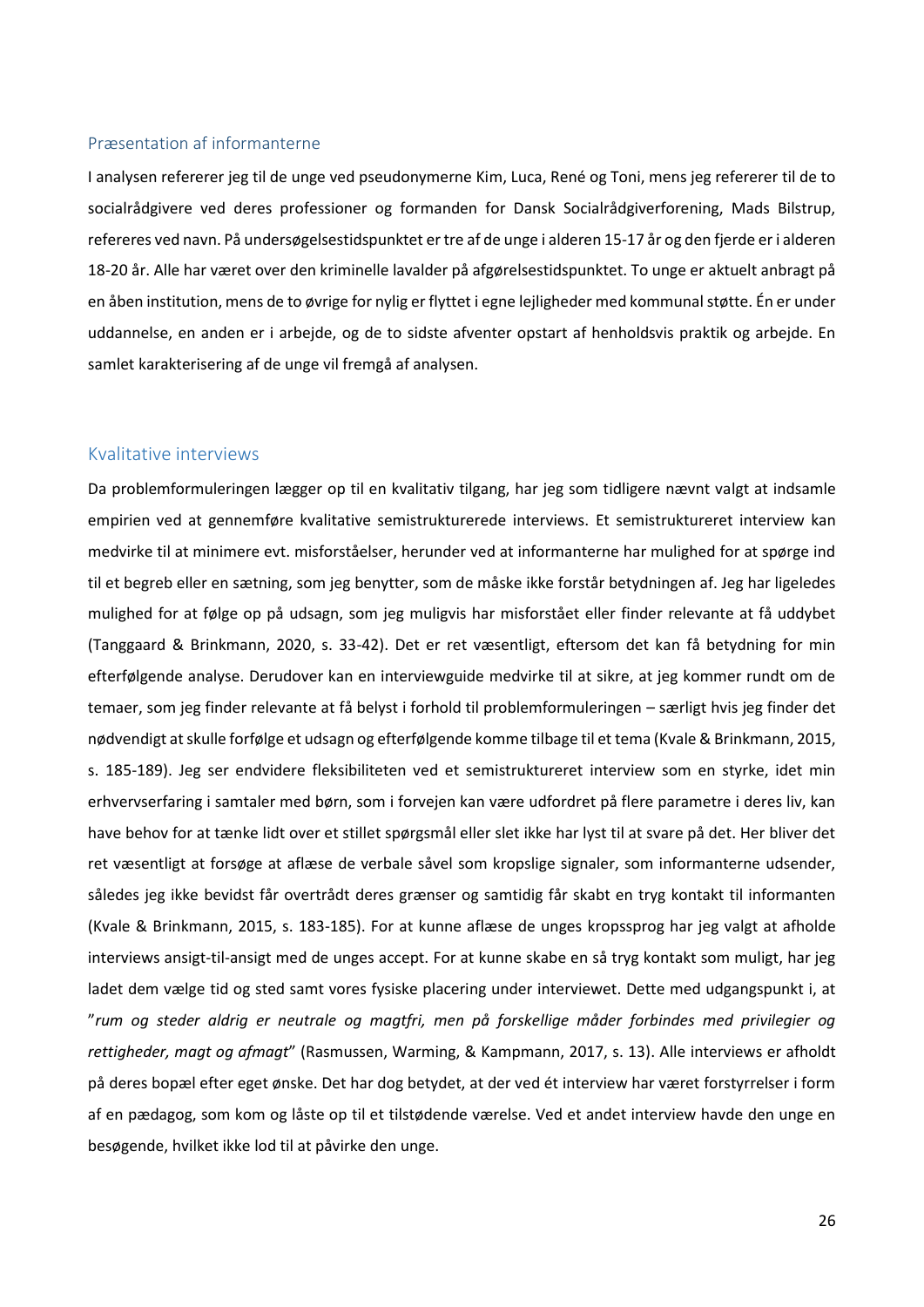## Præsentation af informanterne

I analysen refererer jeg til de unge ved pseudonymerne Kim, Luca, René og Toni, mens jeg refererer til de to socialrådgivere ved deres professioner og formanden for Dansk Socialrådgiverforening, Mads Bilstrup, refereres ved navn. På undersøgelsestidspunktet er tre af de unge i alderen 15-17 år og den fjerde er i alderen 18-20 år. Alle har været over den kriminelle lavalder på afgørelsestidspunktet. To unge er aktuelt anbragt på en åben institution, mens de to øvrige for nylig er flyttet i egne lejligheder med kommunal støtte. Én er under uddannelse, en anden er i arbejde, og de to sidste afventer opstart af henholdsvis praktik og arbejde. En samlet karakterisering af de unge vil fremgå af analysen.

## Kvalitative interviews

Da problemformuleringen lægger op til en kvalitativ tilgang, har jeg som tidligere nævnt valgt at indsamle empirien ved at gennemføre kvalitative semistrukturerede interviews. Et semistruktureret interview kan medvirke til at minimere evt. misforståelser, herunder ved at informanterne har mulighed for at spørge ind til et begreb eller en sætning, som jeg benytter, som de måske ikke forstår betydningen af. Jeg har ligeledes mulighed for at følge op på udsagn, som jeg muligvis har misforstået eller finder relevante at få uddybet (Tanggaard & Brinkmann, 2020, s. 33-42). Det er ret væsentligt, eftersom det kan få betydning for min efterfølgende analyse. Derudover kan en interviewguide medvirke til at sikre, at jeg kommer rundt om de temaer, som jeg finder relevante at få belyst i forhold til problemformuleringen – særligt hvis jeg finder det nødvendigt at skulle forfølge et udsagn og efterfølgende komme tilbage til et tema (Kvale & Brinkmann, 2015, s. 185-189). Jeg ser endvidere fleksibiliteten ved et semistruktureret interview som en styrke, idet min erhvervserfaring i samtaler med børn, som i forvejen kan være udfordret på flere parametre i deres liv, kan have behov for at tænke lidt over et stillet spørgsmål eller slet ikke har lyst til at svare på det. Her bliver det ret væsentligt at forsøge at aflæse de verbale såvel som kropslige signaler, som informanterne udsender, således jeg ikke bevidst får overtrådt deres grænser og samtidig får skabt en tryg kontakt til informanten (Kvale & Brinkmann, 2015, s. 183-185). For at kunne aflæse de unges kropssprog har jeg valgt at afholde interviews ansigt-til-ansigt med de unges accept. For at kunne skabe en så tryg kontakt som muligt, har jeg ladet dem vælge tid og sted samt vores fysiske placering under interviewet. Dette med udgangspunkt i, at "*rum og steder aldrig er neutrale og magtfri, men på forskellige måder forbindes med privilegier og rettigheder, magt og afmagt*" (Rasmussen, Warming, & Kampmann, 2017, s. 13). Alle interviews er afholdt på deres bopæl efter eget ønske. Det har dog betydet, at der ved ét interview har været forstyrrelser i form af en pædagog, som kom og låste op til et tilstødende værelse. Ved et andet interview havde den unge en besøgende, hvilket ikke lod til at påvirke den unge.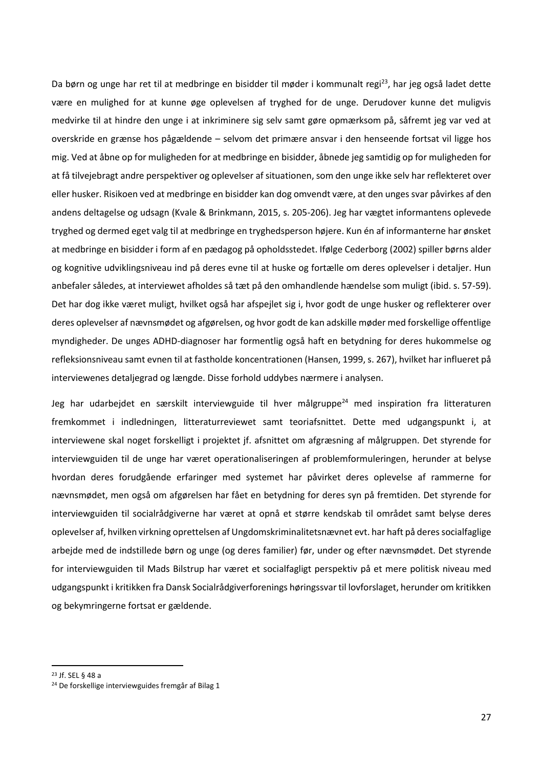Da børn og unge har ret til at medbringe en bisidder til møder i kommunalt regi[23], har jeg også ladet dette være en mulighed for at kunne øge oplevelsen af tryghed for de unge. Derudover kunne det muligvis medvirke til at hindre den unge i at inkriminere sig selv samt gøre opmærksom på, såfremt jeg var ved at overskride en grænse hos pågældende – selvom det primære ansvar i den henseende fortsat vil ligge hos mig. Ved at åbne op for muligheden for at medbringe en bisidder, åbnede jeg samtidig op for muligheden for at få tilvejebragt andre perspektiver og oplevelser af situationen, som den unge ikke selv har reflekteret over eller husker. Risikoen ved at medbringe en bisidder kan dog omvendt være, at den unges svar påvirkes af den andens deltagelse og udsagn (Kvale & Brinkmann, 2015, s. 205-206). Jeg har vægtet informantens oplevede tryghed og dermed eget valg til at medbringe en tryghedsperson højere. Kun én af informanterne har ønsket at medbringe en bisidder i form af en pædagog på opholdsstedet. Ifølge Cederborg (2002) spiller børns alder og kognitive udviklingsniveau ind på deres evne til at huske og fortælle om deres oplevelser i detaljer. Hun anbefaler således, at interviewet afholdes så tæt på den omhandlende hændelse som muligt (ibid. s. 57-59). Det har dog ikke været muligt, hvilket også har afspejlet sig i, hvor godt de unge husker og reflekterer over deres oplevelser af nævnsmødet og afgørelsen, og hvor godt de kan adskille møder med forskellige offentlige myndigheder. De unges ADHD-diagnoser har formentlig også haft en betydning for deres hukommelse og refleksionsniveau samt evnen til at fastholde koncentrationen (Hansen, 1999, s. 267), hvilket har influeret på interviewenes detaljegrad og længde. Disse forhold uddybes nærmere i analysen.

Jeg har udarbejdet en særskilt interviewguide til hver målgruppe[24] med inspiration fra litteraturen fremkommet i indledningen, litteraturreviewet samt teoriafsnittet. Dette med udgangspunkt i, at interviewene skal noget forskelligt i projektet jf. afsnittet om afgræsning af målgruppen. Det styrende for interviewguiden til de unge har været operationaliseringen af problemformuleringen, herunder at belyse hvordan deres forudgående erfaringer med systemet har påvirket deres oplevelse af rammerne for nævnsmødet, men også om afgørelsen har fået en betydning for deres syn på fremtiden. Det styrende for interviewguiden til socialrådgiverne har været at opnå et større kendskab til området samt belyse deres oplevelser af, hvilken virkning oprettelsen af Ungdomskriminalitetsnævnet evt. har haft på deres socialfaglige arbejde med de indstillede børn og unge (og deres familier) før, under og efter nævnsmødet. Det styrende for interviewguiden til Mads Bilstrup har været et socialfagligt perspektiv på et mere politisk niveau med udgangspunkt i kritikken fra Dansk Socialrådgiverforenings høringssvar til lovforslaget, herunder om kritikken og bekymringerne fortsat er gældende.

[23] Jf. SEL § 48 a

[24] De forskellige interviewguides fremgår af Bilag 1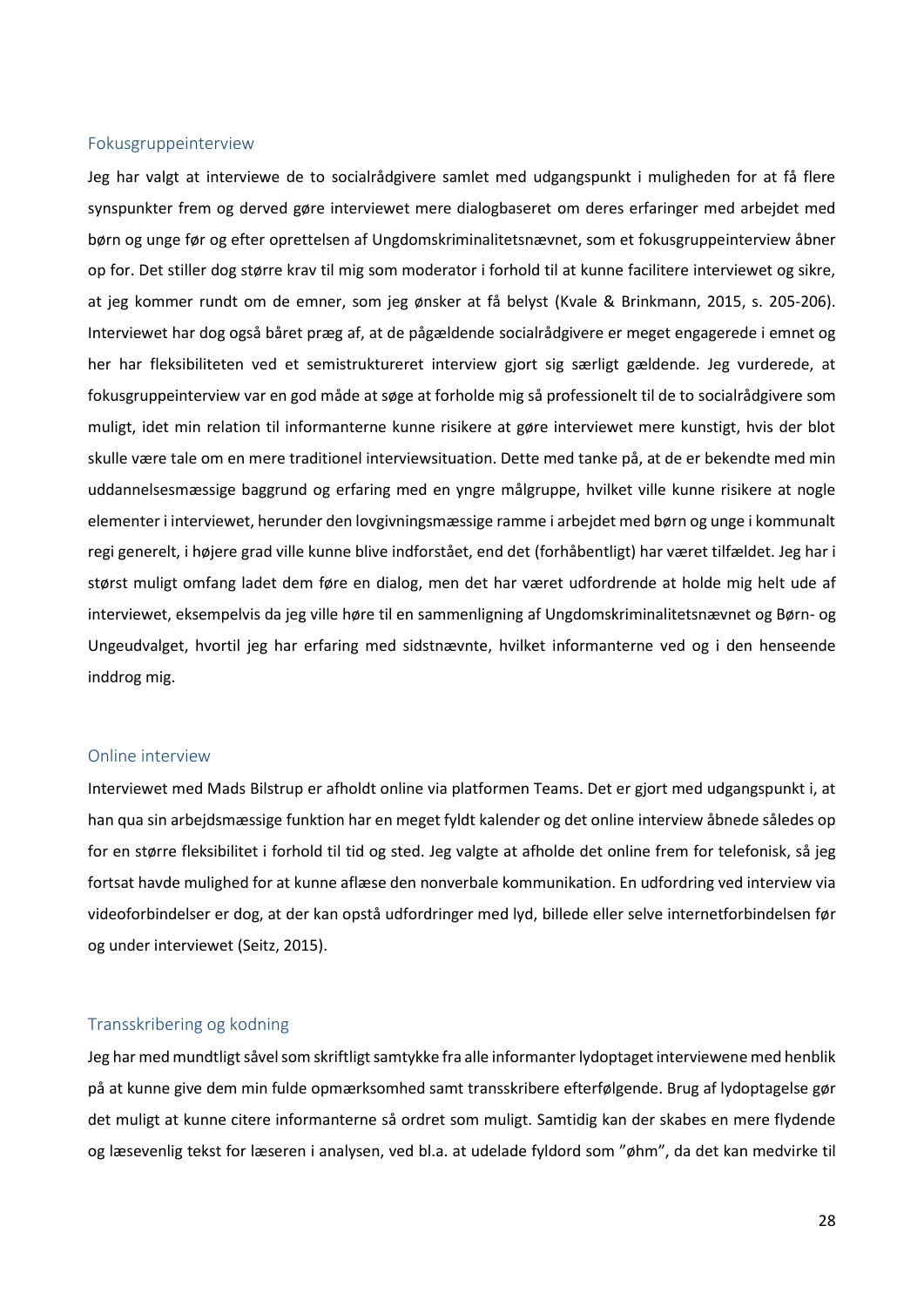### Fokusgruppeinterview

Jeg har valgt at interviewe de to socialrådgivere samlet med udgangspunkt i muligheden for at få flere synspunkter frem og derved gøre interviewet mere dialogbaseret om deres erfaringer med arbejdet med børn og unge før og efter oprettelsen af Ungdomskriminalitetsnævnet, som et fokusgruppeinterview åbner op for. Det stiller dog større krav til mig som moderator i forhold til at kunne facilitere interviewet og sikre, at jeg kommer rundt om de emner, som jeg ønsker at få belyst (Kvale & Brinkmann, 2015, s. 205-206). Interviewet har dog også båret præg af, at de pågældende socialrådgivere er meget engagerede i emnet og her har fleksibiliteten ved et semistruktureret interview gjort sig særligt gældende. Jeg vurderede, at fokusgruppeinterview var en god måde at søge at forholde mig så professionelt til de to socialrådgivere som muligt, idet min relation til informanterne kunne risikere at gøre interviewet mere kunstigt, hvis der blot skulle være tale om en mere traditionel interviewsituation. Dette med tanke på, at de er bekendte med min uddannelsesmæssige baggrund og erfaring med en yngre målgruppe, hvilket ville kunne risikere at nogle elementer i interviewet, herunder den lovgivningsmæssige ramme i arbejdet med børn og unge i kommunalt regi generelt, i højere grad ville kunne blive indforstået, end det (forhåbentligt) har været tilfældet. Jeg har i størst muligt omfang ladet dem føre en dialog, men det har været udfordrende at holde mig helt ude af interviewet, eksempelvis da jeg ville høre til en sammenligning af Ungdomskriminalitetsnævnet og Børn- og Ungeudvalget, hvortil jeg har erfaring med sidstnævnte, hvilket informanterne ved og i den henseende inddrog mig.

### Online interview

Interviewet med Mads Bilstrup er afholdt online via platformen Teams. Det er gjort med udgangspunkt i, at han qua sin arbejdsmæssige funktion har en meget fyldt kalender og det online interview åbnede således op for en større fleksibilitet i forhold til tid og sted. Jeg valgte at afholde det online frem for telefonisk, så jeg fortsat havde mulighed for at kunne aflæse den nonverbale kommunikation. En udfordring ved interview via videoforbindelser er dog, at der kan opstå udfordringer med lyd, billede eller selve internetforbindelsen før og under interviewet (Seitz, 2015).

### Transskribering og kodning

Jeg har med mundtligt såvel som skriftligt samtykke fra alle informanter lydoptaget interviewene med henblik på at kunne give dem min fulde opmærksomhed samt transskribere efterfølgende. Brug af lydoptagelse gør det muligt at kunne citere informanterne så ordret som muligt. Samtidig kan der skabes en mere flydende og læsevenlig tekst for læseren i analysen, ved bl.a. at udelade fyldord som "øhm", da det kan medvirke til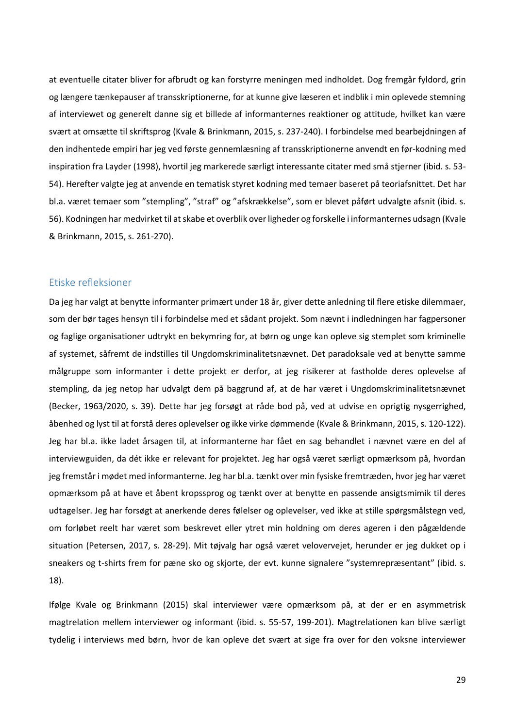at eventuelle citater bliver for afbrudt og kan forstyrre meningen med indholdet. Dog fremgår fyldord, grin og længere tænkepauser af transskriptionerne, for at kunne give læseren et indblik i min oplevede stemning af interviewet og generelt danne sig et billede af informanternes reaktioner og attitude, hvilket kan være svært at omsætte til skriftsprog (Kvale & Brinkmann, 2015, s. 237-240). I forbindelse med bearbejdningen af den indhentede empiri har jeg ved første gennemlæsning af transskriptionerne anvendt en før-kodning med inspiration fra Layder (1998), hvortil jeg markerede særligt interessante citater med små stjerner (ibid. s. 53-54). Herefter valgte jeg at anvende en tematisk styret kodning med temaer baseret på teoriafsnittet. Det har bl.a. været temaer som "stempling", "straf" og "afskrækkelse", som er blevet påført udvalgte afsnit (ibid. s. 56). Kodningen har medvirket til at skabe et overblik over ligheder og forskelle i informanternes udsagn (Kvale & Brinkmann, 2015, s. 261-270).

## Etiske refleksioner

Da jeg har valgt at benytte informanter primært under 18 år, giver dette anledning til flere etiske dilemmaer, som der bør tages hensyn til i forbindelse med et sådant projekt. Som nævnt i indledningen har fagpersoner og faglige organisationer udtrykt en bekymring for, at børn og unge kan opleve sig stemplet som kriminelle af systemet, såfremt de indstilles til Ungdomskriminalitetsnævnet. Det paradoksale ved at benytte samme målgruppe som informanter i dette projekt er derfor, at jeg risikerer at fastholde deres oplevelse af stempling, da jeg netop har udvalgt dem på baggrund af, at de har været i Ungdomskriminalitetsnævnet (Becker, 1963/2020, s. 39). Dette har jeg forsøgt at råde bod på, ved at udvise en oprigtig nysgerrighed, åbenhed og lyst til at forstå deres oplevelser og ikke virke dømmende (Kvale & Brinkmann, 2015, s. 120-122). Jeg har bl.a. ikke ladet årsagen til, at informanterne har fået en sag behandlet i nævnet være en del af interviewguiden, da dét ikke er relevant for projektet. Jeg har også været særligt opmærksom på, hvordan jeg fremstår i mødet med informanterne. Jeg har bl.a. tænkt over min fysiske fremtræden, hvor jeg har været opmærksom på at have et åbent kropssprog og tænkt over at benytte en passende ansigtsmimik til deres udtagelser. Jeg har forsøgt at anerkende deres følelser og oplevelser, ved ikke at stille spørgsmålstegn ved, om forløbet reelt har været som beskrevet eller ytret min holdning om deres ageren i den pågældende situation (Petersen, 2017, s. 28-29). Mit tøjvalg har også været velovervejet, herunder er jeg dukket op i sneakers og t-shirts frem for pæne sko og skjorte, der evt. kunne signalere "systemrepræsentant" (ibid. s. 18).

Ifølge Kvale og Brinkmann (2015) skal interviewer være opmærksom på, at der er en asymmetrisk magtrelation mellem interviewer og informant (ibid. s. 55-57, 199-201). Magtrelationen kan blive særligt tydelig i interviews med børn, hvor de kan opleve det svært at sige fra over for den voksne interviewer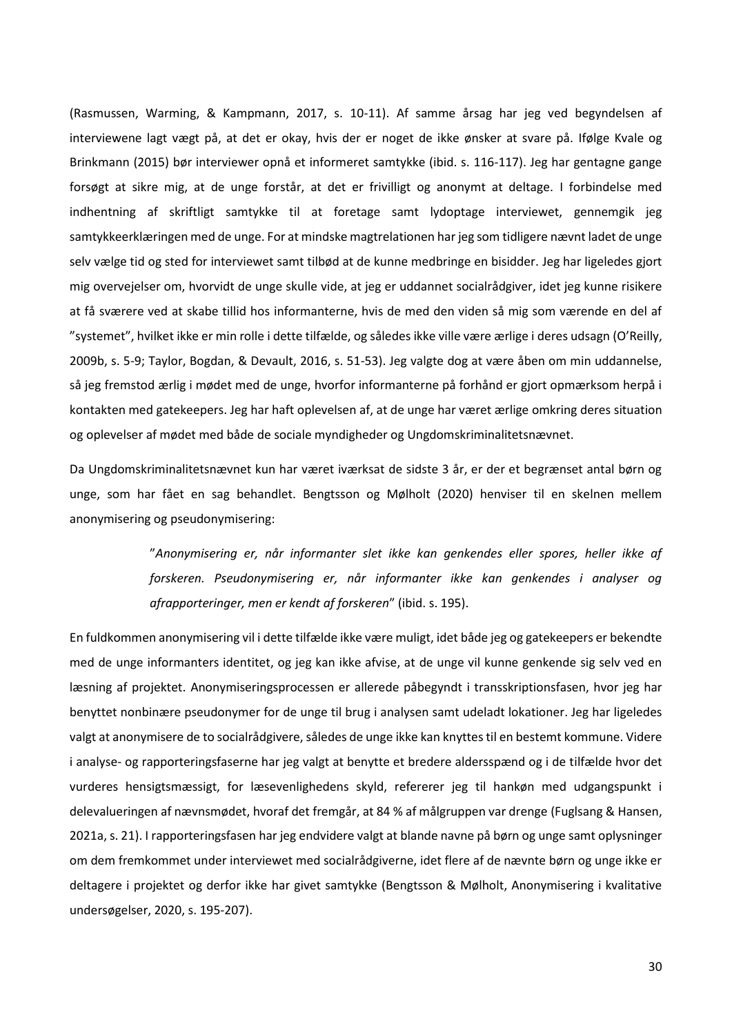(Rasmussen, Warming, & Kampmann, 2017, s. 10-11). Af samme årsag har jeg ved begyndelsen af interviewene lagt vægt på, at det er okay, hvis der er noget de ikke ønsker at svare på. Ifølge Kvale og Brinkmann (2015) bør interviewer opnå et informeret samtykke (ibid. s. 116-117). Jeg har gentagne gange forsøgt at sikre mig, at de unge forstår, at det er frivilligt og anonymt at deltage. I forbindelse med indhentning af skriftligt samtykke til at foretage samt lydoptage interviewet, gennemgik jeg samtykkeerklæringen med de unge. For at mindske magtrelationen har jeg som tidligere nævnt ladet de unge selv vælge tid og sted for interviewet samt tilbød at de kunne medbringe en bisidder. Jeg har ligeledes gjort mig overvejelser om, hvorvidt de unge skulle vide, at jeg er uddannet socialrådgiver, idet jeg kunne risikere at få sværere ved at skabe tillid hos informanterne, hvis de med den viden så mig som værende en del af "systemet", hvilket ikke er min rolle i dette tilfælde, og således ikke ville være ærlige i deres udsagn (O'Reilly, 2009b, s. 5-9; Taylor, Bogdan, & Devault, 2016, s. 51-53). Jeg valgte dog at være åben om min uddannelse, så jeg fremstod ærlig i mødet med de unge, hvorfor informanterne på forhånd er gjort opmærksom herpå i kontakten med gatekeepers. Jeg har haft oplevelsen af, at de unge har været ærlige omkring deres situation og oplevelser af mødet med både de sociale myndigheder og Ungdomskriminalitetsnævnet.

Da Ungdomskriminalitetsnævnet kun har været iværksat de sidste 3 år, er der et begrænset antal børn og unge, som har fået en sag behandlet. Bengtsson og Mølholt (2020) henviser til en skelnen mellem anonymisering og pseudonymisering:

> "*Anonymisering er, når informanter slet ikke kan genkendes eller spores, heller ikke af forskeren. Pseudonymisering er, når informanter ikke kan genkendes i analyser og afrapporteringer, men er kendt af forskeren*" (ibid. s. 195).

En fuldkommen anonymisering vil i dette tilfælde ikke være muligt, idet både jeg og gatekeepers er bekendte med de unge informanters identitet, og jeg kan ikke afvise, at de unge vil kunne genkende sig selv ved en læsning af projektet. Anonymiseringsprocessen er allerede påbegyndt i transskriptionsfasen, hvor jeg har benyttet nonbinære pseudonymer for de unge til brug i analysen samt udeladt lokationer. Jeg har ligeledes valgt at anonymisere de to socialrådgivere, således de unge ikke kan knyttes til en bestemt kommune. Videre i analyse- og rapporteringsfaserne har jeg valgt at benytte et bredere aldersspænd og i de tilfælde hvor det vurderes hensigtsmæssigt, for læsevenlighedens skyld, refererer jeg til hankøn med udgangspunkt i delevalueringen af nævnsmødet, hvoraf det fremgår, at 84 % af målgruppen var drenge (Fuglsang & Hansen, 2021a, s. 21). I rapporteringsfasen har jeg endvidere valgt at blande navne på børn og unge samt oplysninger om dem fremkommet under interviewet med socialrådgiverne, idet flere af de nævnte børn og unge ikke er deltagere i projektet og derfor ikke har givet samtykke (Bengtsson & Mølholt, Anonymisering i kvalitative undersøgelser, 2020, s. 195-207).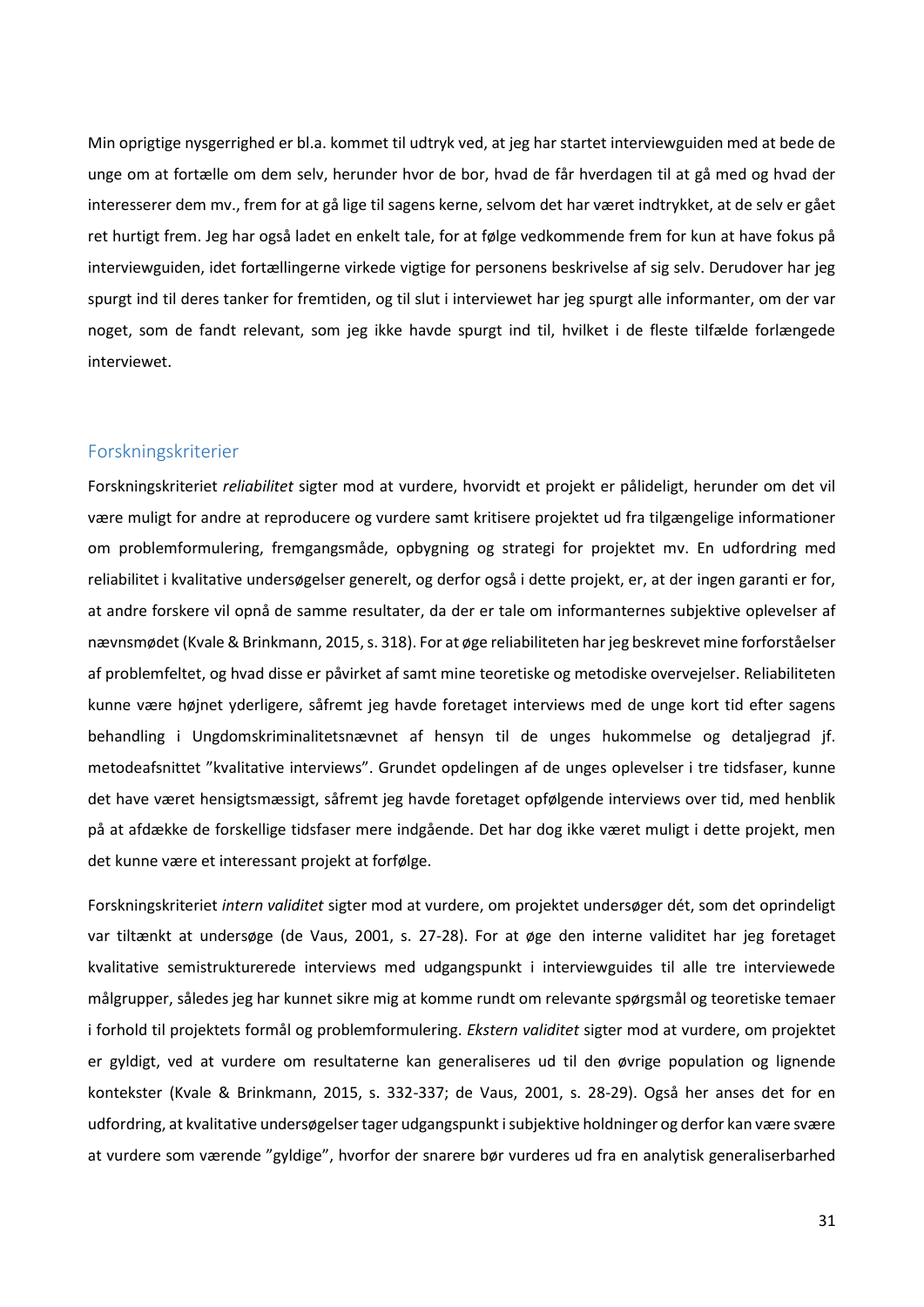Min oprigtige nysgerrighed er bl.a. kommet til udtryk ved, at jeg har startet interviewguiden med at bede de unge om at fortælle om dem selv, herunder hvor de bor, hvad de får hverdagen til at gå med og hvad der interesserer dem mv., frem for at gå lige til sagens kerne, selvom det har været indtrykket, at de selv er gået ret hurtigt frem. Jeg har også ladet en enkelt tale, for at følge vedkommende frem for kun at have fokus på interviewguiden, idet fortællingerne virkede vigtige for personens beskrivelse af sig selv. Derudover har jeg spurgt ind til deres tanker for fremtiden, og til slut i interviewet har jeg spurgt alle informanter, om der var noget, som de fandt relevant, som jeg ikke havde spurgt ind til, hvilket i de fleste tilfælde forlængede interviewet.

## Forskningskriterier

Forskningskriteriet *reliabilitet* sigter mod at vurdere, hvorvidt et projekt er pålideligt, herunder om det vil være muligt for andre at reproducere og vurdere samt kritisere projektet ud fra tilgængelige informationer om problemformulering, fremgangsmåde, opbygning og strategi for projektet mv. En udfordring med reliabilitet i kvalitative undersøgelser generelt, og derfor også i dette projekt, er, at der ingen garanti er for, at andre forskere vil opnå de samme resultater, da der er tale om informanternes subjektive oplevelser af nævnsmødet (Kvale & Brinkmann, 2015, s. 318). For at øge reliabiliteten har jeg beskrevet mine forforståelser af problemfeltet, og hvad disse er påvirket af samt mine teoretiske og metodiske overvejelser. Reliabiliteten kunne være højnet yderligere, såfremt jeg havde foretaget interviews med de unge kort tid efter sagens behandling i Ungdomskriminalitetsnævnet af hensyn til de unges hukommelse og detaljegrad jf. metodeafsnittet "kvalitative interviews". Grundet opdelingen af de unges oplevelser i tre tidsfaser, kunne det have været hensigtsmæssigt, såfremt jeg havde foretaget opfølgende interviews over tid, med henblik på at afdække de forskellige tidsfaser mere indgående. Det har dog ikke været muligt i dette projekt, men det kunne være et interessant projekt at forfølge.

Forskningskriteriet *intern validitet* sigter mod at vurdere, om projektet undersøger dét, som det oprindeligt var tiltænkt at undersøge (de Vaus, 2001, s. 27-28). For at øge den interne validitet har jeg foretaget kvalitative semistrukturerede interviews med udgangspunkt i interviewguides til alle tre interviewede målgrupper, således jeg har kunnet sikre mig at komme rundt om relevante spørgsmål og teoretiske temaer i forhold til projektets formål og problemformulering. *Ekstern validitet* sigter mod at vurdere, om projektet er gyldigt, ved at vurdere om resultaterne kan generaliseres ud til den øvrige population og lignende kontekster (Kvale & Brinkmann, 2015, s. 332-337; de Vaus, 2001, s. 28-29). Også her anses det for en udfordring, at kvalitative undersøgelser tager udgangspunkt i subjektive holdninger og derfor kan være svære at vurdere som værende "gyldige", hvorfor der snarere bør vurderes ud fra en analytisk generaliserbarhed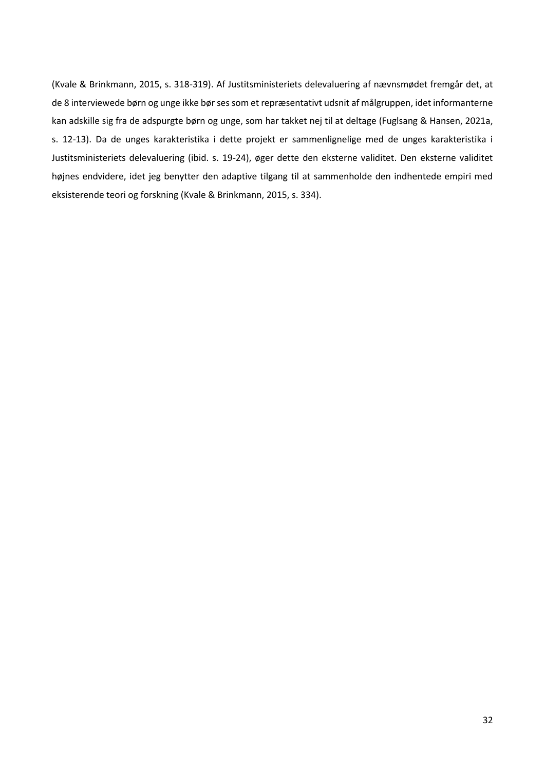(Kvale & Brinkmann, 2015, s. 318-319). Af Justitsministeriets delevaluering af nævnsmødet fremgår det, at de 8 interviewede børn og unge ikke bør ses som et repræsentativt udsnit af målgruppen, idet informanterne kan adskille sig fra de adspurgte børn og unge, som har takket nej til at deltage (Fuglsang & Hansen, 2021a, s. 12-13). Da de unges karakteristika i dette projekt er sammenlignelige med de unges karakteristika i Justitsministeriets delevaluering (ibid. s. 19-24), øger dette den eksterne validitet. Den eksterne validitet højnes endvidere, idet jeg benytter den adaptive tilgang til at sammenholde den indhentede empiri med eksisterende teori og forskning (Kvale & Brinkmann, 2015, s. 334).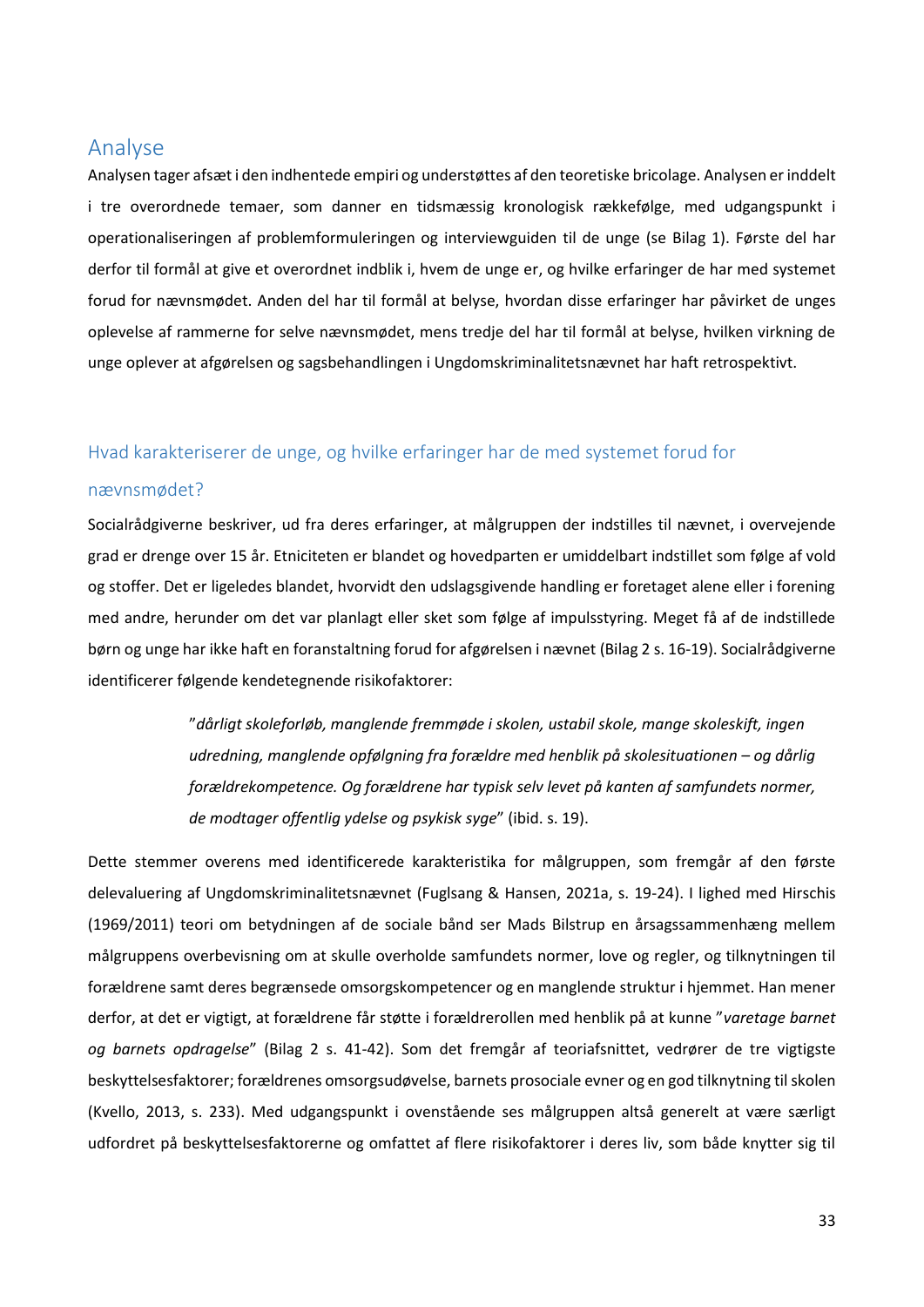# Analyse

Analysen tager afsæt i den indhentede empiri og understøttes af den teoretiske bricolage. Analysen er inddelt i tre overordnede temaer, som danner en tidsmæssig kronologisk rækkefølge, med udgangspunkt i operationaliseringen af problemformuleringen og interviewguiden til de unge (se Bilag 1). Første del har derfor til formål at give et overordnet indblik i, hvem de unge er, og hvilke erfaringer de har med systemet forud for nævnsmødet. Anden del har til formål at belyse, hvordan disse erfaringer har påvirket de unges oplevelse af rammerne for selve nævnsmødet, mens tredje del har til formål at belyse, hvilken virkning de unge oplever at afgørelsen og sagsbehandlingen i Ungdomskriminalitetsnævnet har haft retrospektivt.

## Hvad karakteriserer de unge, og hvilke erfaringer har de med systemet forud for nævnsmødet?

Socialrådgiverne beskriver, ud fra deres erfaringer, at målgruppen der indstilles til nævnet, i overvejende grad er drenge over 15 år. Etniciteten er blandet og hovedparten er umiddelbart indstillet som følge af vold og stoffer. Det er ligeledes blandet, hvorvidt den udslagsgivende handling er foretaget alene eller i forening med andre, herunder om det var planlagt eller sket som følge af impulsstyring. Meget få af de indstillede børn og unge har ikke haft en foranstaltning forud for afgørelsen i nævnet (Bilag 2 s. 16-19). Socialrådgiverne identificerer følgende kendetegnende risikofaktorer:

> "*dårligt skoleforløb, manglende fremmøde i skolen, ustabil skole, mange skoleskift, ingen udredning, manglende opfølgning fra forældre med henblik på skolesituationen – og dårlig forældrekompetence. Og forældrene har typisk selv levet på kanten af samfundets normer, de modtager offentlig ydelse og psykisk syge*" (ibid. s. 19).

Dette stemmer overens med identificerede karakteristika for målgruppen, som fremgår af den første delevaluering af Ungdomskriminalitetsnævnet (Fuglsang & Hansen, 2021a, s. 19-24). I lighed med Hirschis (1969/2011) teori om betydningen af de sociale bånd ser Mads Bilstrup en årsagssammenhæng mellem målgruppens overbevisning om at skulle overholde samfundets normer, love og regler, og tilknytningen til forældrene samt deres begrænsede omsorgskompetencer og en manglende struktur i hjemmet. Han mener derfor, at det er vigtigt, at forældrene får støtte i forældrerollen med henblik på at kunne "*varetage barnet og barnets opdragelse*" (Bilag 2 s. 41-42). Som det fremgår af teoriafsnittet, vedrører de tre vigtigste beskyttelsesfaktorer; forældrenes omsorgsudøvelse, barnets prosociale evner og en god tilknytning til skolen (Kvello, 2013, s. 233). Med udgangspunkt i ovenstående ses målgruppen altså generelt at være særligt udfordret på beskyttelsesfaktorerne og omfattet af flere risikofaktorer i deres liv, som både knytter sig til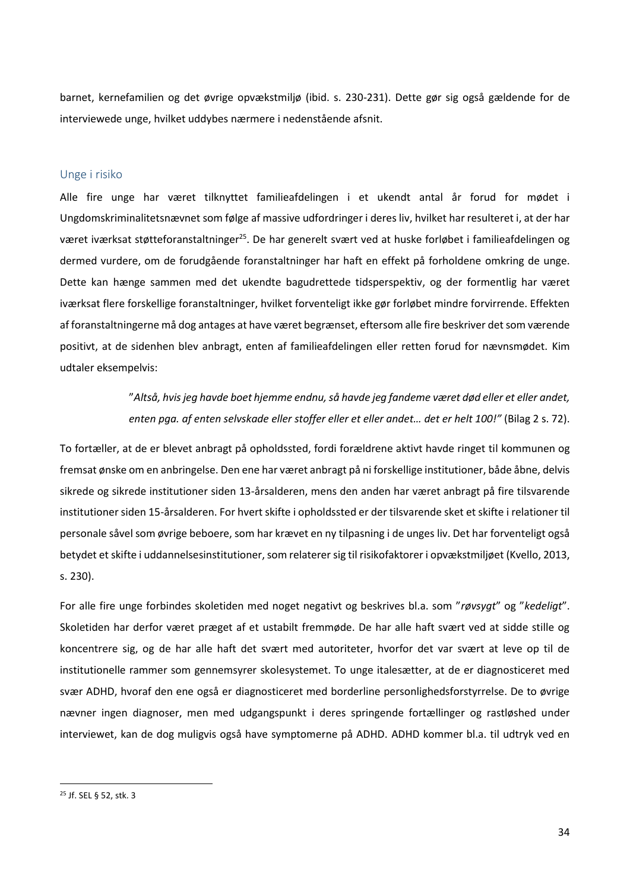barnet, kernefamilien og det øvrige opvækstmiljø (ibid. s. 230-231). Dette gør sig også gældende for de interviewede unge, hvilket uddybes nærmere i nedenstående afsnit.

## Unge i risiko

Alle fire unge har været tilknyttet familieafdelingen i et ukendt antal år forud for mødet i Ungdomskriminalitetsnævnet som følge af massive udfordringer i deres liv, hvilket har resulteret i, at der har været iværksat støtteforanstaltninger[25]. De har generelt svært ved at huske forløbet i familieafdelingen og dermed vurdere, om de forudgående foranstaltninger har haft en effekt på forholdene omkring de unge. Dette kan hænge sammen med det ukendte bagudrettede tidsperspektiv, og der formentlig har været iværksat flere forskellige foranstaltninger, hvilket forventeligt ikke gør forløbet mindre forvirrende. Effekten af foranstaltningerne må dog antages at have været begrænset, eftersom alle fire beskriver det som værende positivt, at de sidenhen blev anbragt, enten af familieafdelingen eller retten forud for nævnsmødet. Kim udtaler eksempelvis:

> ”*Altså, hvis jeg havde boet hjemme endnu, så havde jeg fandeme været død eller et eller andet, enten pga. af enten selvskade eller stoffer eller et eller andet… det er helt 100!”* (Bilag 2 s. 72).

To fortæller, at de er blevet anbragt på opholdssted, fordi forældrene aktivt havde ringet til kommunen og fremsat ønske om en anbringelse. Den ene har været anbragt på ni forskellige institutioner, både åbne, delvis sikrede og sikrede institutioner siden 13-årsalderen, mens den anden har været anbragt på fire tilsvarende institutioner siden 15-årsalderen. For hvert skifte i opholdssted er der tilsvarende sket et skifte i relationer til personale såvel som øvrige beboere, som har krævet en ny tilpasning i de unges liv. Det har forventeligt også betydet et skifte i uddannelsesinstitutioner, som relaterer sig til risikofaktorer i opvækstmiljøet (Kvello, 2013, s. 230).

For alle fire unge forbindes skoletiden med noget negativt og beskrives bl.a. som ”*røvsygt*” og ”*kedeligt*”. Skoletiden har derfor været præget af et ustabilt fremmøde. De har alle haft svært ved at sidde stille og koncentrere sig, og de har alle haft det svært med autoriteter, hvorfor det var svært at leve op til de institutionelle rammer som gennemsyrer skolesystemet. To unge italesætter, at de er diagnosticeret med svær ADHD, hvoraf den ene også er diagnosticeret med borderline personlighedsforstyrrelse. De to øvrige nævner ingen diagnoser, men med udgangspunkt i deres springende fortællinger og rastløshed under interviewet, kan de dog muligvis også have symptomerne på ADHD. ADHD kommer bl.a. til udtryk ved en

---

[25] Jf. SEL § 52, stk. 3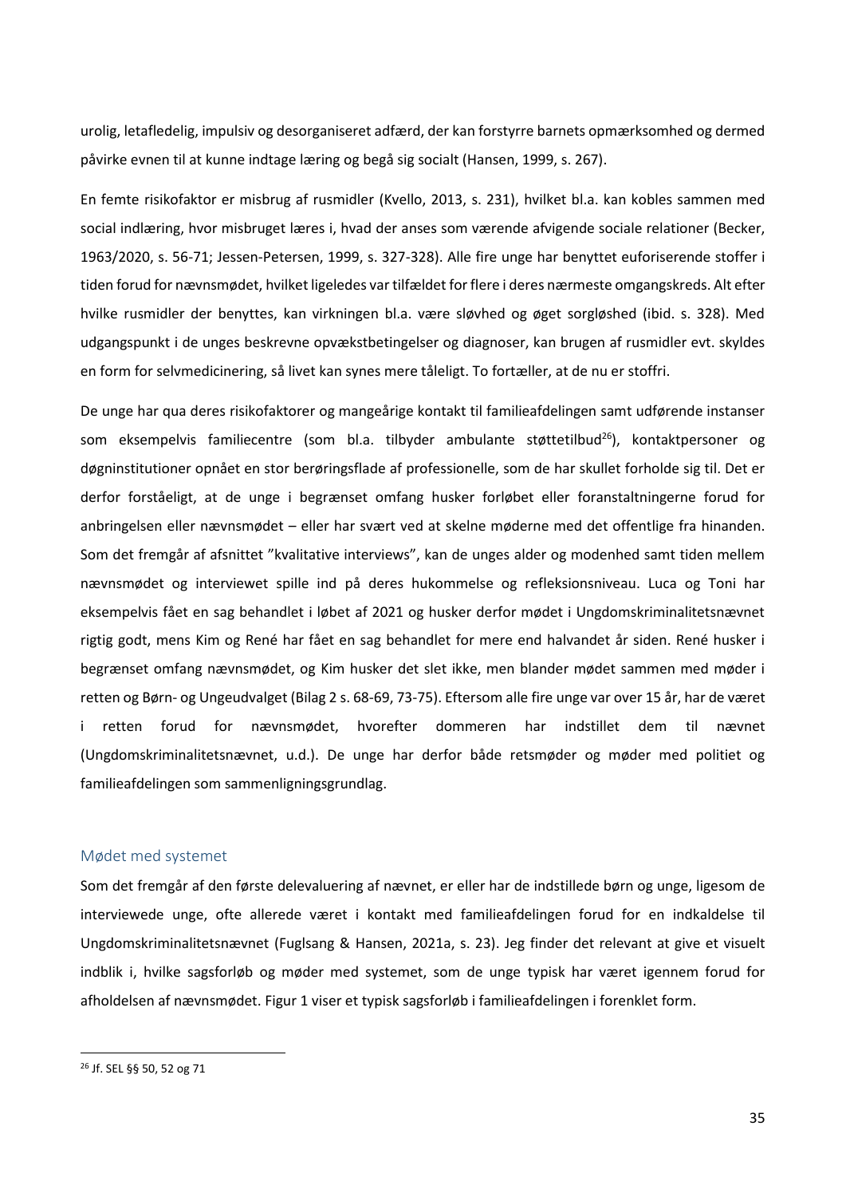urolig, letafledelig, impulsiv og desorganiseret adfærd, der kan forstyrre barnets opmærksomhed og dermed påvirke evnen til at kunne indtage læring og begå sig socialt (Hansen, 1999, s. 267).

En femte risikofaktor er misbrug af rusmidler (Kvello, 2013, s. 231), hvilket bl.a. kan kobles sammen med social indlæring, hvor misbruget læres i, hvad der anses som værende afvigende sociale relationer (Becker, 1963/2020, s. 56-71; Jessen-Petersen, 1999, s. 327-328). Alle fire unge har benyttet euforiserende stoffer i tiden forud for nævnsmødet, hvilket ligeledes var tilfældet for flere i deres nærmeste omgangskreds. Alt efter hvilke rusmidler der benyttes, kan virkningen bl.a. være sløvhed og øget sorgløshed (ibid. s. 328). Med udgangspunkt i de unges beskrevne opvækstbetingelser og diagnoser, kan brugen af rusmidler evt. skyldes en form for selvmedicinering, så livet kan synes mere tåleligt. To fortæller, at de nu er stoffri.

De unge har qua deres risikofaktorer og mangeårige kontakt til familieafdelingen samt udførende instanser som eksempelvis familiecentre (som bl.a. tilbyder ambulante støttetilbud[26]), kontaktpersoner og døgninstitutioner opnået en stor berøringsflade af professionelle, som de har skullet forholde sig til. Det er derfor forståeligt, at de unge i begrænset omfang husker forløbet eller foranstaltningerne forud for anbringelsen eller nævnsmødet – eller har svært ved at skelne møderne med det offentlige fra hinanden. Som det fremgår af afsnittet "kvalitative interviews", kan de unges alder og modenhed samt tiden mellem nævnsmødet og interviewet spille ind på deres hukommelse og refleksionsniveau. Luca og Toni har eksempelvis fået en sag behandlet i løbet af 2021 og husker derfor mødet i Ungdomskriminalitetsnævnet rigtig godt, mens Kim og René har fået en sag behandlet for mere end halvandet år siden. René husker i begrænset omfang nævnsmødet, og Kim husker det slet ikke, men blander mødet sammen med møder i retten og Børn- og Ungeudvalget (Bilag 2 s. 68-69, 73-75). Eftersom alle fire unge var over 15 år, har de været i retten forud for nævnsmødet, hvorefter dommeren har indstillet dem til nævnet (Ungdomskriminalitetsnævnet, u.d.). De unge har derfor både retsmøder og møder med politiet og familieafdelingen som sammenligningsgrundlag.

## Mødet med systemet

Som det fremgår af den første delevaluering af nævnet, er eller har de indstillede børn og unge, ligesom de interviewede unge, ofte allerede været i kontakt med familieafdelingen forud for en indkaldelse til Ungdomskriminalitetsnævnet (Fuglsang & Hansen, 2021a, s. 23). Jeg finder det relevant at give et visuelt indblik i, hvilke sagsforløb og møder med systemet, som de unge typisk har været igennem forud for afholdelsen af nævnsmødet. Figur 1 viser et typisk sagsforløb i familieafdelingen i forenklet form.

---

[26] Jf. SEL §§ 50, 52 og 71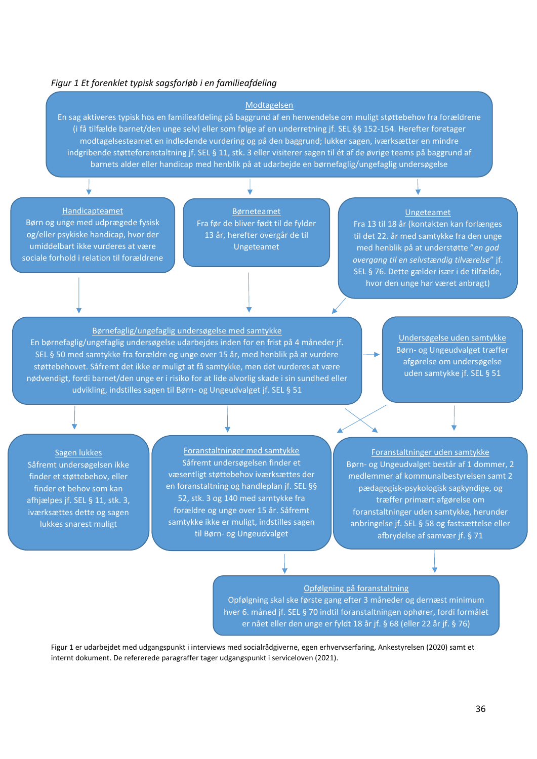*Figur 1 Et forenklet typisk sagsforløb i en familieafdeling*

**Modtagelsen**
En sag aktiveres typisk hos en familieafdeling på baggrund af en henvendelse om muligt støttebehov fra forældrene (i få tilfælde barnet/den unge selv) eller som følge af en underretning jf. SEL §§ 152-154. Herefter foretager modtagelsesteamet en indledende vurdering og på den baggrund; lukker sagen, iværksætter en mindre indgribende støtteforanstaltning jf. SEL § 11, stk. 3 eller visiterer sagen til ét af de øvrige teams på baggrund af barnets alder eller handicap med henblik på at udarbejde en børnefaglig/ungefaglig undersøgelse

**Handicapteamet**
Børn og unge med udprægede fysisk og/eller psykiske handicap, hvor der umiddelbart ikke vurderes at være sociale forhold i relation til forældrene

**Børneteamet**
Fra før de bliver født til de fylder 13 år, herefter overgår de til Ungeteamet

**Ungeteamet**
Fra 13 til 18 år (kontakten kan forlænges til det 22. år med samtykke fra den unge med henblik på at understøtte "*en god overgang til en selvstændig tilværelse*" jf. SEL § 76. Dette gælder især i de tilfælde, hvor den unge har været anbragt)

**Børnefaglig/ungefaglig undersøgelse med samtykke**
En børnefaglig/ungefaglig undersøgelse udarbejdes inden for en frist på 4 måneder jf. SEL § 50 med samtykke fra forældre og unge over 15 år, med henblik på at vurdere støttebehovet. Såfremt det ikke er muligt at få samtykke, men det vurderes at være nødvendigt, fordi barnet/den unge er i risiko for at lide alvorlig skade i sin sundhed eller udvikling, indstilles sagen til Børn- og Ungeudvalget jf. SEL § 51

**Undersøgelse uden samtykke**
Børn- og Ungeudvalget træffer afgørelse om undersøgelse uden samtykke jf. SEL § 51

**Sagen lukkes**
Såfremt undersøgelsen ikke finder et støttebehov, eller finder et behov som kan afhjælpes jf. SEL § 11, stk. 3, iværksættes dette og sagen lukkes snarest muligt

**Foranstaltninger med samtykke**
Såfremt undersøgelsen finder et væsentligt støttebehov iværksættes der en foranstaltning og handleplan jf. SEL §§ 52, stk. 3 og 140 med samtykke fra forældre og unge over 15 år. Såfremt samtykke ikke er muligt, indstilles sagen til Børn- og Ungeudvalget

**Foranstaltninger uden samtykke**
Børn- og Ungeudvalget består af 1 dommer, 2 medlemmer af kommunalbestyrelsen samt 2 pædagogisk-psykologisk sagkyndige, og træffer primært afgørelse om foranstaltninger uden samtykke, herunder anbringelse jf. SEL § 58 og fastsættelse eller afbrydelse af samvær jf. § 71

**Opfølgning på foranstaltning**
Opfølgning skal ske første gang efter 3 måneder og dernæst minimum hver 6. måned jf. SEL § 70 indtil foranstaltningen ophører, fordi formålet er nået eller den unge er fyldt 18 år jf. § 68 (eller 22 år jf. § 76)

Figur 1 er udarbejdet med udgangspunkt i interviews med socialrådgiverne, egen erhvervserfaring, Ankestyrelsen (2020) samt et internt dokument. De refererede paragraffer tager udgangspunkt i serviceloven (2021).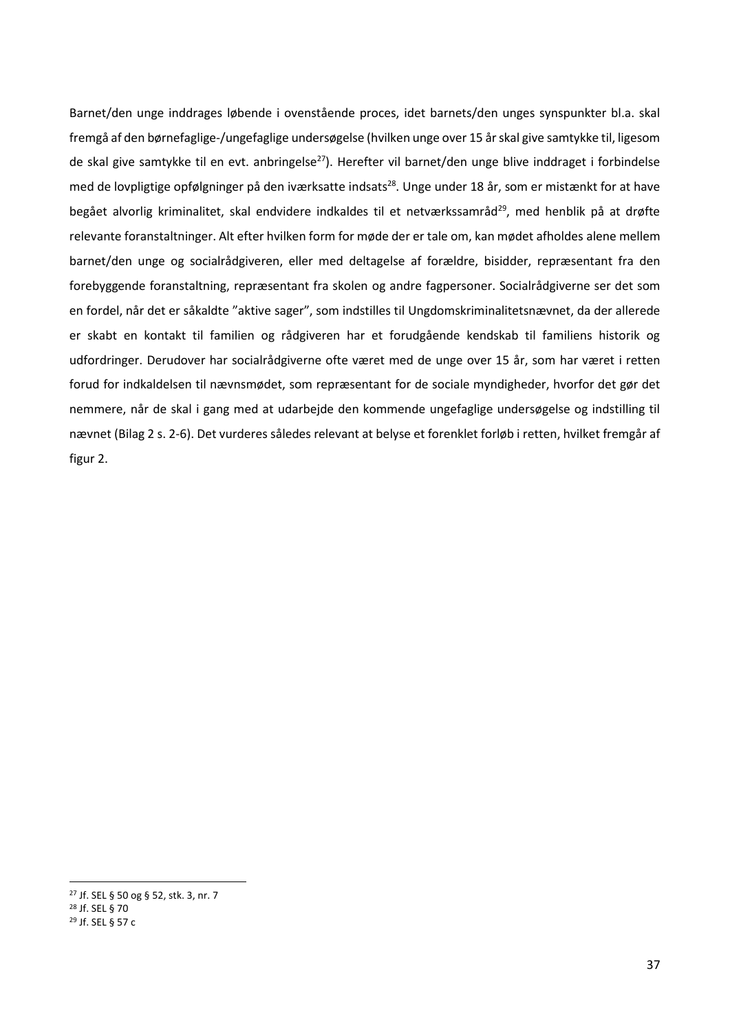Barnet/den unge inddrages løbende i ovenstående proces, idet barnets/den unges synspunkter bl.a. skal fremgå af den børnefaglige-/ungefaglige undersøgelse (hvilken unge over 15 år skal give samtykke til, ligesom de skal give samtykke til en evt. anbringelse[27]). Herefter vil barnet/den unge blive inddraget i forbindelse med de lovpligtige opfølgninger på den iværksatte indsats[28]. Unge under 18 år, som er mistænkt for at have begået alvorlig kriminalitet, skal endvidere indkaldes til et netværkssamråd[29], med henblik på at drøfte relevante foranstaltninger. Alt efter hvilken form for møde der er tale om, kan mødet afholdes alene mellem barnet/den unge og socialrådgiveren, eller med deltagelse af forældre, bisidder, repræsentant fra den forebyggende foranstaltning, repræsentant fra skolen og andre fagpersoner. Socialrådgiverne ser det som en fordel, når det er såkaldte "aktive sager", som indstilles til Ungdomskriminalitetsnævnet, da der allerede er skabt en kontakt til familien og rådgiveren har et forudgående kendskab til familiens historik og udfordringer. Derudover har socialrådgiverne ofte været med de unge over 15 år, som har været i retten forud for indkaldelsen til nævnsmødet, som repræsentant for de sociale myndigheder, hvorfor det gør det nemmere, når de skal i gang med at udarbejde den kommende ungefaglige undersøgelse og indstilling til nævnet (Bilag 2 s. 2-6). Det vurderes således relevant at belyse et forenklet forløb i retten, hvilket fremgår af figur 2.

---

[27] Jf. SEL § 50 og § 52, stk. 3, nr. 7

[28] Jf. SEL § 70

[29] Jf. SEL § 57 c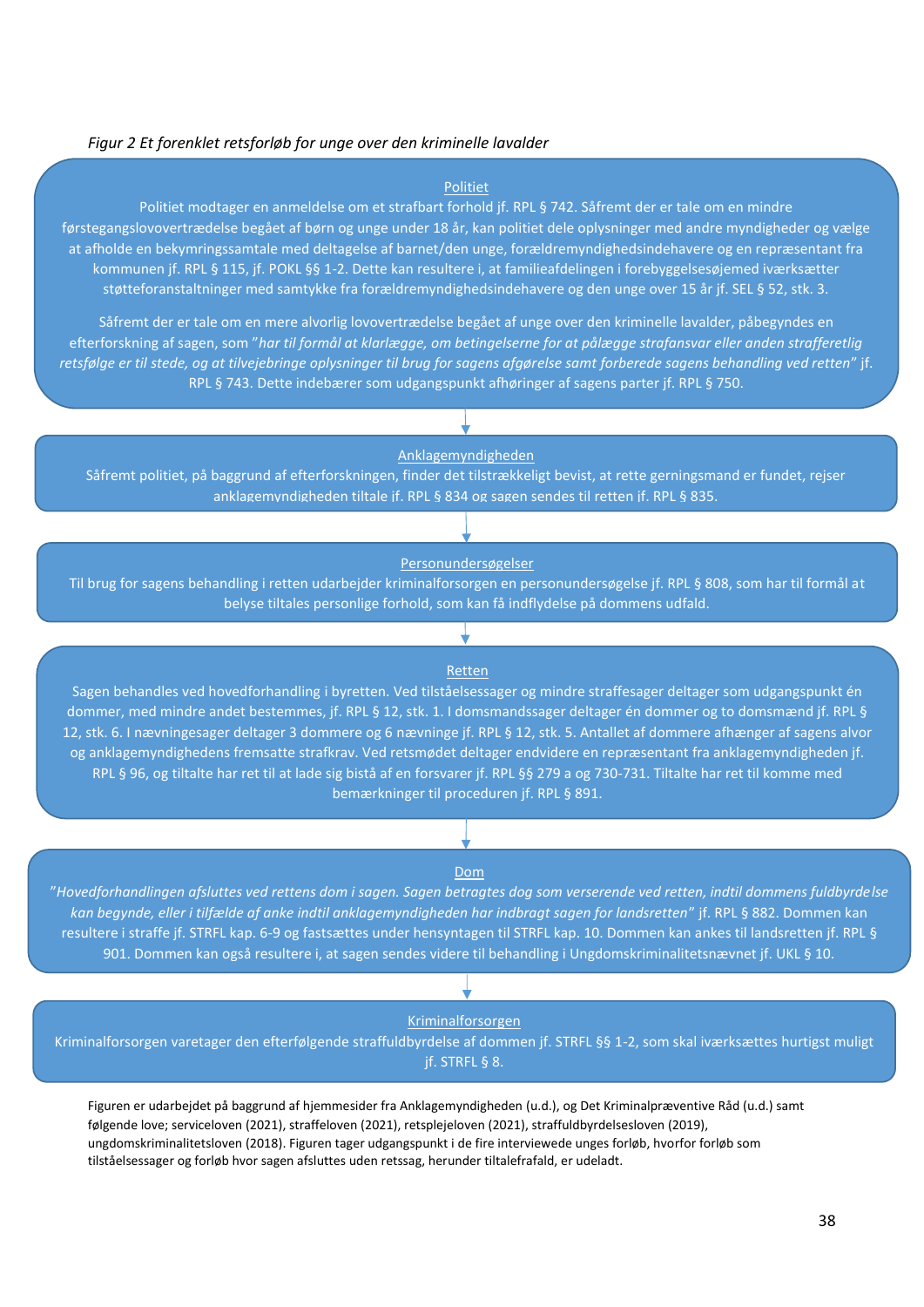*Figur 2 Et forenklet retsforløb for unge over den kriminelle lavalder*

**Politiet**

Politiet modtager en anmeldelse om et strafbart forhold jf. RPL § 742. Såfremt der er tale om en mindre førstegangslovovertrædelse begået af børn og unge under 18 år, kan politiet dele oplysninger med andre myndigheder og vælge at afholde en bekymringssamtale med deltagelse af barnet/den unge, forældremyndighedsindehavere og en repræsentant fra kommunen jf. RPL § 115, jf. POKL §§ 1-2. Dette kan resultere i, at familieafdelingen i forebyggelsesøjemed iværksætter støtteforanstaltninger med samtykke fra forældremyndighedsindehavere og den unge over 15 år jf. SEL § 52, stk. 3.

Såfremt der er tale om en mere alvorlig lovovertrædelse begået af unge over den kriminelle lavalder, påbegyndes en efterforskning af sagen, som "*har til formål at klarlægge, om betingelserne for at pålægge strafansvar eller anden strafferetlig retsfølge er til stede, og at tilvejebringe oplysninger til brug for sagens afgørelse samt forberede sagens behandling ved retten*" jf. RPL § 743. Dette indebærer som udgangspunkt afhøringer af sagens parter jf. RPL § 750.

↓

**Anklagemyndigheden**

Såfremt politiet, på baggrund af efterforskningen, finder det tilstrækkeligt bevist, at rette gerningsmand er fundet, rejser anklagemyndigheden tiltale jf. RPL § 834 og sagen sendes til retten jf. RPL § 835.

↓

**Personundersøgelser**

Til brug for sagens behandling i retten udarbejder kriminalforsorgen en personundersøgelse jf. RPL § 808, som har til formål at belyse tiltales personlige forhold, som kan få indflydelse på dommens udfald.

↓

**Retten**

Sagen behandles ved hovedforhandling i byretten. Ved tilståelsessager og mindre straffesager deltager som udgangspunkt én dommer, med mindre andet bestemmes, jf. RPL § 12, stk. 1. I domsmandssager deltager én dommer og to domsmænd jf. RPL § 12, stk. 6. I nævningesager deltager 3 dommere og 6 nævninge jf. RPL § 12, stk. 5. Antallet af dommere afhænger af sagens alvor og anklagemyndighedens fremsatte strafkrav. Ved retsmødet deltager endvidere en repræsentant fra anklagemyndigheden jf. RPL § 96, og tiltalte har ret til at lade sig bistå af en forsvarer jf. RPL §§ 279 a og 730-731. Tiltalte har ret til komme med bemærkninger til proceduren jf. RPL § 891.

↓

**Dom**

"*Hovedforhandlingen afsluttes ved rettens dom i sagen. Sagen betragtes dog som verserende ved retten, indtil dommens fuldbyrdelse kan begynde, eller i tilfælde af anke indtil anklagemyndigheden har indbragt sagen for landsretten*" jf. RPL § 882. Dommen kan resultere i straffe jf. STRFL kap. 6-9 og fastsættes under hensyntagen til STRFL kap. 10. Dommen kan ankes til landsretten jf. RPL § 901. Dommen kan også resultere i, at sagen sendes videre til behandling i Ungdomskriminalitetsnævnet jf. UKL § 10.

↓

**Kriminalforsorgen**

Kriminalforsorgen varetager den efterfølgende straffuldbyrdelse af dommen jf. STRFL §§ 1-2, som skal iværksættes hurtigst muligt jf. STRFL § 8.

Figuren er udarbejdet på baggrund af hjemmesider fra Anklagemyndigheden (u.d.), og Det Kriminalpræventive Råd (u.d.) samt følgende love; serviceloven (2021), straffeloven (2021), retsplejeloven (2021), straffuldbyrdelsesloven (2019), ungdomskriminalitetsloven (2018). Figuren tager udgangspunkt i de fire interviewede unges forløb, hvorfor forløb som tilståelsessager og forløb hvor sagen afsluttes uden retssag, herunder tiltalefrafald, er udeladt.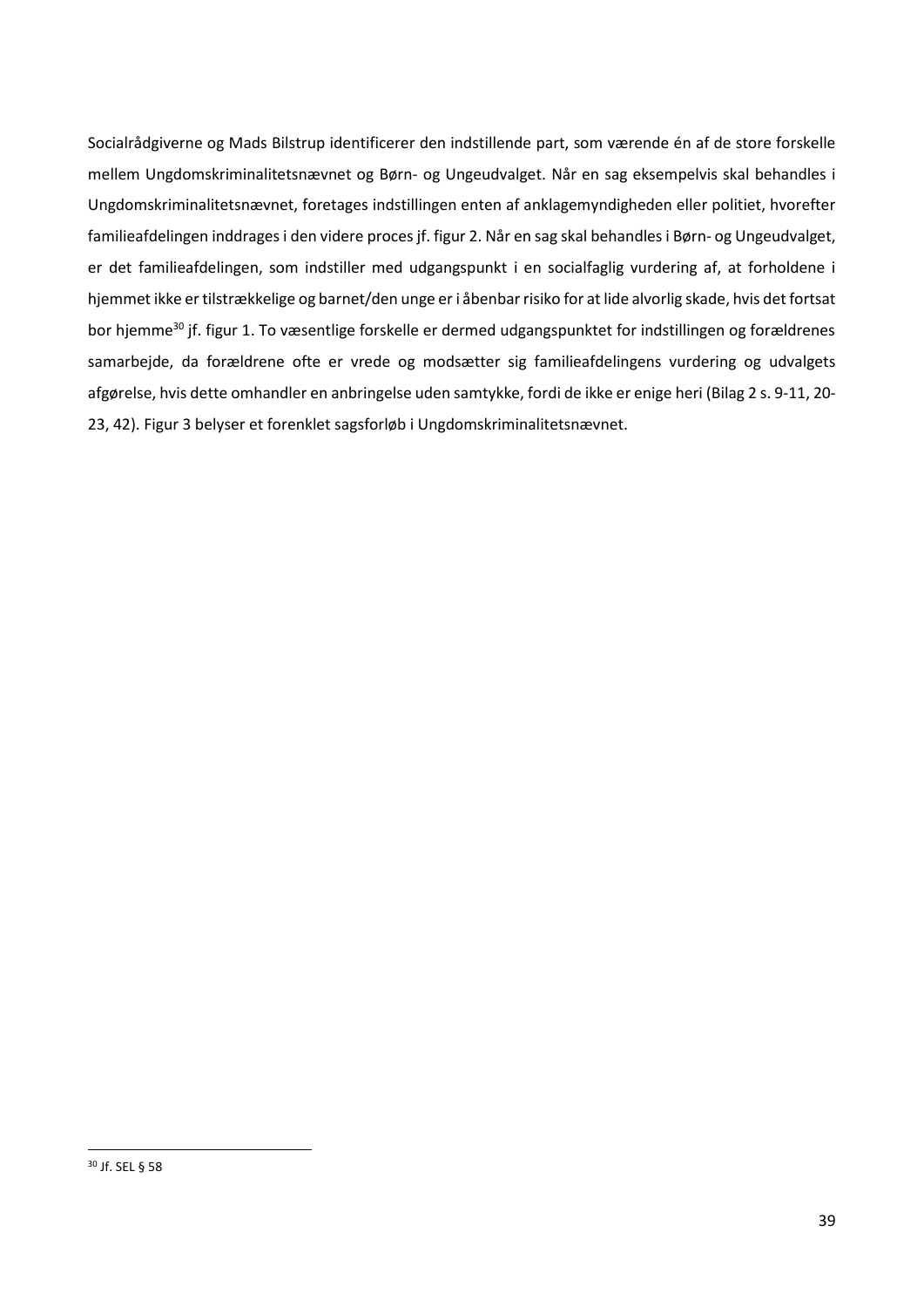Socialrådgiverne og Mads Bilstrup identificerer den indstillende part, som værende én af de store forskelle mellem Ungdomskriminalitetsnævnet og Børn- og Ungeudvalget. Når en sag eksempelvis skal behandles i Ungdomskriminalitetsnævnet, foretages indstillingen enten af anklagemyndigheden eller politiet, hvorefter familieafdelingen inddrages i den videre proces jf. figur 2. Når en sag skal behandles i Børn- og Ungeudvalget, er det familieafdelingen, som indstiller med udgangspunkt i en socialfaglig vurdering af, at forholdene i hjemmet ikke er tilstrækkelige og barnet/den unge er i åbenbar risiko for at lide alvorlig skade, hvis det fortsat bor hjemme[30] jf. figur 1. To væsentlige forskelle er dermed udgangspunktet for indstillingen og forældrenes samarbejde, da forældrene ofte er vrede og modsætter sig familieafdelingens vurdering og udvalgets afgørelse, hvis dette omhandler en anbringelse uden samtykke, fordi de ikke er enige heri (Bilag 2 s. 9-11, 20-23, 42). Figur 3 belyser et forenklet sagsforløb i Ungdomskriminalitetsnævnet.

[30] Jf. SEL § 58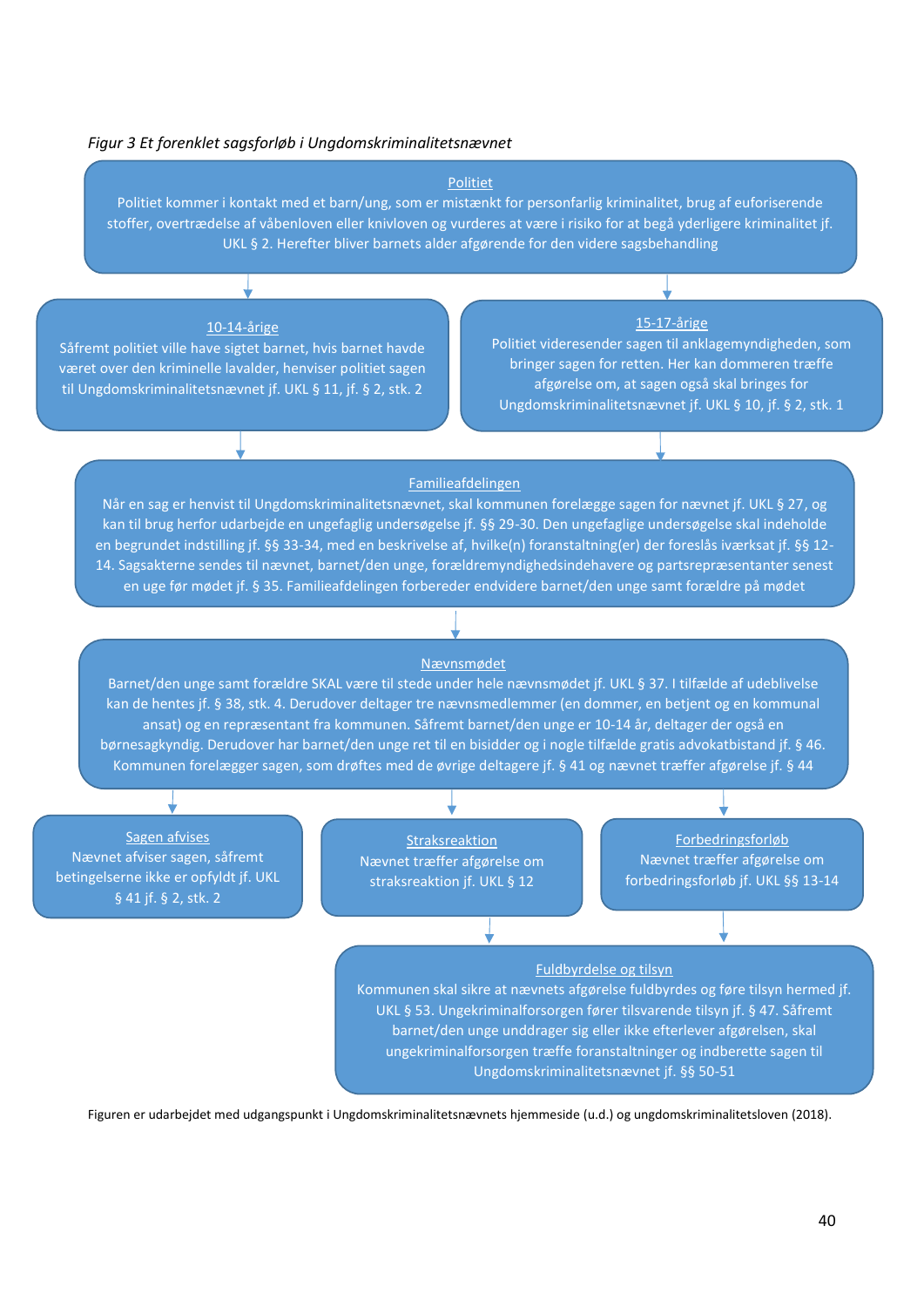*Figur 3 Et forenklet sagsforløb i Ungdomskriminalitetsnævnet*

**Politiet**
Politiet kommer i kontakt med et barn/ung, som er mistænkt for personfarlig kriminalitet, brug af euforiserende stoffer, overtrædelse af våbenloven eller knivloven og vurderes at være i risiko for at begå yderligere kriminalitet jf. UKL § 2. Herefter bliver barnets alder afgørende for den videre sagsbehandling

**10-14-årige**
Såfremt politiet ville have sigtet barnet, hvis barnet havde været over den kriminelle lavalder, henviser politiet sagen til Ungdomskriminalitetsnævnet jf. UKL § 11, jf. § 2, stk. 2

**15-17-årige**
Politiet videresender sagen til anklagemyndigheden, som bringer sagen for retten. Her kan dommeren træffe afgørelse om, at sagen også skal bringes for Ungdomskriminalitetsnævnet jf. UKL § 10, jf. § 2, stk. 1

**Familieafdelingen**
Når en sag er henvist til Ungdomskriminalitetsnævnet, skal kommunen forelægge sagen for nævnet jf. UKL § 27, og kan til brug herfor udarbejde en ungefaglig undersøgelse jf. §§ 29-30. Den ungefaglige undersøgelse skal indeholde en begrundet indstilling jf. §§ 33-34, med en beskrivelse af, hvilke(n) foranstaltning(er) der foreslås iværksat jf. §§ 12-14. Sagsakterne sendes til nævnet, barnet/den unge, forældremyndighedsindehavere og partsrepræsentanter senest en uge før mødet jf. § 35. Familieafdelingen forbereder endvidere barnet/den unge samt forældre på mødet

**Nævnsmødet**
Barnet/den unge samt forældre SKAL være til stede under hele nævnsmødet jf. UKL § 37. I tilfælde af udeblivelse kan de hentes jf. § 38, stk. 4. Derudover deltager tre nævnsmedlemmer (en dommer, en betjent og en kommunal ansat) og en repræsentant fra kommunen. Såfremt barnet/den unge er 10-14 år, deltager der også en børnesagkyndig. Derudover har barnet/den unge ret til en bisidder og i nogle tilfælde gratis advokatbistand jf. § 46. Kommunen forelægger sagen, som drøftes med de øvrige deltagere jf. § 41 og nævnet træffer afgørelse jf. § 44

**Sagen afvises**
Nævnet afviser sagen, såfremt betingelserne ikke er opfyldt jf. UKL § 41 jf. § 2, stk. 2

**Straksreaktion**
Nævnet træffer afgørelse om straksreaktion jf. UKL § 12

**Forbedringsforløb**
Nævnet træffer afgørelse om forbedringsforløb jf. UKL §§ 13-14

**Fuldbyrdelse og tilsyn**
Kommunen skal sikre at nævnets afgørelse fuldbyrdes og føre tilsyn hermed jf. UKL § 53. Ungekriminalforsorgen fører tilsvarende tilsyn jf. § 47. Såfremt barnet/den unge unddrager sig eller ikke efterlever afgørelsen, skal ungekriminalforsorgen træffe foranstaltninger og indberette sagen til Ungdomskriminalitetsnævnet jf. §§ 50-51

Figuren er udarbejdet med udgangspunkt i Ungdomskriminalitetsnævnets hjemmeside (u.d.) og ungdomskriminalitetsloven (2018).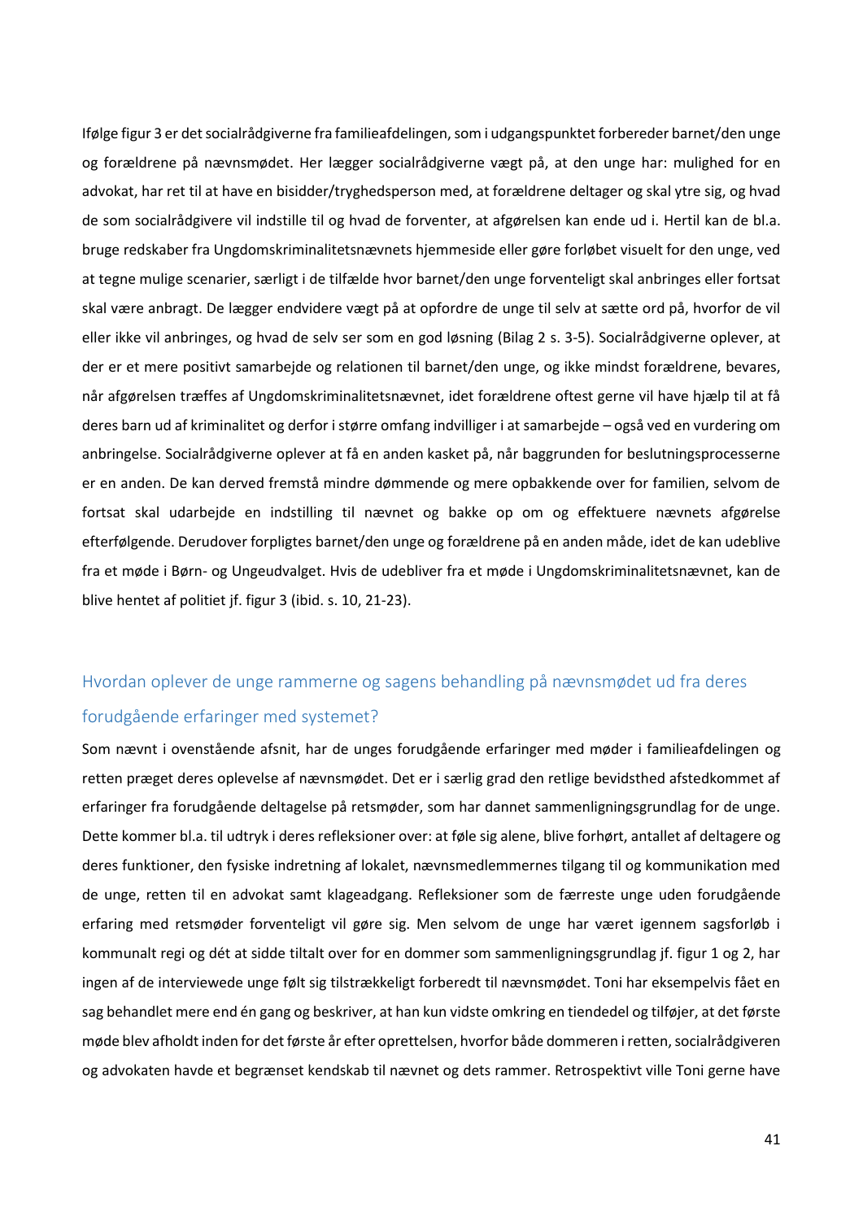Ifølge figur 3 er det socialrådgiverne fra familieafdelingen, som i udgangspunktet forbereder barnet/den unge og forældrene på nævnsmødet. Her lægger socialrådgiverne vægt på, at den unge har: mulighed for en advokat, har ret til at have en bisidder/tryghedsperson med, at forældrene deltager og skal ytre sig, og hvad de som socialrådgivere vil indstille til og hvad de forventer, at afgørelsen kan ende ud i. Hertil kan de bl.a. bruge redskaber fra Ungdomskriminalitetsnævnets hjemmeside eller gøre forløbet visuelt for den unge, ved at tegne mulige scenarier, særligt i de tilfælde hvor barnet/den unge forventeligt skal anbringes eller fortsat skal være anbragt. De lægger endvidere vægt på at opfordre de unge til selv at sætte ord på, hvorfor de vil eller ikke vil anbringes, og hvad de selv ser som en god løsning (Bilag 2 s. 3-5). Socialrådgiverne oplever, at der er et mere positivt samarbejde og relationen til barnet/den unge, og ikke mindst forældrene, bevares, når afgørelsen træffes af Ungdomskriminalitetsnævnet, idet forældrene oftest gerne vil have hjælp til at få deres barn ud af kriminalitet og derfor i større omfang indvilliger i at samarbejde – også ved en vurdering om anbringelse. Socialrådgiverne oplever at få en anden kasket på, når baggrunden for beslutningsprocesserne er en anden. De kan derved fremstå mindre dømmende og mere opbakkende over for familien, selvom de fortsat skal udarbejde en indstilling til nævnet og bakke op om og effektuere nævnets afgørelse efterfølgende. Derudover forpligtes barnet/den unge og forældrene på en anden måde, idet de kan udeblive fra et møde i Børn- og Ungeudvalget. Hvis de udebliver fra et møde i Ungdomskriminalitetsnævnet, kan de blive hentet af politiet jf. figur 3 (ibid. s. 10, 21-23).

## Hvordan oplever de unge rammerne og sagens behandling på nævnsmødet ud fra deres forudgående erfaringer med systemet?

Som nævnt i ovenstående afsnit, har de unges forudgående erfaringer med møder i familieafdelingen og retten præget deres oplevelse af nævnsmødet. Det er i særlig grad den retlige bevidsthed afstedkommet af erfaringer fra forudgående deltagelse på retsmøder, som har dannet sammenligningsgrundlag for de unge. Dette kommer bl.a. til udtryk i deres refleksioner over: at føle sig alene, blive forhørt, antallet af deltagere og deres funktioner, den fysiske indretning af lokalet, nævnsmedlemmernes tilgang til og kommunikation med de unge, retten til en advokat samt klageadgang. Refleksioner som de færreste unge uden forudgående erfaring med retsmøder forventeligt vil gøre sig. Men selvom de unge har været igennem sagsforløb i kommunalt regi og dét at sidde tiltalt over for en dommer som sammenligningsgrundlag jf. figur 1 og 2, har ingen af de interviewede unge følt sig tilstrækkeligt forberedt til nævnsmødet. Toni har eksempelvis fået en sag behandlet mere end én gang og beskriver, at han kun vidste omkring en tiendedel og tilføjer, at det første møde blev afholdt inden for det første år efter oprettelsen, hvorfor både dommeren i retten, socialrådgiveren og advokaten havde et begrænset kendskab til nævnet og dets rammer. Retrospektivt ville Toni gerne have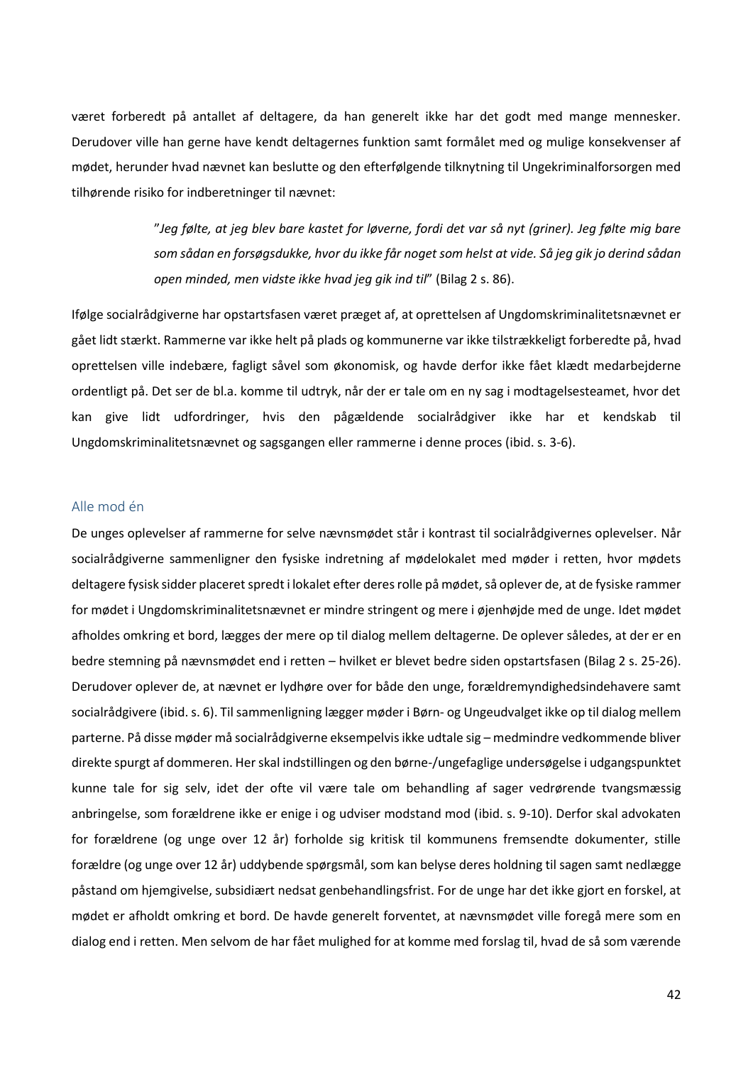været forberedt på antallet af deltagere, da han generelt ikke har det godt med mange mennesker. Derudover ville han gerne have kendt deltagernes funktion samt formålet med og mulige konsekvenser af mødet, herunder hvad nævnet kan beslutte og den efterfølgende tilknytning til Ungekriminalforsorgen med tilhørende risiko for indberetninger til nævnet:

> ”*Jeg følte, at jeg blev bare kastet for løverne, fordi det var så nyt (griner). Jeg følte mig bare som sådan en forsøgsdukke, hvor du ikke får noget som helst at vide. Så jeg gik jo derind sådan open minded, men vidste ikke hvad jeg gik ind til*” (Bilag 2 s. 86).

Ifølge socialrådgiverne har opstartsfasen været præget af, at oprettelsen af Ungdomskriminalitetsnævnet er gået lidt stærkt. Rammerne var ikke helt på plads og kommunerne var ikke tilstrækkeligt forberedte på, hvad oprettelsen ville indebære, fagligt såvel som økonomisk, og havde derfor ikke fået klædt medarbejderne ordentligt på. Det ser de bl.a. komme til udtryk, når der er tale om en ny sag i modtagelsesteamet, hvor det kan give lidt udfordringer, hvis den pågældende socialrådgiver ikke har et kendskab til Ungdomskriminalitetsnævnet og sagsgangen eller rammerne i denne proces (ibid. s. 3-6).

## Alle mod én

De unges oplevelser af rammerne for selve nævnsmødet står i kontrast til socialrådgivernes oplevelser. Når socialrådgiverne sammenligner den fysiske indretning af mødelokalet med møder i retten, hvor mødets deltagere fysisk sidder placeret spredt i lokalet efter deres rolle på mødet, så oplever de, at de fysiske rammer for mødet i Ungdomskriminalitetsnævnet er mindre stringent og mere i øjenhøjde med de unge. Idet mødet afholdes omkring et bord, lægges der mere op til dialog mellem deltagerne. De oplever således, at der er en bedre stemning på nævnsmødet end i retten – hvilket er blevet bedre siden opstartsfasen (Bilag 2 s. 25-26). Derudover oplever de, at nævnet er lydhøre over for både den unge, forældremyndighedsindehavere samt socialrådgivere (ibid. s. 6). Til sammenligning lægger møder i Børn- og Ungeudvalget ikke op til dialog mellem parterne. På disse møder må socialrådgiverne eksempelvis ikke udtale sig – medmindre vedkommende bliver direkte spurgt af dommeren. Her skal indstillingen og den børne-/ungefaglige undersøgelse i udgangspunktet kunne tale for sig selv, idet der ofte vil være tale om behandling af sager vedrørende tvangsmæssig anbringelse, som forældrene ikke er enige i og udviser modstand mod (ibid. s. 9-10). Derfor skal advokaten for forældrene (og unge over 12 år) forholde sig kritisk til kommunens fremsendte dokumenter, stille forældre (og unge over 12 år) uddybende spørgsmål, som kan belyse deres holdning til sagen samt nedlægge påstand om hjemgivelse, subsidiært nedsat genbehandlingsfrist. For de unge har det ikke gjort en forskel, at mødet er afholdt omkring et bord. De havde generelt forventet, at nævnsmødet ville foregå mere som en dialog end i retten. Men selvom de har fået mulighed for at komme med forslag til, hvad de så som værende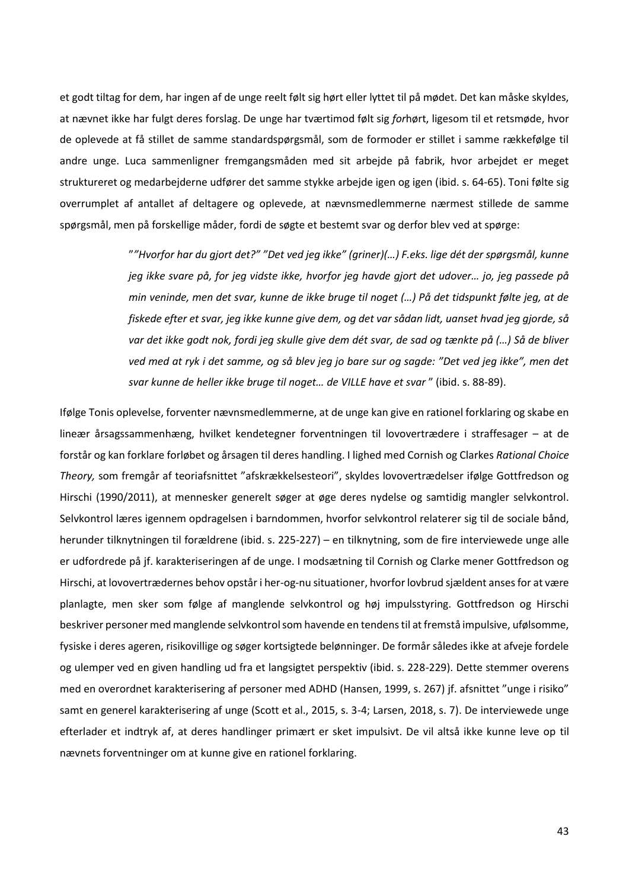et godt tiltag for dem, har ingen af de unge reelt følt sig hørt eller lyttet til på mødet. Det kan måske skyldes, at nævnet ikke har fulgt deres forslag. De unge har tværtimod følt sig *for*hørt, ligesom til et retsmøde, hvor de oplevede at få stillet de samme standardspørgsmål, som de formoder er stillet i samme rækkefølge til andre unge. Luca sammenligner fremgangsmåden med sit arbejde på fabrik, hvor arbejdet er meget struktureret og medarbejderne udfører det samme stykke arbejde igen og igen (ibid. s. 64-65). Toni følte sig overrumplet af antallet af deltagere og oplevede, at nævnsmedlemmerne nærmest stillede de samme spørgsmål, men på forskellige måder, fordi de søgte et bestemt svar og derfor blev ved at spørge:

> *""Hvorfor har du gjort det?" "Det ved jeg ikke" (griner)(…) F.eks. lige dét der spørgsmål, kunne jeg ikke svare på, for jeg vidste ikke, hvorfor jeg havde gjort det udover… jo, jeg passede på min veninde, men det svar, kunne de ikke bruge til noget (…) På det tidspunkt følte jeg, at de fiskede efter et svar, jeg ikke kunne give dem, og det var sådan lidt, uanset hvad jeg gjorde, så var det ikke godt nok, fordi jeg skulle give dem dét svar, de sad og tænkte på (…) Så de bliver ved med at ryk i det samme, og så blev jeg jo bare sur og sagde: "Det ved jeg ikke", men det svar kunne de heller ikke bruge til noget… de VILLE have et svar "* (ibid. s. 88-89).

Ifølge Tonis oplevelse, forventer nævnsmedlemmerne, at de unge kan give en rationel forklaring og skabe en lineær årsagssammenhæng, hvilket kendetegner forventningen til lovovertrædere i straffesager – at de forstår og kan forklare forløbet og årsagen til deres handling. I lighed med Cornish og Clarkes *Rational Choice Theory,* som fremgår af teoriafsnittet "afskrækkelsesteori", skyldes lovovertrædelser ifølge Gottfredson og Hirschi (1990/2011), at mennesker generelt søger at øge deres nydelse og samtidig mangler selvkontrol. Selvkontrol læres igennem opdragelsen i barndommen, hvorfor selvkontrol relaterer sig til de sociale bånd, herunder tilknytningen til forældrene (ibid. s. 225-227) – en tilknytning, som de fire interviewede unge alle er udfordrede på jf. karakteriseringen af de unge. I modsætning til Cornish og Clarke mener Gottfredson og Hirschi, at lovovertrædernes behov opstår i her-og-nu situationer, hvorfor lovbrud sjældent anses for at være planlagte, men sker som følge af manglende selvkontrol og høj impulsstyring. Gottfredson og Hirschi beskriver personer med manglende selvkontrol som havende en tendens til at fremstå impulsive, ufølsomme, fysiske i deres ageren, risikovillige og søger kortsigtede belønninger. De formår således ikke at afveje fordele og ulemper ved en given handling ud fra et langsigtet perspektiv (ibid. s. 228-229). Dette stemmer overens med en overordnet karakterisering af personer med ADHD (Hansen, 1999, s. 267) jf. afsnittet "unge i risiko" samt en generel karakterisering af unge (Scott et al., 2015, s. 3-4; Larsen, 2018, s. 7). De interviewede unge efterlader et indtryk af, at deres handlinger primært er sket impulsivt. De vil altså ikke kunne leve op til nævnets forventninger om at kunne give en rationel forklaring.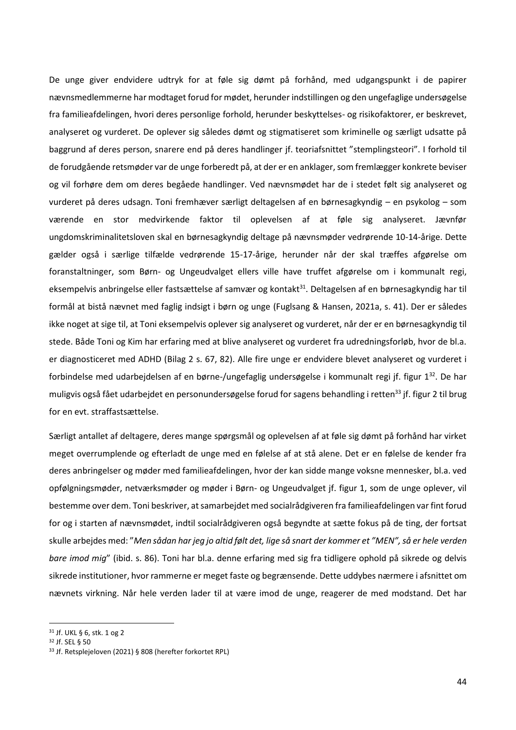De unge giver endvidere udtryk for at føle sig dømt på forhånd, med udgangspunkt i de papirer nævnsmedlemmerne har modtaget forud for mødet, herunder indstillingen og den ungefaglige undersøgelse fra familieafdelingen, hvori deres personlige forhold, herunder beskyttelses- og risikofaktorer, er beskrevet, analyseret og vurderet. De oplever sig således dømt og stigmatiseret som kriminelle og særligt udsatte på baggrund af deres person, snarere end på deres handlinger jf. teoriafsnittet "stemplingsteori". I forhold til de forudgående retsmøder var de unge forberedt på, at der er en anklager, som fremlægger konkrete beviser og vil forhøre dem om deres begåede handlinger. Ved nævnsmødet har de i stedet følt sig analyseret og vurderet på deres udsagn. Toni fremhæver særligt deltagelsen af en børnesagkyndig – en psykolog – som værende en stor medvirkende faktor til oplevelsen af at føle sig analyseret. Jævnfør ungdomskriminalitetsloven skal en børnesagkyndig deltage på nævnsmøder vedrørende 10-14-årige. Dette gælder også i særlige tilfælde vedrørende 15-17-årige, herunder når der skal træffes afgørelse om foranstaltninger, som Børn- og Ungeudvalget ellers ville have truffet afgørelse om i kommunalt regi, eksempelvis anbringelse eller fastsættelse af samvær og kontakt[31]. Deltagelsen af en børnesagkyndig har til formål at bistå nævnet med faglig indsigt i børn og unge (Fuglsang & Hansen, 2021a, s. 41). Der er således ikke noget at sige til, at Toni eksempelvis oplever sig analyseret og vurderet, når der er en børnesagkyndig til stede. Både Toni og Kim har erfaring med at blive analyseret og vurderet fra udredningsforløb, hvor de bl.a. er diagnosticeret med ADHD (Bilag 2 s. 67, 82). Alle fire unge er endvidere blevet analyseret og vurderet i forbindelse med udarbejdelsen af en børne-/ungefaglig undersøgelse i kommunalt regi jf. figur 1[32]. De har muligvis også fået udarbejdet en personundersøgelse forud for sagens behandling i retten[33] jf. figur 2 til brug for en evt. straffastsættelse.

Særligt antallet af deltagere, deres mange spørgsmål og oplevelsen af at føle sig dømt på forhånd har virket meget overrumplende og efterladt de unge med en følelse af at stå alene. Det er en følelse de kender fra deres anbringelser og møder med familieafdelingen, hvor der kan sidde mange voksne mennesker, bl.a. ved opfølgningsmøder, netværksmøder og møder i Børn- og Ungeudvalget jf. figur 1, som de unge oplever, vil bestemme over dem. Toni beskriver, at samarbejdet med socialrådgiveren fra familieafdelingen var fint forud for og i starten af nævnsmødet, indtil socialrådgiveren også begyndte at sætte fokus på de ting, der fortsat skulle arbejdes med: "*Men sådan har jeg jo altid følt det, lige så snart der kommer et "MEN", så er hele verden bare imod mig*" (ibid. s. 86). Toni har bl.a. denne erfaring med sig fra tidligere ophold på sikrede og delvis sikrede institutioner, hvor rammerne er meget faste og begrænsende. Dette uddybes nærmere i afsnittet om nævnets virkning. Når hele verden lader til at være imod de unge, reagerer de med modstand. Det har

---

[31] Jf. UKL § 6, stk. 1 og 2

[32] Jf. SEL § 50

[33] Jf. Retsplejeloven (2021) § 808 (herefter forkortet RPL)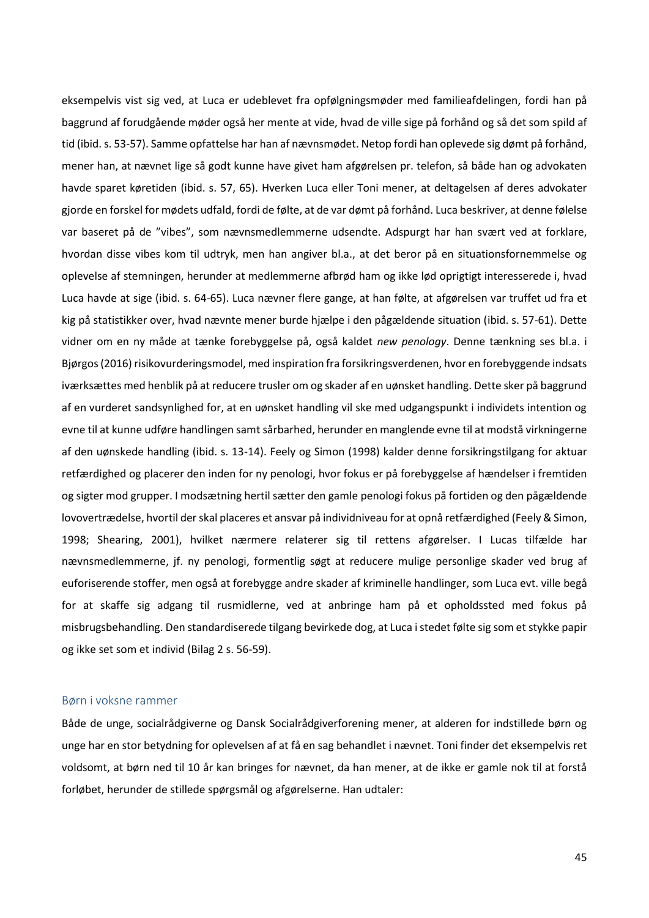eksempelvis vist sig ved, at Luca er udeblevet fra opfølgningsmøder med familieafdelingen, fordi han på baggrund af forudgående møder også her mente at vide, hvad de ville sige på forhånd og så det som spild af tid (ibid. s. 53-57). Samme opfattelse har han af nævnsmødet. Netop fordi han oplevede sig dømt på forhånd, mener han, at nævnet lige så godt kunne have givet ham afgørelsen pr. telefon, så både han og advokaten havde sparet køretiden (ibid. s. 57, 65). Hverken Luca eller Toni mener, at deltagelsen af deres advokater gjorde en forskel for mødets udfald, fordi de følte, at de var dømt på forhånd. Luca beskriver, at denne følelse var baseret på de "vibes", som nævnsmedlemmerne udsendte. Adspurgt har han svært ved at forklare, hvordan disse vibes kom til udtryk, men han angiver bl.a., at det beror på en situationsfornemmelse og oplevelse af stemningen, herunder at medlemmerne afbrød ham og ikke lød oprigtigt interesserede i, hvad Luca havde at sige (ibid. s. 64-65). Luca nævner flere gange, at han følte, at afgørelsen var truffet ud fra et kig på statistikker over, hvad nævnte mener burde hjælpe i den pågældende situation (ibid. s. 57-61). Dette vidner om en ny måde at tænke forebyggelse på, også kaldet *new penology*. Denne tænkning ses bl.a. i Bjørgos (2016) risikovurderingsmodel, med inspiration fra forsikringsverdenen, hvor en forebyggende indsats iværksættes med henblik på at reducere trusler om og skader af en uønsket handling. Dette sker på baggrund af en vurderet sandsynlighed for, at en uønsket handling vil ske med udgangspunkt i individets intention og evne til at kunne udføre handlingen samt sårbarhed, herunder en manglende evne til at modstå virkningerne af den uønskede handling (ibid. s. 13-14). Feely og Simon (1998) kalder denne forsikringstilgang for aktuar retfærdighed og placerer den inden for ny penologi, hvor fokus er på forebyggelse af hændelser i fremtiden og sigter mod grupper. I modsætning hertil sætter den gamle penologi fokus på fortiden og den pågældende lovovertrædelse, hvortil der skal placeres et ansvar på individniveau for at opnå retfærdighed (Feely & Simon, 1998; Shearing, 2001), hvilket nærmere relaterer sig til rettens afgørelser. I Lucas tilfælde har nævnsmedlemmerne, jf. ny penologi, formentlig søgt at reducere mulige personlige skader ved brug af euforiserende stoffer, men også at forebygge andre skader af kriminelle handlinger, som Luca evt. ville begå for at skaffe sig adgang til rusmidlerne, ved at anbringe ham på et opholdssted med fokus på misbrugsbehandling. Den standardiserede tilgang bevirkede dog, at Luca i stedet følte sig som et stykke papir og ikke set som et individ (Bilag 2 s. 56-59).

### Børn i voksne rammer

Både de unge, socialrådgiverne og Dansk Socialrådgiverforening mener, at alderen for indstillede børn og unge har en stor betydning for oplevelsen af at få en sag behandlet i nævnet. Toni finder det eksempelvis ret voldsomt, at børn ned til 10 år kan bringes for nævnet, da han mener, at de ikke er gamle nok til at forstå forløbet, herunder de stillede spørgsmål og afgørelserne. Han udtaler: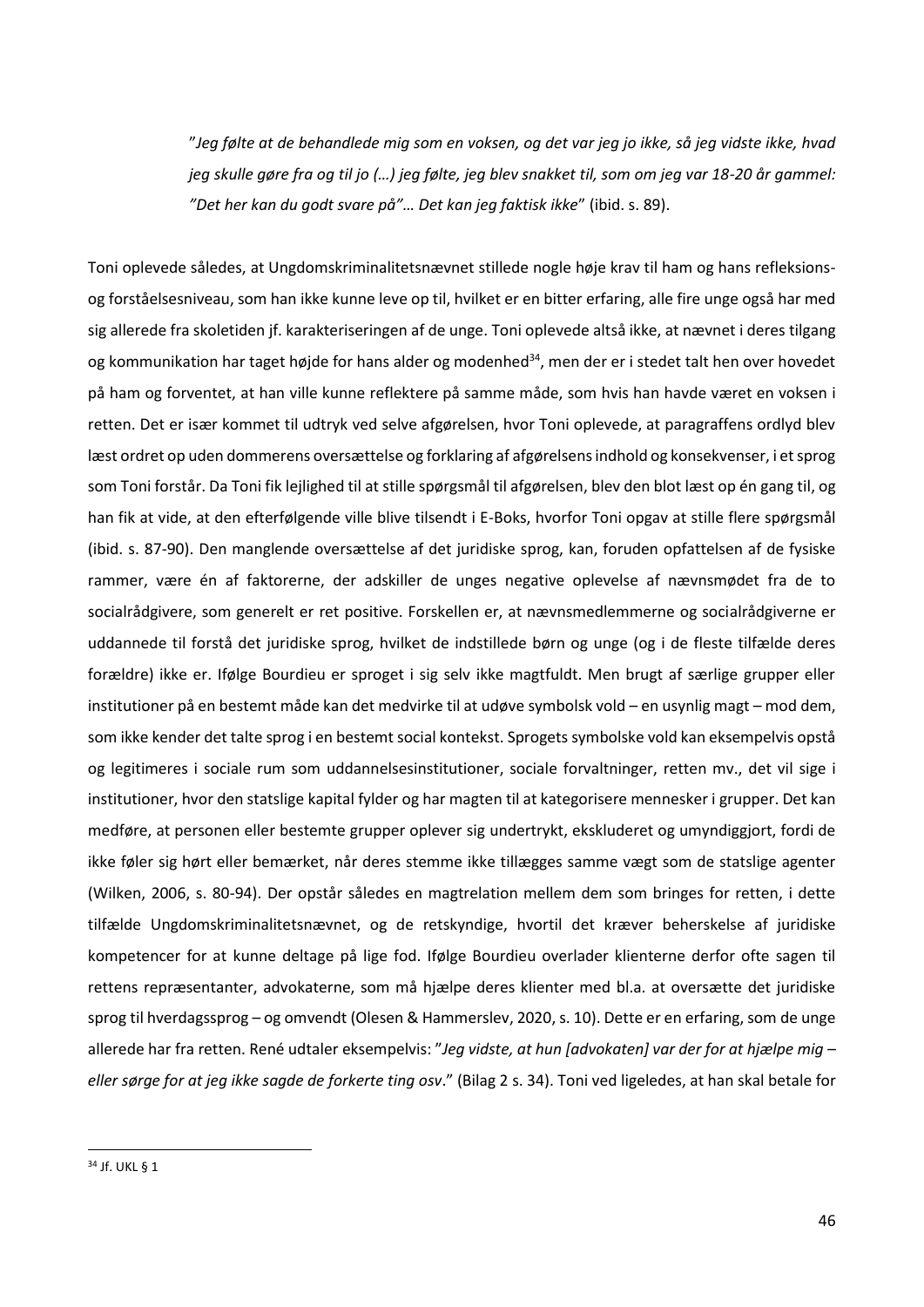> "*Jeg følte at de behandlede mig som en voksen, og det var jeg jo ikke, så jeg vidste ikke, hvad jeg skulle gøre fra og til jo (…) jeg følte, jeg blev snakket til, som om jeg var 18-20 år gammel: "Det her kan du godt svare på"… Det kan jeg faktisk ikke*" (ibid. s. 89).

Toni oplevede således, at Ungdomskriminalitetsnævnet stillede nogle høje krav til ham og hans refleksions- og forståelsesniveau, som han ikke kunne leve op til, hvilket er en bitter erfaring, alle fire unge også har med sig allerede fra skoletiden jf. karakteriseringen af de unge. Toni oplevede altså ikke, at nævnet i deres tilgang og kommunikation har taget højde for hans alder og modenhed[34], men der er i stedet talt hen over hovedet på ham og forventet, at han ville kunne reflektere på samme måde, som hvis han havde været en voksen i retten. Det er især kommet til udtryk ved selve afgørelsen, hvor Toni oplevede, at paragraffens ordlyd blev læst ordret op uden dommerens oversættelse og forklaring af afgørelsens indhold og konsekvenser, i et sprog som Toni forstår. Da Toni fik lejlighed til at stille spørgsmål til afgørelsen, blev den blot læst op én gang til, og han fik at vide, at den efterfølgende ville blive tilsendt i E-Boks, hvorfor Toni opgav at stille flere spørgsmål (ibid. s. 87-90). Den manglende oversættelse af det juridiske sprog, kan, foruden opfattelsen af de fysiske rammer, være én af faktorerne, der adskiller de unges negative oplevelse af nævnsmødet fra de to socialrådgivere, som generelt er ret positive. Forskellen er, at nævnsmedlemmerne og socialrådgiverne er uddannede til forstå det juridiske sprog, hvilket de indstillede børn og unge (og i de fleste tilfælde deres forældre) ikke er. Ifølge Bourdieu er sproget i sig selv ikke magtfuldt. Men brugt af særlige grupper eller institutioner på en bestemt måde kan det medvirke til at udøve symbolsk vold – en usynlig magt – mod dem, som ikke kender det talte sprog i en bestemt social kontekst. Sprogets symbolske vold kan eksempelvis opstå og legitimeres i sociale rum som uddannelsesinstitutioner, sociale forvaltninger, retten mv., det vil sige i institutioner, hvor den statslige kapital fylder og har magten til at kategorisere mennesker i grupper. Det kan medføre, at personen eller bestemte grupper oplever sig undertrykt, ekskluderet og umyndiggjort, fordi de ikke føler sig hørt eller bemærket, når deres stemme ikke tillægges samme vægt som de statslige agenter (Wilken, 2006, s. 80-94). Der opstår således en magtrelation mellem dem som bringes for retten, i dette tilfælde Ungdomskriminalitetsnævnet, og de retskyndige, hvortil det kræver beherskelse af juridiske kompetencer for at kunne deltage på lige fod. Ifølge Bourdieu overlader klienterne derfor ofte sagen til rettens repræsentanter, advokaterne, som må hjælpe deres klienter med bl.a. at oversætte det juridiske sprog til hverdagssprog – og omvendt (Olesen & Hammerslev, 2020, s. 10). Dette er en erfaring, som de unge allerede har fra retten. René udtaler eksempelvis: "*Jeg vidste, at hun [advokaten] var der for at hjælpe mig – eller sørge for at jeg ikke sagde de forkerte ting osv*." (Bilag 2 s. 34). Toni ved ligeledes, at han skal betale for

[34] Jf. UKL § 1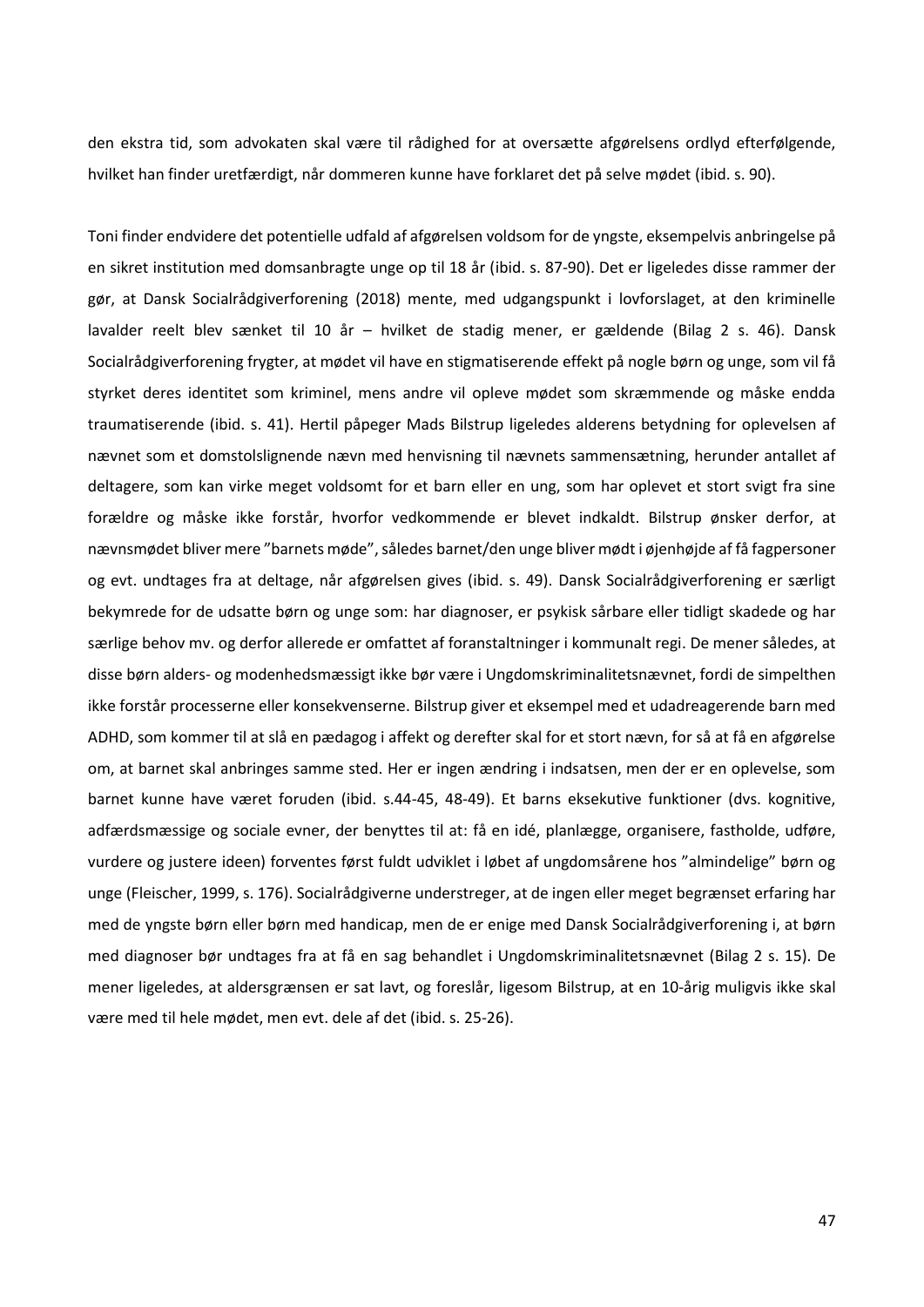den ekstra tid, som advokaten skal være til rådighed for at oversætte afgørelsens ordlyd efterfølgende, hvilket han finder uretfærdigt, når dommeren kunne have forklaret det på selve mødet (ibid. s. 90).

Toni finder endvidere det potentielle udfald af afgørelsen voldsom for de yngste, eksempelvis anbringelse på en sikret institution med domsanbragte unge op til 18 år (ibid. s. 87-90). Det er ligeledes disse rammer der gør, at Dansk Socialrådgiverforening (2018) mente, med udgangspunkt i lovforslaget, at den kriminelle lavalder reelt blev sænket til 10 år – hvilket de stadig mener, er gældende (Bilag 2 s. 46). Dansk Socialrådgiverforening frygter, at mødet vil have en stigmatiserende effekt på nogle børn og unge, som vil få styrket deres identitet som kriminel, mens andre vil opleve mødet som skræmmende og måske endda traumatiserende (ibid. s. 41). Hertil påpeger Mads Bilstrup ligeledes alderens betydning for oplevelsen af nævnet som et domstolslignende nævn med henvisning til nævnets sammensætning, herunder antallet af deltagere, som kan virke meget voldsomt for et barn eller en ung, som har oplevet et stort svigt fra sine forældre og måske ikke forstår, hvorfor vedkommende er blevet indkaldt. Bilstrup ønsker derfor, at nævnsmødet bliver mere "barnets møde", således barnet/den unge bliver mødt i øjenhøjde af få fagpersoner og evt. undtages fra at deltage, når afgørelsen gives (ibid. s. 49). Dansk Socialrådgiverforening er særligt bekymrede for de udsatte børn og unge som: har diagnoser, er psykisk sårbare eller tidligt skadede og har særlige behov mv. og derfor allerede er omfattet af foranstaltninger i kommunalt regi. De mener således, at disse børn alders- og modenhedsmæssigt ikke bør være i Ungdomskriminalitetsnævnet, fordi de simpelthen ikke forstår processerne eller konsekvenserne. Bilstrup giver et eksempel med et udadreagerende barn med ADHD, som kommer til at slå en pædagog i affekt og derefter skal for et stort nævn, for så at få en afgørelse om, at barnet skal anbringes samme sted. Her er ingen ændring i indsatsen, men der er en oplevelse, som barnet kunne have været foruden (ibid. s.44-45, 48-49). Et barns eksekutive funktioner (dvs. kognitive, adfærdsmæssige og sociale evner, der benyttes til at: få en idé, planlægge, organisere, fastholde, udføre, vurdere og justere ideen) forventes først fuldt udviklet i løbet af ungdomsårene hos "almindelige" børn og unge (Fleischer, 1999, s. 176). Socialrådgiverne understreger, at de ingen eller meget begrænset erfaring har med de yngste børn eller børn med handicap, men de er enige med Dansk Socialrådgiverforening i, at børn med diagnoser bør undtages fra at få en sag behandlet i Ungdomskriminalitetsnævnet (Bilag 2 s. 15). De mener ligeledes, at aldersgrænsen er sat lavt, og foreslår, ligesom Bilstrup, at en 10-årig muligvis ikke skal være med til hele mødet, men evt. dele af det (ibid. s. 25-26).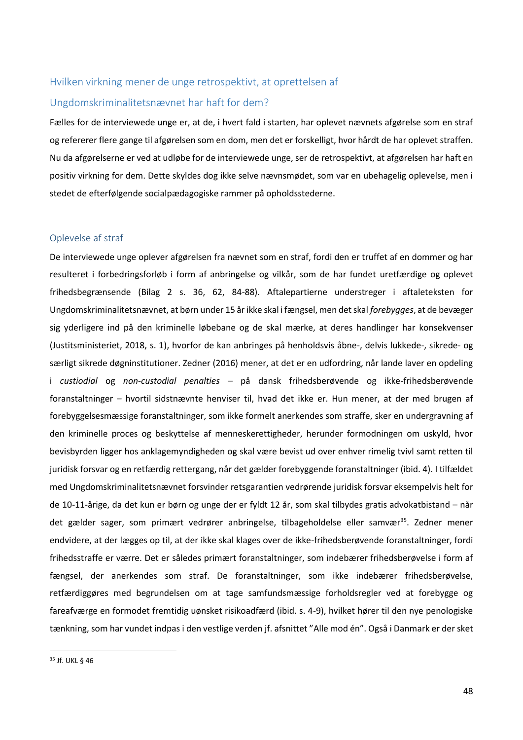## Hvilken virkning mener de unge retrospektivt, at oprettelsen af Ungdomskriminalitetsnævnet har haft for dem?

Fælles for de interviewede unge er, at de, i hvert fald i starten, har oplevet nævnets afgørelse som en straf og refererer flere gange til afgørelsen som en dom, men det er forskelligt, hvor hårdt de har oplevet straffen. Nu da afgørelserne er ved at udløbe for de interviewede unge, ser de retrospektivt, at afgørelsen har haft en positiv virkning for dem. Dette skyldes dog ikke selve nævnsmødet, som var en ubehagelig oplevelse, men i stedet de efterfølgende socialpædagogiske rammer på opholdsstederne.

### Oplevelse af straf

De interviewede unge oplever afgørelsen fra nævnet som en straf, fordi den er truffet af en dommer og har resulteret i forbedringsforløb i form af anbringelse og vilkår, som de har fundet uretfærdige og oplevet frihedsbegrænsende (Bilag 2 s. 36, 62, 84-88). Aftalepartierne understreger i aftaleteksten for Ungdomskriminalitetsnævnet, at børn under 15 år ikke skal i fængsel, men det skal *forebygges*, at de bevæger sig yderligere ind på den kriminelle løbebane og de skal mærke, at deres handlinger har konsekvenser (Justitsministeriet, 2018, s. 1), hvorfor de kan anbringes på henholdsvis åbne-, delvis lukkede-, sikrede- og særligt sikrede døgninstitutioner. Zedner (2016) mener, at det er en udfordring, når lande laver en opdeling i *custiodial* og *non-custodial penalties* – på dansk frihedsberøvende og ikke-frihedsberøvende foranstaltninger – hvortil sidstnævnte henviser til, hvad det ikke er. Hun mener, at der med brugen af forebyggelsesmæssige foranstaltninger, som ikke formelt anerkendes som straffe, sker en undergravning af den kriminelle proces og beskyttelse af menneskerettigheder, herunder formodningen om uskyld, hvor bevisbyrden ligger hos anklagemyndigheden og skal være bevist ud over enhver rimelig tvivl samt retten til juridisk forsvar og en retfærdig rettergang, når det gælder forebyggende foranstaltninger (ibid. 4). I tilfældet med Ungdomskriminalitetsnævnet forsvinder retsgarantien vedrørende juridisk forsvar eksempelvis helt for de 10-11-årige, da det kun er børn og unge der er fyldt 12 år, som skal tilbydes gratis advokatbistand – når det gælder sager, som primært vedrører anbringelse, tilbageholdelse eller samvær[35]. Zedner mener endvidere, at der lægges op til, at der ikke skal klages over de ikke-frihedsberøvende foranstaltninger, fordi frihedsstraffe er værre. Det er således primært foranstaltninger, som indebærer frihedsberøvelse i form af fængsel, der anerkendes som straf. De foranstaltninger, som ikke indebærer frihedsberøvelse, retfærdiggøres med begrundelsen om at tage samfundsmæssige forholdsregler ved at forebygge og fareafværge en formodet fremtidig uønsket risikoadfærd (ibid. s. 4-9), hvilket hører til den nye penologiske tænkning, som har vundet indpas i den vestlige verden jf. afsnittet "Alle mod én". Også i Danmark er der sket

[35] Jf. UKL § 46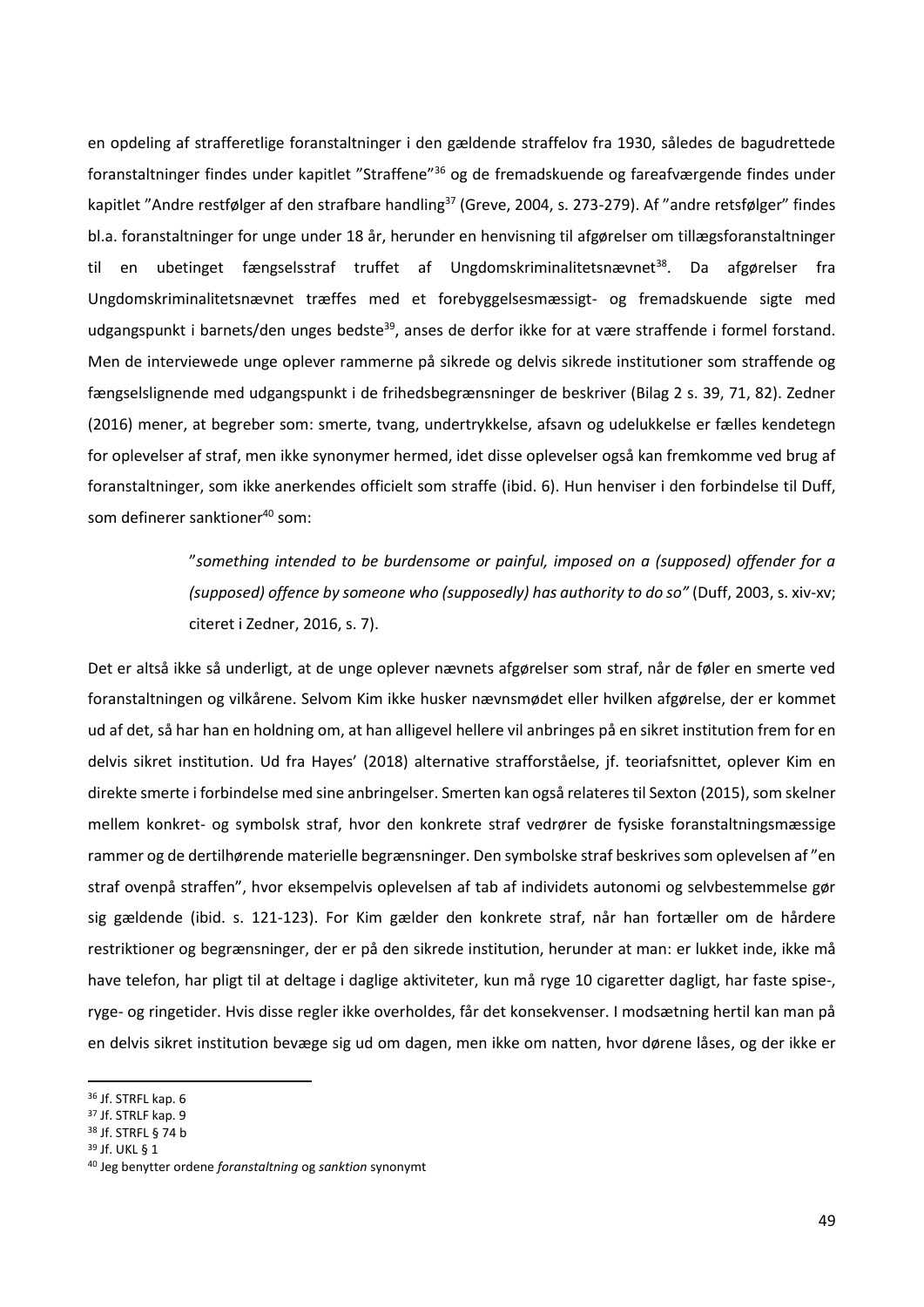en opdeling af strafferetlige foranstaltninger i den gældende straffelov fra 1930, således de bagudrettede foranstaltninger findes under kapitlet "Straffene"[36] og de fremadskuende og fareafværgende findes under kapitlet "Andre restfølger af den strafbare handling[37] (Greve, 2004, s. 273-279). Af "andre retsfølger" findes bl.a. foranstaltninger for unge under 18 år, herunder en henvisning til afgørelser om tillægsforanstaltninger til en ubetinget fængselsstraf truffet af Ungdomskriminalitetsnævnet[38]. Da afgørelser fra Ungdomskriminalitetsnævnet træffes med et forebyggelsesmæssigt- og fremadskuende sigte med udgangspunkt i barnets/den unges bedste[39], anses de derfor ikke for at være straffende i formel forstand. Men de interviewede unge oplever rammerne på sikrede og delvis sikrede institutioner som straffende og fængselslignende med udgangspunkt i de frihedsbegrænsninger de beskriver (Bilag 2 s. 39, 71, 82). Zedner (2016) mener, at begreber som: smerte, tvang, undertrykkelse, afsavn og udelukkelse er fælles kendetegn for oplevelser af straf, men ikke synonymer hermed, idet disse oplevelser også kan fremkomme ved brug af foranstaltninger, som ikke anerkendes officielt som straffe (ibid. 6). Hun henviser i den forbindelse til Duff, som definerer sanktioner[40] som:

> "*something intended to be burdensome or painful, imposed on a (supposed) offender for a (supposed) offence by someone who (supposedly) has authority to do so"* (Duff, 2003, s. xiv-xv; citeret i Zedner, 2016, s. 7).

Det er altså ikke så underligt, at de unge oplever nævnets afgørelser som straf, når de føler en smerte ved foranstaltningen og vilkårene. Selvom Kim ikke husker nævnsmødet eller hvilken afgørelse, der er kommet ud af det, så har han en holdning om, at han alligevel hellere vil anbringes på en sikret institution frem for en delvis sikret institution. Ud fra Hayes' (2018) alternative strafforståelse, jf. teoriafsnittet, oplever Kim en direkte smerte i forbindelse med sine anbringelser. Smerten kan også relateres til Sexton (2015), som skelner mellem konkret- og symbolsk straf, hvor den konkrete straf vedrører de fysiske foranstaltningsmæssige rammer og de dertilhørende materielle begrænsninger. Den symbolske straf beskrives som oplevelsen af "en straf ovenpå straffen", hvor eksempelvis oplevelsen af tab af individets autonomi og selvbestemmelse gør sig gældende (ibid. s. 121-123). For Kim gælder den konkrete straf, når han fortæller om de hårdere restriktioner og begrænsninger, der er på den sikrede institution, herunder at man: er lukket inde, ikke må have telefon, har pligt til at deltage i daglige aktiviteter, kun må ryge 10 cigaretter dagligt, har faste spise-, ryge- og ringetider. Hvis disse regler ikke overholdes, får det konsekvenser. I modsætning hertil kan man på en delvis sikret institution bevæge sig ud om dagen, men ikke om natten, hvor dørene låses, og der ikke er

---

[36] Jf. STRFL kap. 6

[37] Jf. STRLF kap. 9

[38] Jf. STRFL § 74 b

[39] Jf. UKL § 1

[40] Jeg benytter ordene *foranstaltning* og *sanktion* synonymt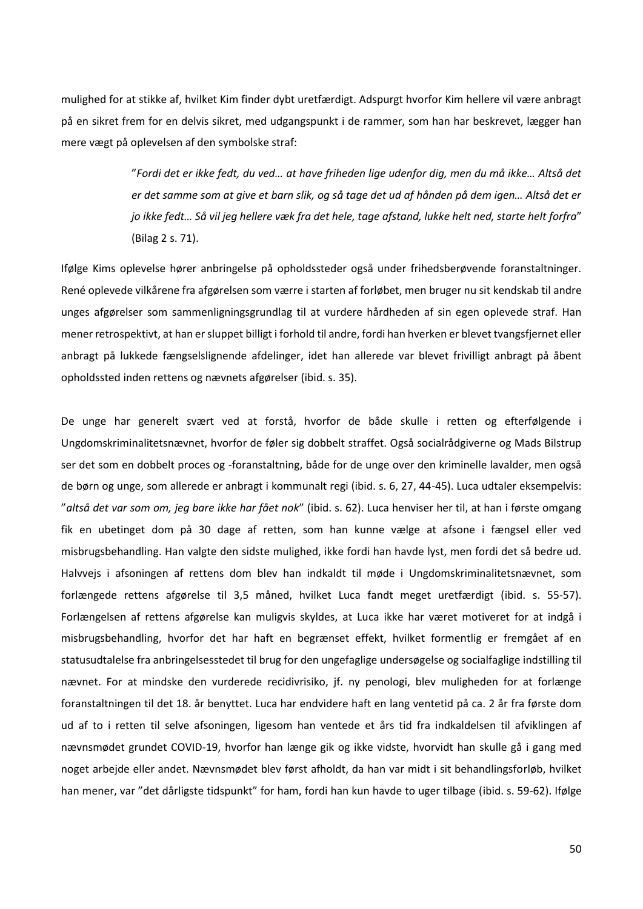mulighed for at stikke af, hvilket Kim finder dybt uretfærdigt. Adspurgt hvorfor Kim hellere vil være anbragt på en sikret frem for en delvis sikret, med udgangspunkt i de rammer, som han har beskrevet, lægger han mere vægt på oplevelsen af den symbolske straf:

> "*Fordi det er ikke fedt, du ved… at have friheden lige udenfor dig, men du må ikke… Altså det er det samme som at give et barn slik, og så tage det ud af hånden på dem igen… Altså det er jo ikke fedt… Så vil jeg hellere væk fra det hele, tage afstand, lukke helt ned, starte helt forfra*" (Bilag 2 s. 71).

Ifølge Kims oplevelse hører anbringelse på opholdssteder også under frihedsberøvende foranstaltninger. René oplevede vilkårene fra afgørelsen som værre i starten af forløbet, men bruger nu sit kendskab til andre unges afgørelser som sammenligningsgrundlag til at vurdere hårdheden af sin egen oplevede straf. Han mener retrospektivt, at han er sluppet billigt i forhold til andre, fordi han hverken er blevet tvangsfjernet eller anbragt på lukkede fængselslignende afdelinger, idet han allerede var blevet frivilligt anbragt på åbent opholdssted inden rettens og nævnets afgørelser (ibid. s. 35).

De unge har generelt svært ved at forstå, hvorfor de både skulle i retten og efterfølgende i Ungdomskriminalitetsnævnet, hvorfor de føler sig dobbelt straffet. Også socialrådgiverne og Mads Bilstrup ser det som en dobbelt proces og -foranstaltning, både for de unge over den kriminelle lavalder, men også de børn og unge, som allerede er anbragt i kommunalt regi (ibid. s. 6, 27, 44-45). Luca udtaler eksempelvis: "*altså det var som om, jeg bare ikke har fået nok*" (ibid. s. 62). Luca henviser her til, at han i første omgang fik en ubetinget dom på 30 dage af retten, som han kunne vælge at afsone i fængsel eller ved misbrugsbehandling. Han valgte den sidste mulighed, ikke fordi han havde lyst, men fordi det så bedre ud. Halvvejs i afsoningen af rettens dom blev han indkaldt til møde i Ungdomskriminalitetsnævnet, som forlængede rettens afgørelse til 3,5 måned, hvilket Luca fandt meget uretfærdigt (ibid. s. 55-57). Forlængelsen af rettens afgørelse kan muligvis skyldes, at Luca ikke har været motiveret for at indgå i misbrugsbehandling, hvorfor det har haft en begrænset effekt, hvilket formentlig er fremgået af en statusudtalelse fra anbringelsesstedet til brug for den ungefaglige undersøgelse og socialfaglige indstilling til nævnet. For at mindske den vurderede recidivrisiko, jf. ny penologi, blev muligheden for at forlænge foranstaltningen til det 18. år benyttet. Luca har endvidere haft en lang ventetid på ca. 2 år fra første dom ud af to i retten til selve afsoningen, ligesom han ventede et års tid fra indkaldelsen til afviklingen af nævnsmødet grundet COVID-19, hvorfor han længe gik og ikke vidste, hvorvidt han skulle gå i gang med noget arbejde eller andet. Nævnsmødet blev først afholdt, da han var midt i sit behandlingsforløb, hvilket han mener, var "det dårligste tidspunkt" for ham, fordi han kun havde to uger tilbage (ibid. s. 59-62). Ifølge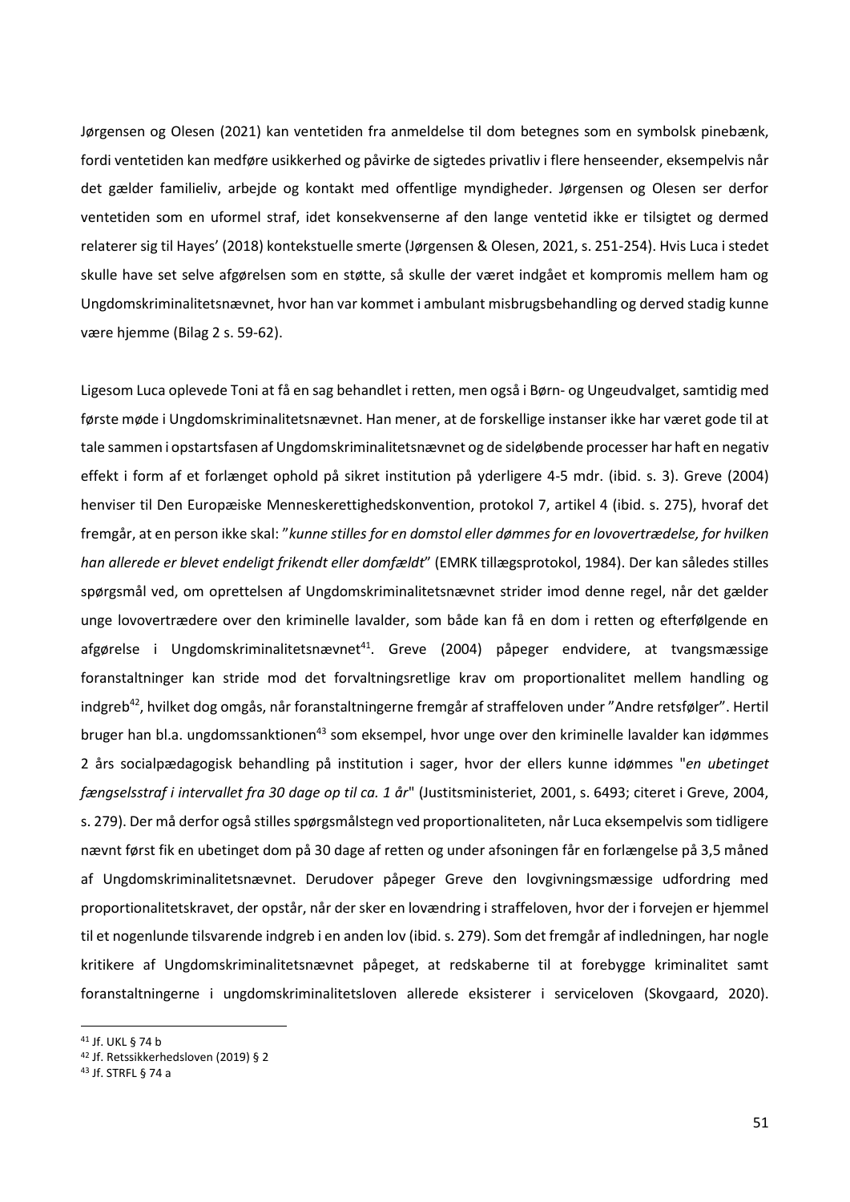Jørgensen og Olesen (2021) kan ventetiden fra anmeldelse til dom betegnes som en symbolsk pinebænk, fordi ventetiden kan medføre usikkerhed og påvirke de sigtedes privatliv i flere henseender, eksempelvis når det gælder familieliv, arbejde og kontakt med offentlige myndigheder. Jørgensen og Olesen ser derfor ventetiden som en uformel straf, idet konsekvenserne af den lange ventetid ikke er tilsigtet og dermed relaterer sig til Hayes' (2018) kontekstuelle smerte (Jørgensen & Olesen, 2021, s. 251-254). Hvis Luca i stedet skulle have set selve afgørelsen som en støtte, så skulle der været indgået et kompromis mellem ham og Ungdomskriminalitetsnævnet, hvor han var kommet i ambulant misbrugsbehandling og derved stadig kunne være hjemme (Bilag 2 s. 59-62).

Ligesom Luca oplevede Toni at få en sag behandlet i retten, men også i Børn- og Ungeudvalget, samtidig med første møde i Ungdomskriminalitetsnævnet. Han mener, at de forskellige instanser ikke har været gode til at tale sammen i opstartsfasen af Ungdomskriminalitetsnævnet og de sideløbende processer har haft en negativ effekt i form af et forlænget ophold på sikret institution på yderligere 4-5 mdr. (ibid. s. 3). Greve (2004) henviser til Den Europæiske Menneskerettighedskonvention, protokol 7, artikel 4 (ibid. s. 275), hvoraf det fremgår, at en person ikke skal: "*kunne stilles for en domstol eller dømmes for en lovovertrædelse, for hvilken han allerede er blevet endeligt frikendt eller domfældt*" (EMRK tillægsprotokol, 1984). Der kan således stilles spørgsmål ved, om oprettelsen af Ungdomskriminalitetsnævnet strider imod denne regel, når det gælder unge lovovertrædere over den kriminelle lavalder, som både kan få en dom i retten og efterfølgende en afgørelse i Ungdomskriminalitetsnævnet[41]. Greve (2004) påpeger endvidere, at tvangsmæssige foranstaltninger kan stride mod det forvaltningsretlige krav om proportionalitet mellem handling og indgreb[42], hvilket dog omgås, når foranstaltningerne fremgår af straffeloven under "Andre retsfølger". Hertil bruger han bl.a. ungdomssanktionen[43] som eksempel, hvor unge over den kriminelle lavalder kan idømmes 2 års socialpædagogisk behandling på institution i sager, hvor der ellers kunne idømmes "*en ubetinget fængselsstraf i intervallet fra 30 dage op til ca. 1 år*" (Justitsministeriet, 2001, s. 6493; citeret i Greve, 2004, s. 279). Der må derfor også stilles spørgsmålstegn ved proportionaliteten, når Luca eksempelvis som tidligere nævnt først fik en ubetinget dom på 30 dage af retten og under afsoningen får en forlængelse på 3,5 måned af Ungdomskriminalitetsnævnet. Derudover påpeger Greve den lovgivningsmæssige udfordring med proportionalitetskravet, der opstår, når der sker en lovændring i straffeloven, hvor der i forvejen er hjemmel til et nogenlunde tilsvarende indgreb i en anden lov (ibid. s. 279). Som det fremgår af indledningen, har nogle kritikere af Ungdomskriminalitetsnævnet påpeget, at redskaberne til at forebygge kriminalitet samt foranstaltningerne i ungdomskriminalitetsloven allerede eksisterer i serviceloven (Skovgaard, 2020).

---

[41] Jf. UKL § 74 b

[42] Jf. Retssikkerhedsloven (2019) § 2

[43] Jf. STRFL § 74 a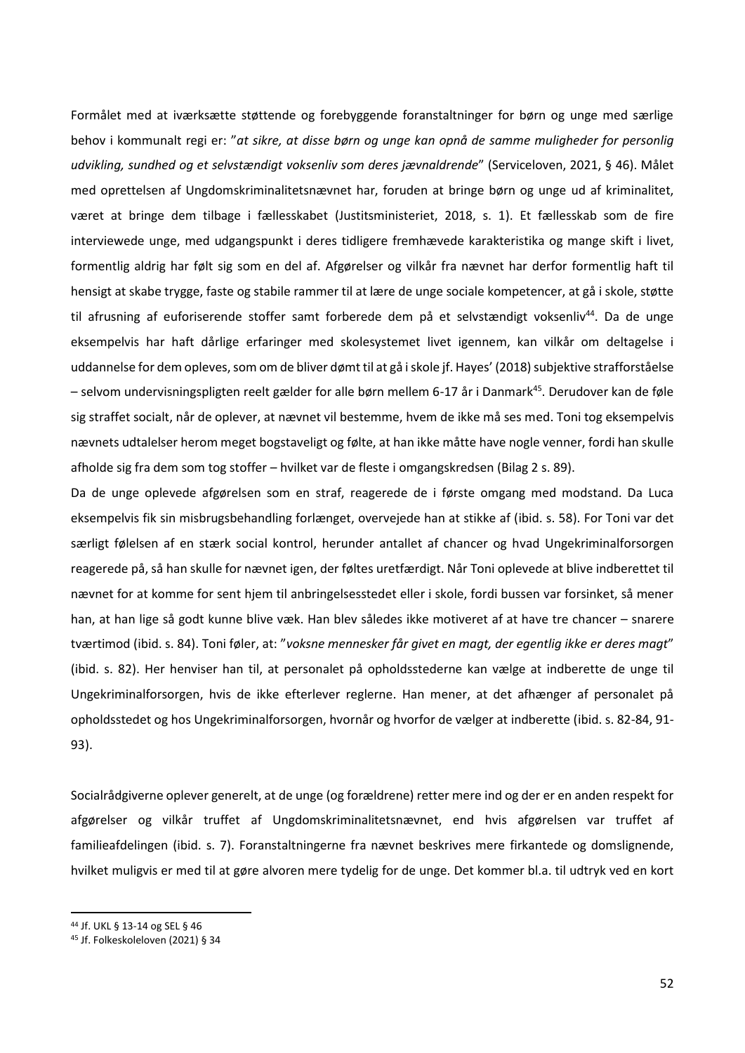Formålet med at iværksætte støttende og forebyggende foranstaltninger for børn og unge med særlige behov i kommunalt regi er: "*at sikre, at disse børn og unge kan opnå de samme muligheder for personlig udvikling, sundhed og et selvstændigt voksenliv som deres jævnaldrende*" (Serviceloven, 2021, § 46). Målet med oprettelsen af Ungdomskriminalitetsnævnet har, foruden at bringe børn og unge ud af kriminalitet, været at bringe dem tilbage i fællesskabet (Justitsministeriet, 2018, s. 1). Et fællesskab som de fire interviewede unge, med udgangspunkt i deres tidligere fremhævede karakteristika og mange skift i livet, formentlig aldrig har følt sig som en del af. Afgørelser og vilkår fra nævnet har derfor formentlig haft til hensigt at skabe trygge, faste og stabile rammer til at lære de unge sociale kompetencer, at gå i skole, støtte til afrusning af euforiserende stoffer samt forberede dem på et selvstændigt voksenliv[44]. Da de unge eksempelvis har haft dårlige erfaringer med skolesystemet livet igennem, kan vilkår om deltagelse i uddannelse for dem opleves, som om de bliver dømt til at gå i skole jf. Hayes' (2018) subjektive strafforståelse – selvom undervisningspligten reelt gælder for alle børn mellem 6-17 år i Danmark[45]. Derudover kan de føle sig straffet socialt, når de oplever, at nævnet vil bestemme, hvem de ikke må ses med. Toni tog eksempelvis nævnets udtalelser herom meget bogstaveligt og følte, at han ikke måtte have nogle venner, fordi han skulle afholde sig fra dem som tog stoffer – hvilket var de fleste i omgangskredsen (Bilag 2 s. 89).

Da de unge oplevede afgørelsen som en straf, reagerede de i første omgang med modstand. Da Luca eksempelvis fik sin misbrugsbehandling forlænget, overvejede han at stikke af (ibid. s. 58). For Toni var det særligt følelsen af en stærk social kontrol, herunder antallet af chancer og hvad Ungekriminalforsorgen reagerede på, så han skulle for nævnet igen, der føltes uretfærdigt. Når Toni oplevede at blive indberettet til nævnet for at komme for sent hjem til anbringelsesstedet eller i skole, fordi bussen var forsinket, så mener han, at han lige så godt kunne blive væk. Han blev således ikke motiveret af at have tre chancer – snarere tværtimod (ibid. s. 84). Toni føler, at: "*voksne mennesker får givet en magt, der egentlig ikke er deres magt*" (ibid. s. 82). Her henviser han til, at personalet på opholdsstederne kan vælge at indberette de unge til Ungekriminalforsorgen, hvis de ikke efterlever reglerne. Han mener, at det afhænger af personalet på opholdsstedet og hos Ungekriminalforsorgen, hvornår og hvorfor de vælger at indberette (ibid. s. 82-84, 91-93).

Socialrådgiverne oplever generelt, at de unge (og forældrene) retter mere ind og der er en anden respekt for afgørelser og vilkår truffet af Ungdomskriminalitetsnævnet, end hvis afgørelsen var truffet af familieafdelingen (ibid. s. 7). Foranstaltningerne fra nævnet beskrives mere firkantede og domslignende, hvilket muligvis er med til at gøre alvoren mere tydelig for de unge. Det kommer bl.a. til udtryk ved en kort

---

[44] Jf. UKL § 13-14 og SEL § 46

[45] Jf. Folkeskoleloven (2021) § 34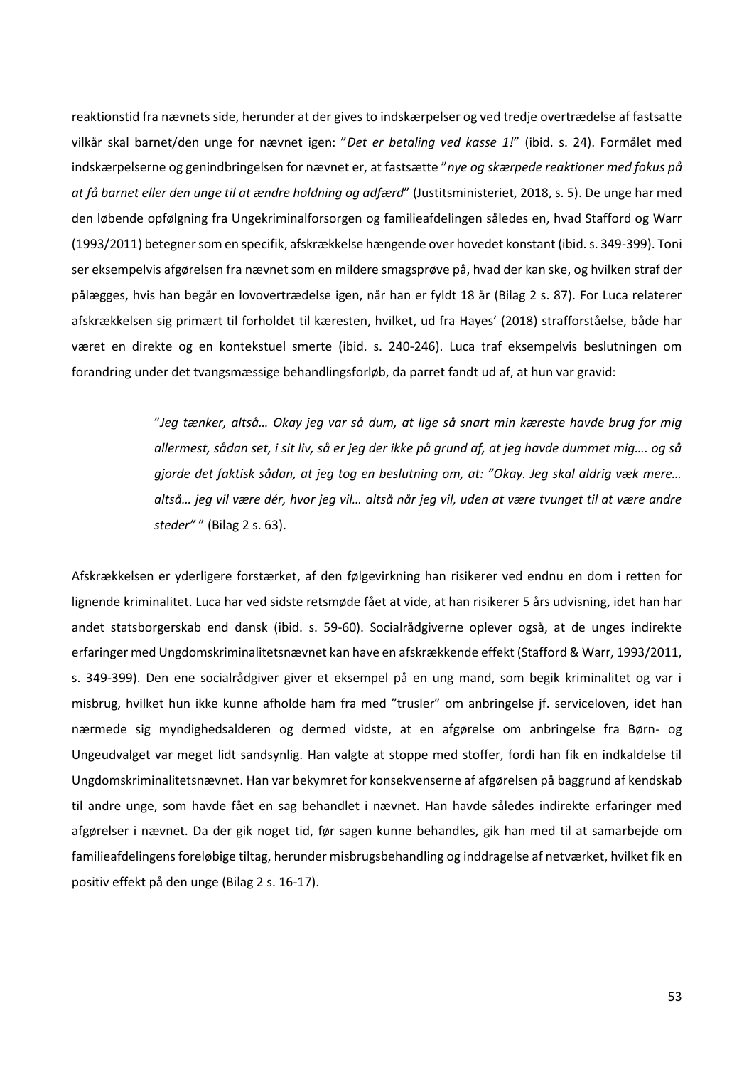reaktionstid fra nævnets side, herunder at der gives to indskærpelser og ved tredje overtrædelse af fastsatte vilkår skal barnet/den unge for nævnet igen: "*Det er betaling ved kasse 1!*" (ibid. s. 24). Formålet med indskærpelserne og genindbringelsen for nævnet er, at fastsætte "*nye og skærpede reaktioner med fokus på at få barnet eller den unge til at ændre holdning og adfærd*" (Justitsministeriet, 2018, s. 5). De unge har med den løbende opfølgning fra Ungekriminalforsorgen og familieafdelingen således en, hvad Stafford og Warr (1993/2011) betegner som en specifik, afskrækkelse hængende over hovedet konstant (ibid. s. 349-399). Toni ser eksempelvis afgørelsen fra nævnet som en mildere smagsprøve på, hvad der kan ske, og hvilken straf der pålægges, hvis han begår en lovovertrædelse igen, når han er fyldt 18 år (Bilag 2 s. 87). For Luca relaterer afskrækkelsen sig primært til forholdet til kæresten, hvilket, ud fra Hayes' (2018) strafforståelse, både har været en direkte og en kontekstuel smerte (ibid. s. 240-246). Luca traf eksempelvis beslutningen om forandring under det tvangsmæssige behandlingsforløb, da parret fandt ud af, at hun var gravid:

> "*Jeg tænker, altså… Okay jeg var så dum, at lige så snart min kæreste havde brug for mig allermest, sådan set, i sit liv, så er jeg der ikke på grund af, at jeg havde dummet mig…. og så gjorde det faktisk sådan, at jeg tog en beslutning om, at: "Okay. Jeg skal aldrig væk mere… altså… jeg vil være dér, hvor jeg vil… altså når jeg vil, uden at være tvunget til at være andre steder"* " (Bilag 2 s. 63).

Afskrækkelsen er yderligere forstærket, af den følgevirkning han risikerer ved endnu en dom i retten for lignende kriminalitet. Luca har ved sidste retsmøde fået at vide, at han risikerer 5 års udvisning, idet han har andet statsborgerskab end dansk (ibid. s. 59-60). Socialrådgiverne oplever også, at de unges indirekte erfaringer med Ungdomskriminalitetsnævnet kan have en afskrækkende effekt (Stafford & Warr, 1993/2011, s. 349-399). Den ene socialrådgiver giver et eksempel på en ung mand, som begik kriminalitet og var i misbrug, hvilket hun ikke kunne afholde ham fra med "trusler" om anbringelse jf. serviceloven, idet han nærmede sig myndighedsalderen og dermed vidste, at en afgørelse om anbringelse fra Børn- og Ungeudvalget var meget lidt sandsynlig. Han valgte at stoppe med stoffer, fordi han fik en indkaldelse til Ungdomskriminalitetsnævnet. Han var bekymret for konsekvenserne af afgørelsen på baggrund af kendskab til andre unge, som havde fået en sag behandlet i nævnet. Han havde således indirekte erfaringer med afgørelser i nævnet. Da der gik noget tid, før sagen kunne behandles, gik han med til at samarbejde om familieafdelingens foreløbige tiltag, herunder misbrugsbehandling og inddragelse af netværket, hvilket fik en positiv effekt på den unge (Bilag 2 s. 16-17).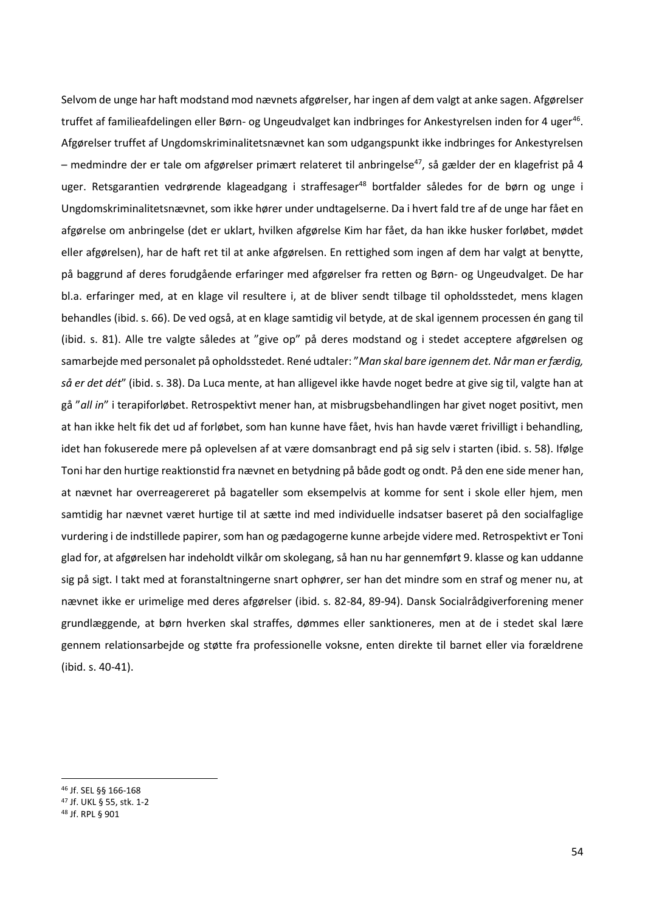Selvom de unge har haft modstand mod nævnets afgørelser, har ingen af dem valgt at anke sagen. Afgørelser truffet af familieafdelingen eller Børn- og Ungeudvalget kan indbringes for Ankestyrelsen inden for 4 uger[46]. Afgørelser truffet af Ungdomskriminalitetsnævnet kan som udgangspunkt ikke indbringes for Ankestyrelsen – medmindre der er tale om afgørelser primært relateret til anbringelse[47], så gælder der en klagefrist på 4 uger. Retsgarantien vedrørende klageadgang i straffesager[48] bortfalder således for de børn og unge i Ungdomskriminalitetsnævnet, som ikke hører under undtagelserne. Da i hvert fald tre af de unge har fået en afgørelse om anbringelse (det er uklart, hvilken afgørelse Kim har fået, da han ikke husker forløbet, mødet eller afgørelsen), har de haft ret til at anke afgørelsen. En rettighed som ingen af dem har valgt at benytte, på baggrund af deres forudgående erfaringer med afgørelser fra retten og Børn- og Ungeudvalget. De har bl.a. erfaringer med, at en klage vil resultere i, at de bliver sendt tilbage til opholdsstedet, mens klagen behandles (ibid. s. 66). De ved også, at en klage samtidig vil betyde, at de skal igennem processen én gang til (ibid. s. 81). Alle tre valgte således at "give op" på deres modstand og i stedet acceptere afgørelsen og samarbejde med personalet på opholdsstedet. René udtaler: "*Man skal bare igennem det. Når man er færdig, så er det dét*" (ibid. s. 38). Da Luca mente, at han alligevel ikke havde noget bedre at give sig til, valgte han at gå "*all in*" i terapiforløbet. Retrospektivt mener han, at misbrugsbehandlingen har givet noget positivt, men at han ikke helt fik det ud af forløbet, som han kunne have fået, hvis han havde været frivilligt i behandling, idet han fokuserede mere på oplevelsen af at være domsanbragt end på sig selv i starten (ibid. s. 58). Ifølge Toni har den hurtige reaktionstid fra nævnet en betydning på både godt og ondt. På den ene side mener han, at nævnet har overreagereret på bagateller som eksempelvis at komme for sent i skole eller hjem, men samtidig har nævnet været hurtige til at sætte ind med individuelle indsatser baseret på den socialfaglige vurdering i de indstillede papirer, som han og pædagogerne kunne arbejde videre med. Retrospektivt er Toni glad for, at afgørelsen har indeholdt vilkår om skolegang, så han nu har gennemført 9. klasse og kan uddanne sig på sigt. I takt med at foranstaltningerne snart ophører, ser han det mindre som en straf og mener nu, at nævnet ikke er urimelige med deres afgørelser (ibid. s. 82-84, 89-94). Dansk Socialrådgiverforening mener grundlæggende, at børn hverken skal straffes, dømmes eller sanktioneres, men at de i stedet skal lære gennem relationsarbejde og støtte fra professionelle voksne, enten direkte til barnet eller via forældrene (ibid. s. 40-41).

---

[46] Jf. SEL §§ 166-168

[47] Jf. UKL § 55, stk. 1-2

[48] Jf. RPL § 901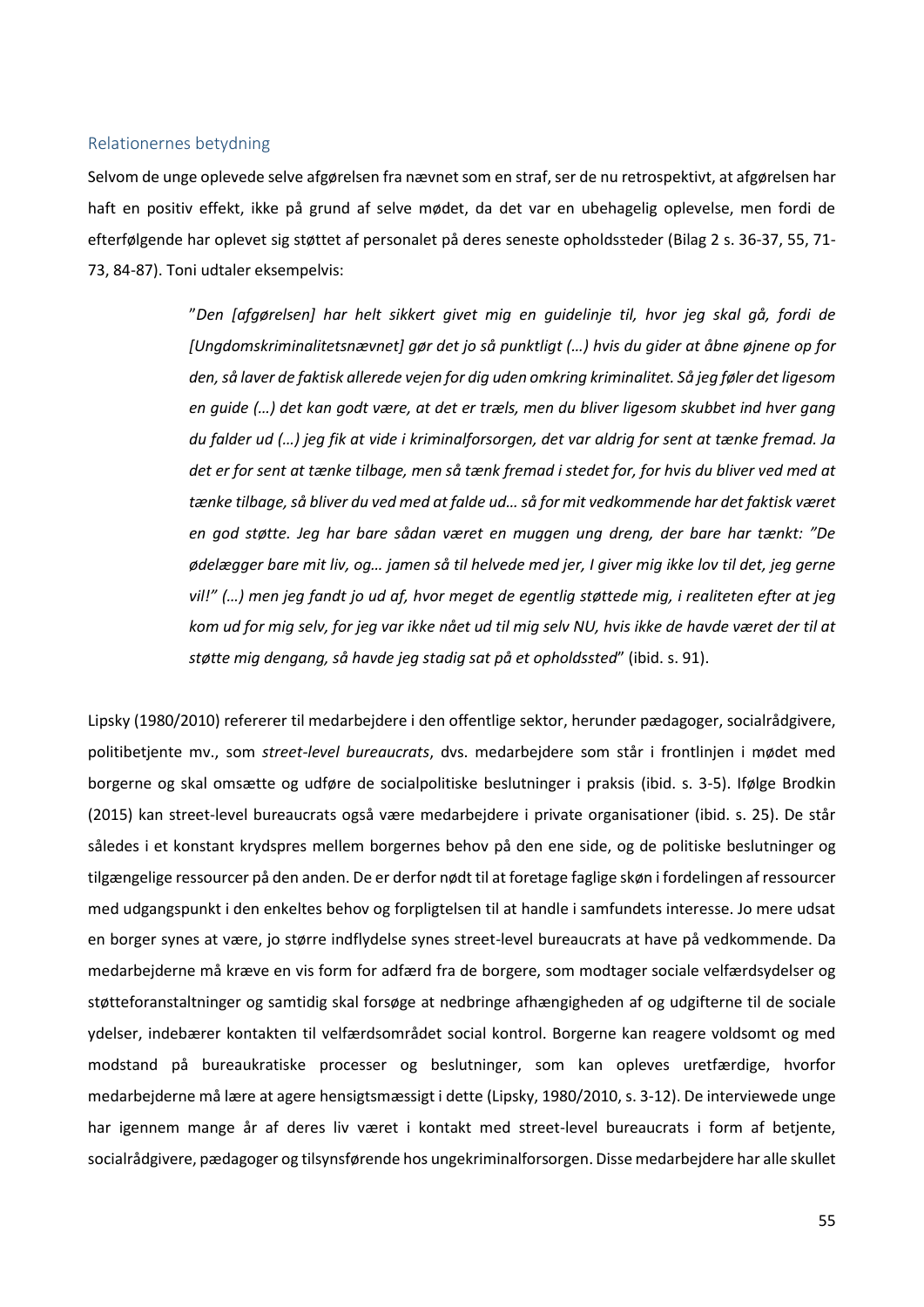## Relationernes betydning

Selvom de unge oplevede selve afgørelsen fra nævnet som en straf, ser de nu retrospektivt, at afgørelsen har haft en positiv effekt, ikke på grund af selve mødet, da det var en ubehagelig oplevelse, men fordi de efterfølgende har oplevet sig støttet af personalet på deres seneste opholdssteder (Bilag 2 s. 36-37, 55, 71-73, 84-87). Toni udtaler eksempelvis:

> "*Den [afgørelsen] har helt sikkert givet mig en guidelinje til, hvor jeg skal gå, fordi de [Ungdomskriminalitetsnævnet] gør det jo så punktligt (…) hvis du gider at åbne øjnene op for den, så laver de faktisk allerede vejen for dig uden omkring kriminalitet. Så jeg føler det ligesom en guide (…) det kan godt være, at det er træls, men du bliver ligesom skubbet ind hver gang du falder ud (…) jeg fik at vide i kriminalforsorgen, det var aldrig for sent at tænke fremad. Ja det er for sent at tænke tilbage, men så tænk fremad i stedet for, for hvis du bliver ved med at tænke tilbage, så bliver du ved med at falde ud… så for mit vedkommende har det faktisk været en god støtte. Jeg har bare sådan været en muggen ung dreng, der bare har tænkt: "De ødelægger bare mit liv, og… jamen så til helvede med jer, I giver mig ikke lov til det, jeg gerne vil!" (…) men jeg fandt jo ud af, hvor meget de egentlig støttede mig, i realiteten efter at jeg kom ud for mig selv, for jeg var ikke nået ud til mig selv NU, hvis ikke de havde været der til at støtte mig dengang, så havde jeg stadig sat på et opholdssted*" (ibid. s. 91).

Lipsky (1980/2010) refererer til medarbejdere i den offentlige sektor, herunder pædagoger, socialrådgivere, politibetjente mv., som *street-level bureaucrats*, dvs. medarbejdere som står i frontlinjen i mødet med borgerne og skal omsætte og udføre de socialpolitiske beslutninger i praksis (ibid. s. 3-5). Ifølge Brodkin (2015) kan street-level bureaucrats også være medarbejdere i private organisationer (ibid. s. 25). De står således i et konstant krydspres mellem borgernes behov på den ene side, og de politiske beslutninger og tilgængelige ressourcer på den anden. De er derfor nødt til at foretage faglige skøn i fordelingen af ressourcer med udgangspunkt i den enkeltes behov og forpligtelsen til at handle i samfundets interesse. Jo mere udsat en borger synes at være, jo større indflydelse synes street-level bureaucrats at have på vedkommende. Da medarbejderne må kræve en vis form for adfærd fra de borgere, som modtager sociale velfærdsydelser og støtteforanstaltninger og samtidig skal forsøge at nedbringe afhængigheden af og udgifterne til de sociale ydelser, indebærer kontakten til velfærdsområdet social kontrol. Borgerne kan reagere voldsomt og med modstand på bureaukratiske processer og beslutninger, som kan opleves uretfærdige, hvorfor medarbejderne må lære at agere hensigtsmæssigt i dette (Lipsky, 1980/2010, s. 3-12). De interviewede unge har igennem mange år af deres liv været i kontakt med street-level bureaucrats i form af betjente, socialrådgivere, pædagoger og tilsynsførende hos ungekriminalforsorgen. Disse medarbejdere har alle skullet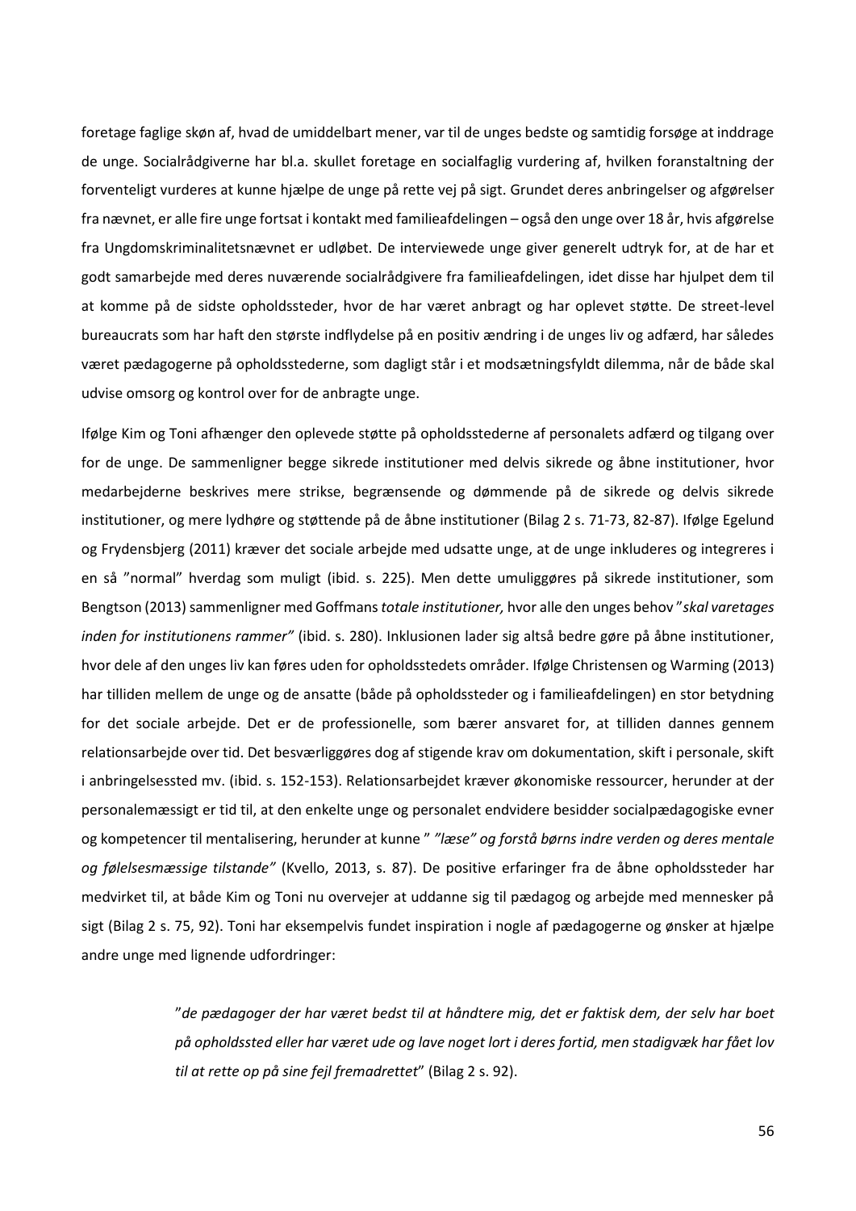foretage faglige skøn af, hvad de umiddelbart mener, var til de unges bedste og samtidig forsøge at inddrage de unge. Socialrådgiverne har bl.a. skullet foretage en socialfaglig vurdering af, hvilken foranstaltning der forventeligt vurderes at kunne hjælpe de unge på rette vej på sigt. Grundet deres anbringelser og afgørelser fra nævnet, er alle fire unge fortsat i kontakt med familieafdelingen – også den unge over 18 år, hvis afgørelse fra Ungdomskriminalitetsnævnet er udløbet. De interviewede unge giver generelt udtryk for, at de har et godt samarbejde med deres nuværende socialrådgivere fra familieafdelingen, idet disse har hjulpet dem til at komme på de sidste opholdssteder, hvor de har været anbragt og har oplevet støtte. De street-level bureaucrats som har haft den største indflydelse på en positiv ændring i de unges liv og adfærd, har således været pædagogerne på opholdsstederne, som dagligt står i et modsætningsfyldt dilemma, når de både skal udvise omsorg og kontrol over for de anbragte unge.

Ifølge Kim og Toni afhænger den oplevede støtte på opholdsstederne af personalets adfærd og tilgang over for de unge. De sammenligner begge sikrede institutioner med delvis sikrede og åbne institutioner, hvor medarbejderne beskrives mere strikse, begrænsende og dømmende på de sikrede og delvis sikrede institutioner, og mere lydhøre og støttende på de åbne institutioner (Bilag 2 s. 71-73, 82-87). Ifølge Egelund og Frydensbjerg (2011) kræver det sociale arbejde med udsatte unge, at de unge inkluderes og integreres i en så "normal" hverdag som muligt (ibid. s. 225). Men dette umuliggøres på sikrede institutioner, som Bengtson (2013) sammenligner med Goffmans *totale institutioner,* hvor alle den unges behov "*skal varetages inden for institutionens rammer"* (ibid. s. 280). Inklusionen lader sig altså bedre gøre på åbne institutioner, hvor dele af den unges liv kan føres uden for opholdsstedets områder. Ifølge Christensen og Warming (2013) har tilliden mellem de unge og de ansatte (både på opholdssteder og i familieafdelingen) en stor betydning for det sociale arbejde. Det er de professionelle, som bærer ansvaret for, at tilliden dannes gennem relationsarbejde over tid. Det besværliggøres dog af stigende krav om dokumentation, skift i personale, skift i anbringelsessted mv. (ibid. s. 152-153). Relationsarbejdet kræver økonomiske ressourcer, herunder at der personalemæssigt er tid til, at den enkelte unge og personalet endvidere besidder socialpædagogiske evner og kompetencer til mentalisering, herunder at kunne " *"læse" og forstå børns indre verden og deres mentale og følelsesmæssige tilstande"* (Kvello, 2013, s. 87). De positive erfaringer fra de åbne opholdssteder har medvirket til, at både Kim og Toni nu overvejer at uddanne sig til pædagog og arbejde med mennesker på sigt (Bilag 2 s. 75, 92). Toni har eksempelvis fundet inspiration i nogle af pædagogerne og ønsker at hjælpe andre unge med lignende udfordringer:

> "*de pædagoger der har været bedst til at håndtere mig, det er faktisk dem, der selv har boet på opholdssted eller har været ude og lave noget lort i deres fortid, men stadigvæk har fået lov til at rette op på sine fejl fremadrettet*" (Bilag 2 s. 92).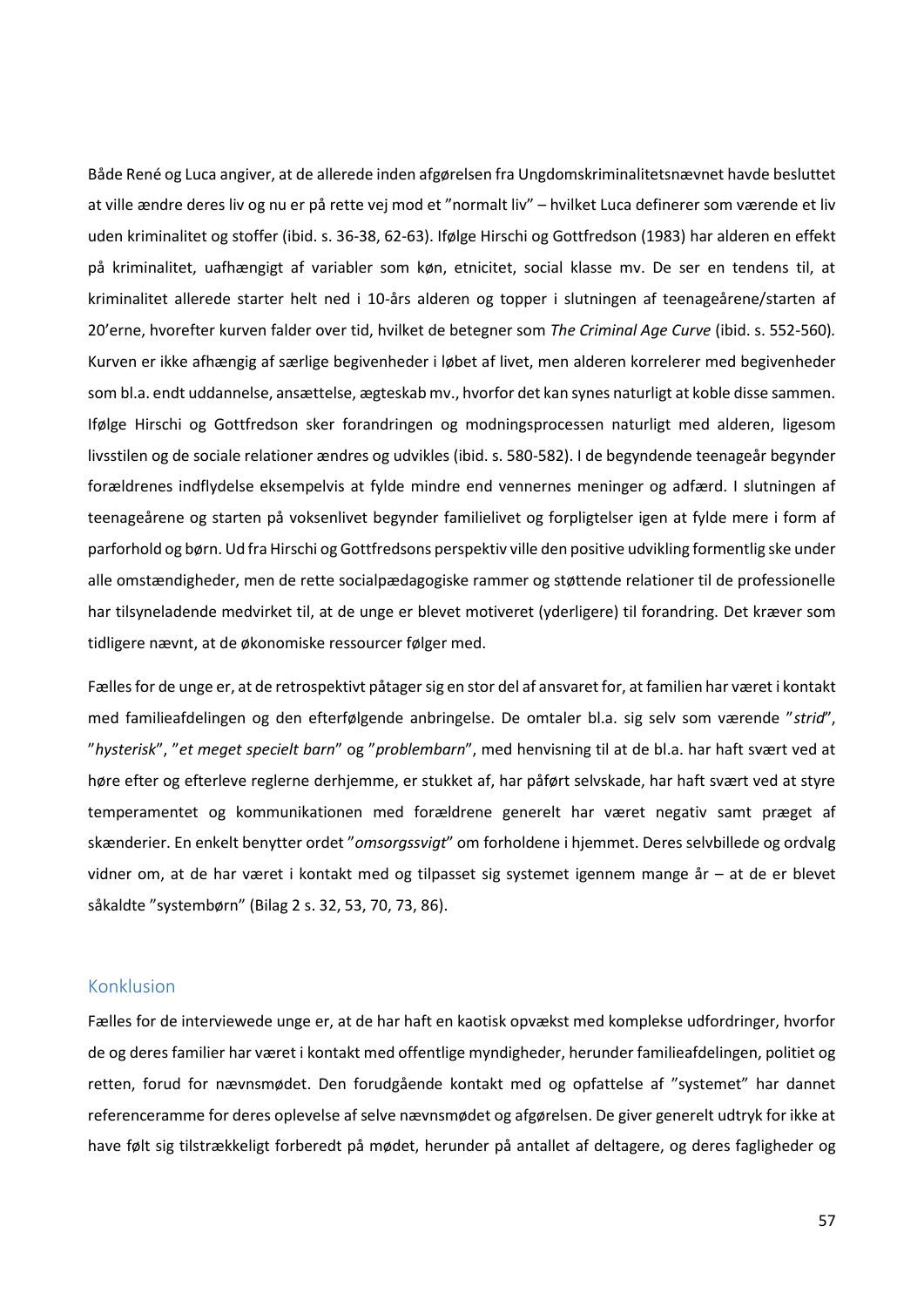Både René og Luca angiver, at de allerede inden afgørelsen fra Ungdomskriminalitetsnævnet havde besluttet at ville ændre deres liv og nu er på rette vej mod et "normalt liv" – hvilket Luca definerer som værende et liv uden kriminalitet og stoffer (ibid. s. 36-38, 62-63). Ifølge Hirschi og Gottfredson (1983) har alderen en effekt på kriminalitet, uafhængigt af variabler som køn, etnicitet, social klasse mv. De ser en tendens til, at kriminalitet allerede starter helt ned i 10-års alderen og topper i slutningen af teenageårene/starten af 20'erne, hvorefter kurven falder over tid, hvilket de betegner som *The Criminal Age Curve* (ibid. s. 552-560). Kurven er ikke afhængig af særlige begivenheder i løbet af livet, men alderen korrelerer med begivenheder som bl.a. endt uddannelse, ansættelse, ægteskab mv., hvorfor det kan synes naturligt at koble disse sammen. Ifølge Hirschi og Gottfredson sker forandringen og modningsprocessen naturligt med alderen, ligesom livsstilen og de sociale relationer ændres og udvikles (ibid. s. 580-582). I de begyndende teenageår begynder forældrenes indflydelse eksempelvis at fylde mindre end vennernes meninger og adfærd. I slutningen af teenageårene og starten på voksenlivet begynder familielivet og forpligtelser igen at fylde mere i form af parforhold og børn. Ud fra Hirschi og Gottfredsons perspektiv ville den positive udvikling formentlig ske under alle omstændigheder, men de rette socialpædagogiske rammer og støttende relationer til de professionelle har tilsyneladende medvirket til, at de unge er blevet motiveret (yderligere) til forandring. Det kræver som tidligere nævnt, at de økonomiske ressourcer følger med.

Fælles for de unge er, at de retrospektivt påtager sig en stor del af ansvaret for, at familien har været i kontakt med familieafdelingen og den efterfølgende anbringelse. De omtaler bl.a. sig selv som værende "*strid*", "*hysterisk*", "*et meget specielt barn*" og "*problembarn*", med henvisning til at de bl.a. har haft svært ved at høre efter og efterleve reglerne derhjemme, er stukket af, har påført selvskade, har haft svært ved at styre temperamentet og kommunikationen med forældrene generelt har været negativ samt præget af skænderier. En enkelt benytter ordet "*omsorgssvigt*" om forholdene i hjemmet. Deres selvbillede og ordvalg vidner om, at de har været i kontakt med og tilpasset sig systemet igennem mange år – at de er blevet såkaldte "systembørn" (Bilag 2 s. 32, 53, 70, 73, 86).

## Konklusion

Fælles for de interviewede unge er, at de har haft en kaotisk opvækst med komplekse udfordringer, hvorfor de og deres familier har været i kontakt med offentlige myndigheder, herunder familieafdelingen, politiet og retten, forud for nævnsmødet. Den forudgående kontakt med og opfattelse af "systemet" har dannet referenceramme for deres oplevelse af selve nævnsmødet og afgørelsen. De giver generelt udtryk for ikke at have følt sig tilstrækkeligt forberedt på mødet, herunder på antallet af deltagere, og deres fagligheder og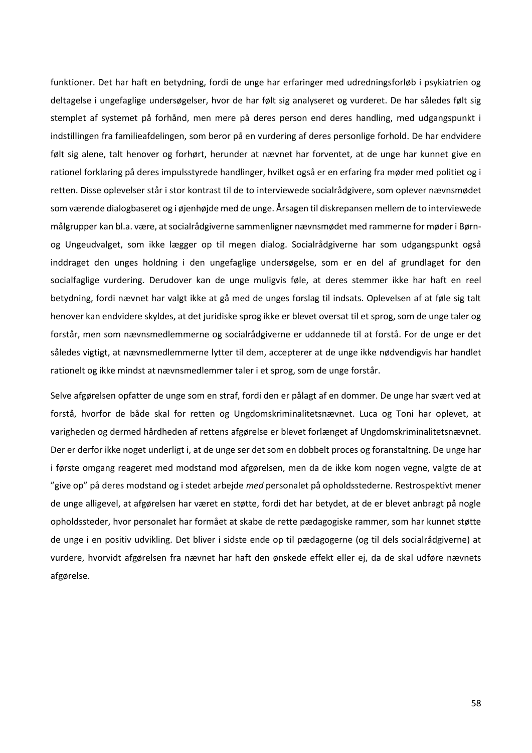funktioner. Det har haft en betydning, fordi de unge har erfaringer med udredningsforløb i psykiatrien og deltagelse i ungefaglige undersøgelser, hvor de har følt sig analyseret og vurderet. De har således følt sig stemplet af systemet på forhånd, men mere på deres person end deres handling, med udgangspunkt i indstillingen fra familieafdelingen, som beror på en vurdering af deres personlige forhold. De har endvidere følt sig alene, talt henover og forhørt, herunder at nævnet har forventet, at de unge har kunnet give en rationel forklaring på deres impulsstyrede handlinger, hvilket også er en erfaring fra møder med politiet og i retten. Disse oplevelser står i stor kontrast til de to interviewede socialrådgivere, som oplever nævnsmødet som værende dialogbaseret og i øjenhøjde med de unge. Årsagen til diskrepansen mellem de to interviewede målgrupper kan bl.a. være, at socialrådgiverne sammenligner nævnsmødet med rammerne for møder i Børn- og Ungeudvalget, som ikke lægger op til megen dialog. Socialrådgiverne har som udgangspunkt også inddraget den unges holdning i den ungefaglige undersøgelse, som er en del af grundlaget for den socialfaglige vurdering. Derudover kan de unge muligvis føle, at deres stemmer ikke har haft en reel betydning, fordi nævnet har valgt ikke at gå med de unges forslag til indsats. Oplevelsen af at føle sig talt henover kan endvidere skyldes, at det juridiske sprog ikke er blevet oversat til et sprog, som de unge taler og forstår, men som nævnsmedlemmerne og socialrådgiverne er uddannede til at forstå. For de unge er det således vigtigt, at nævnsmedlemmerne lytter til dem, accepterer at de unge ikke nødvendigvis har handlet rationelt og ikke mindst at nævnsmedlemmer taler i et sprog, som de unge forstår.

Selve afgørelsen opfatter de unge som en straf, fordi den er pålagt af en dommer. De unge har svært ved at forstå, hvorfor de både skal for retten og Ungdomskriminalitetsnævnet. Luca og Toni har oplevet, at varigheden og dermed hårdheden af rettens afgørelse er blevet forlænget af Ungdomskriminalitetsnævnet. Der er derfor ikke noget underligt i, at de unge ser det som en dobbelt proces og foranstaltning. De unge har i første omgang reageret med modstand mod afgørelsen, men da de ikke kom nogen vegne, valgte de at "give op" på deres modstand og i stedet arbejde *med* personalet på opholdsstederne. Restrospektivt mener de unge alligevel, at afgørelsen har været en støtte, fordi det har betydet, at de er blevet anbragt på nogle opholdssteder, hvor personalet har formået at skabe de rette pædagogiske rammer, som har kunnet støtte de unge i en positiv udvikling. Det bliver i sidste ende op til pædagogerne (og til dels socialrådgiverne) at vurdere, hvorvidt afgørelsen fra nævnet har haft den ønskede effekt eller ej, da de skal udføre nævnets afgørelse.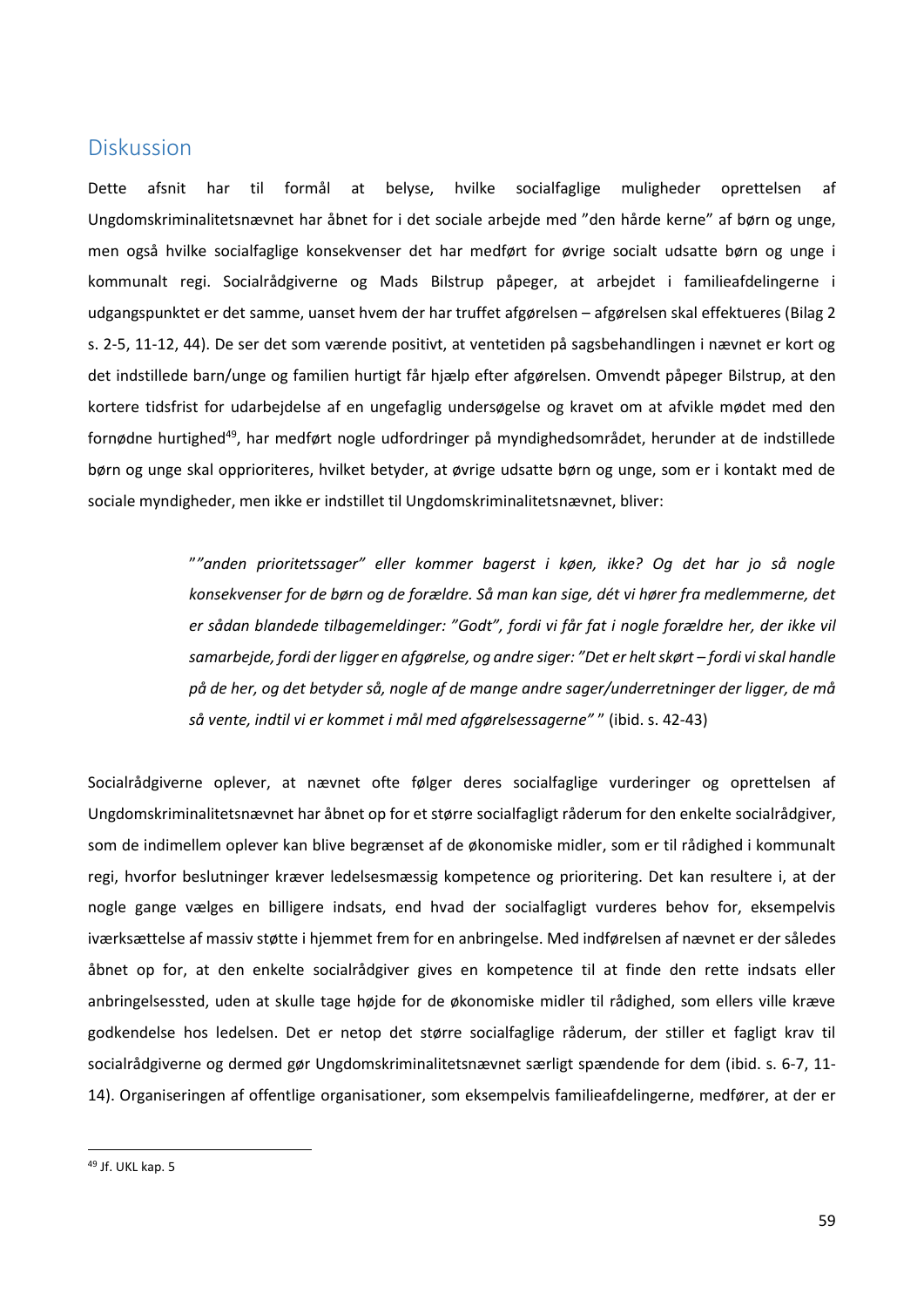## Diskussion

Dette afsnit har til formål at belyse, hvilke socialfaglige muligheder oprettelsen af Ungdomskriminalitetsnævnet har åbnet for i det sociale arbejde med "den hårde kerne" af børn og unge, men også hvilke socialfaglige konsekvenser det har medført for øvrige socialt udsatte børn og unge i kommunalt regi. Socialrådgiverne og Mads Bilstrup påpeger, at arbejdet i familieafdelingerne i udgangspunktet er det samme, uanset hvem der har truffet afgørelsen – afgørelsen skal effektueres (Bilag 2 s. 2-5, 11-12, 44). De ser det som værende positivt, at ventetiden på sagsbehandlingen i nævnet er kort og det indstillede barn/unge og familien hurtigt får hjælp efter afgørelsen. Omvendt påpeger Bilstrup, at den kortere tidsfrist for udarbejdelse af en ungefaglig undersøgelse og kravet om at afvikle mødet med den fornødne hurtighed[49], har medført nogle udfordringer på myndighedsområdet, herunder at de indstillede børn og unge skal opprioriteres, hvilket betyder, at øvrige udsatte børn og unge, som er i kontakt med de sociale myndigheder, men ikke er indstillet til Ungdomskriminalitetsnævnet, bliver:

> "*"anden prioritetssager" eller kommer bagerst i køen, ikke? Og det har jo så nogle konsekvenser for de børn og de forældre. Så man kan sige, dét vi hører fra medlemmerne, det er sådan blandede tilbagemeldinger: "Godt", fordi vi får fat i nogle forældre her, der ikke vil samarbejde, fordi der ligger en afgørelse, og andre siger: "Det er helt skørt – fordi vi skal handle på de her, og det betyder så, nogle af de mange andre sager/underretninger der ligger, de må så vente, indtil vi er kommet i mål med afgørelsessagerne"* " (ibid. s. 42-43)

Socialrådgiverne oplever, at nævnet ofte følger deres socialfaglige vurderinger og oprettelsen af Ungdomskriminalitetsnævnet har åbnet op for et større socialfagligt råderum for den enkelte socialrådgiver, som de indimellem oplever kan blive begrænset af de økonomiske midler, som er til rådighed i kommunalt regi, hvorfor beslutninger kræver ledelsesmæssig kompetence og prioritering. Det kan resultere i, at der nogle gange vælges en billigere indsats, end hvad der socialfagligt vurderes behov for, eksempelvis iværksættelse af massiv støtte i hjemmet frem for en anbringelse. Med indførelsen af nævnet er der således åbnet op for, at den enkelte socialrådgiver gives en kompetence til at finde den rette indsats eller anbringelsessted, uden at skulle tage højde for de økonomiske midler til rådighed, som ellers ville kræve godkendelse hos ledelsen. Det er netop det større socialfaglige råderum, der stiller et fagligt krav til socialrådgiverne og dermed gør Ungdomskriminalitetsnævnet særligt spændende for dem (ibid. s. 6-7, 11-14). Organiseringen af offentlige organisationer, som eksempelvis familieafdelingerne, medfører, at der er

---

[49] Jf. UKL kap. 5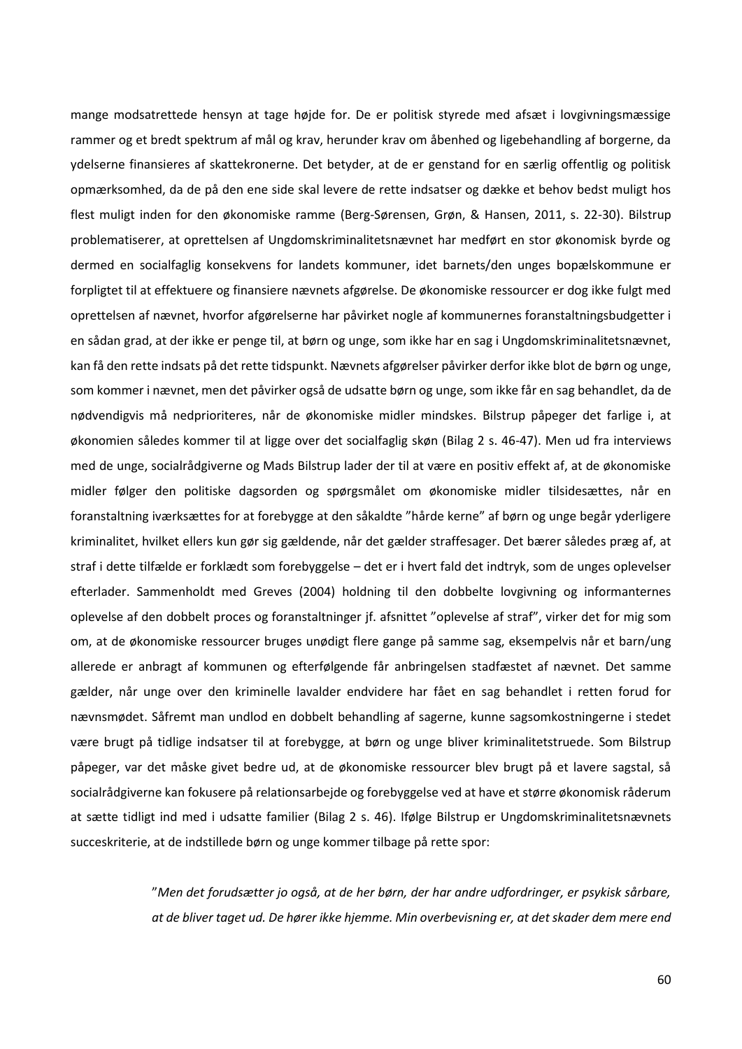mange modsatrettede hensyn at tage højde for. De er politisk styrede med afsæt i lovgivningsmæssige rammer og et bredt spektrum af mål og krav, herunder krav om åbenhed og ligebehandling af borgerne, da ydelserne finansieres af skattekronerne. Det betyder, at de er genstand for en særlig offentlig og politisk opmærksomhed, da de på den ene side skal levere de rette indsatser og dække et behov bedst muligt hos flest muligt inden for den økonomiske ramme (Berg-Sørensen, Grøn, & Hansen, 2011, s. 22-30). Bilstrup problematiserer, at oprettelsen af Ungdomskriminalitetsnævnet har medført en stor økonomisk byrde og dermed en socialfaglig konsekvens for landets kommuner, idet barnets/den unges bopælskommune er forpligtet til at effektuere og finansiere nævnets afgørelse. De økonomiske ressourcer er dog ikke fulgt med oprettelsen af nævnet, hvorfor afgørelserne har påvirket nogle af kommunernes foranstaltningsbudgetter i en sådan grad, at der ikke er penge til, at børn og unge, som ikke har en sag i Ungdomskriminalitetsnævnet, kan få den rette indsats på det rette tidspunkt. Nævnets afgørelser påvirker derfor ikke blot de børn og unge, som kommer i nævnet, men det påvirker også de udsatte børn og unge, som ikke får en sag behandlet, da de nødvendigvis må nedprioriteres, når de økonomiske midler mindskes. Bilstrup påpeger det farlige i, at økonomien således kommer til at ligge over det socialfaglig skøn (Bilag 2 s. 46-47). Men ud fra interviews med de unge, socialrådgiverne og Mads Bilstrup lader der til at være en positiv effekt af, at de økonomiske midler følger den politiske dagsorden og spørgsmålet om økonomiske midler tilsidesættes, når en foranstaltning iværksættes for at forebygge at den såkaldte "hårde kerne" af børn og unge begår yderligere kriminalitet, hvilket ellers kun gør sig gældende, når det gælder straffesager. Det bærer således præg af, at straf i dette tilfælde er forklædt som forebyggelse – det er i hvert fald det indtryk, som de unges oplevelser efterlader. Sammenholdt med Greves (2004) holdning til den dobbelte lovgivning og informanternes oplevelse af den dobbelt proces og foranstaltninger jf. afsnittet "oplevelse af straf", virker det for mig som om, at de økonomiske ressourcer bruges unødigt flere gange på samme sag, eksempelvis når et barn/ung allerede er anbragt af kommunen og efterfølgende får anbringelsen stadfæstet af nævnet. Det samme gælder, når unge over den kriminelle lavalder endvidere har fået en sag behandlet i retten forud for nævnsmødet. Såfremt man undlod en dobbelt behandling af sagerne, kunne sagsomkostningerne i stedet være brugt på tidlige indsatser til at forebygge, at børn og unge bliver kriminalitetstruede. Som Bilstrup påpeger, var det måske givet bedre ud, at de økonomiske ressourcer blev brugt på et lavere sagstal, så socialrådgiverne kan fokusere på relationsarbejde og forebyggelse ved at have et større økonomisk råderum at sætte tidligt ind med i udsatte familier (Bilag 2 s. 46). Ifølge Bilstrup er Ungdomskriminalitetsnævnets succeskriterie, at de indstillede børn og unge kommer tilbage på rette spor:

> "*Men det forudsætter jo også, at de her børn, der har andre udfordringer, er psykisk sårbare, at de bliver taget ud. De hører ikke hjemme. Min overbevisning er, at det skader dem mere end*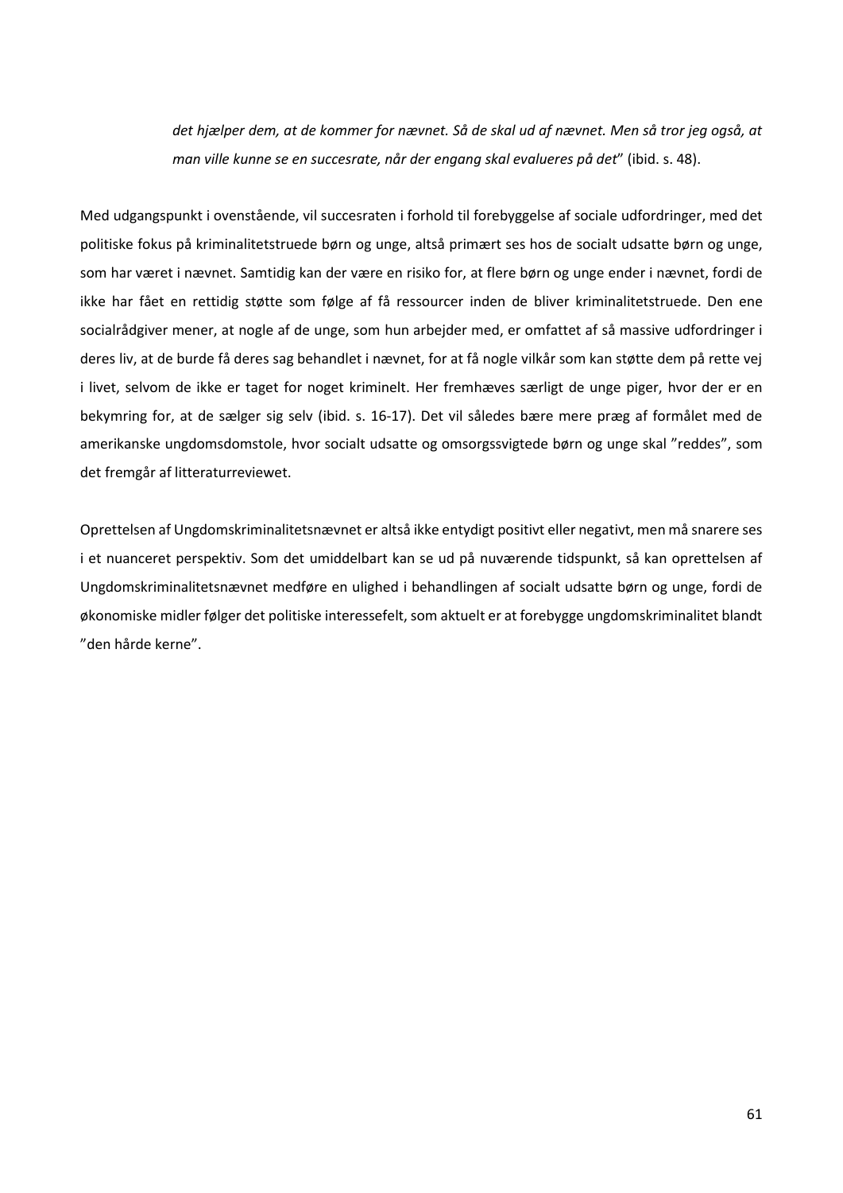> *det hjælper dem, at de kommer for nævnet. Så de skal ud af nævnet. Men så tror jeg også, at man ville kunne se en succesrate, når der engang skal evalueres på det*" (ibid. s. 48).

Med udgangspunkt i ovenstående, vil succesraten i forhold til forebyggelse af sociale udfordringer, med det politiske fokus på kriminalitetstruede børn og unge, altså primært ses hos de socialt udsatte børn og unge, som har været i nævnet. Samtidig kan der være en risiko for, at flere børn og unge ender i nævnet, fordi de ikke har fået en rettidig støtte som følge af få ressourcer inden de bliver kriminalitetstruede. Den ene socialrådgiver mener, at nogle af de unge, som hun arbejder med, er omfattet af så massive udfordringer i deres liv, at de burde få deres sag behandlet i nævnet, for at få nogle vilkår som kan støtte dem på rette vej i livet, selvom de ikke er taget for noget kriminelt. Her fremhæves særligt de unge piger, hvor der er en bekymring for, at de sælger sig selv (ibid. s. 16-17). Det vil således bære mere præg af formålet med de amerikanske ungdomsdomstole, hvor socialt udsatte og omsorgssvigtede børn og unge skal "reddes", som det fremgår af litteraturreviewet.

Oprettelsen af Ungdomskriminalitetsnævnet er altså ikke entydigt positivt eller negativt, men må snarere ses i et nuanceret perspektiv. Som det umiddelbart kan se ud på nuværende tidspunkt, så kan oprettelsen af Ungdomskriminalitetsnævnet medføre en ulighed i behandlingen af socialt udsatte børn og unge, fordi de økonomiske midler følger det politiske interessefelt, som aktuelt er at forebygge ungdomskriminalitet blandt "den hårde kerne".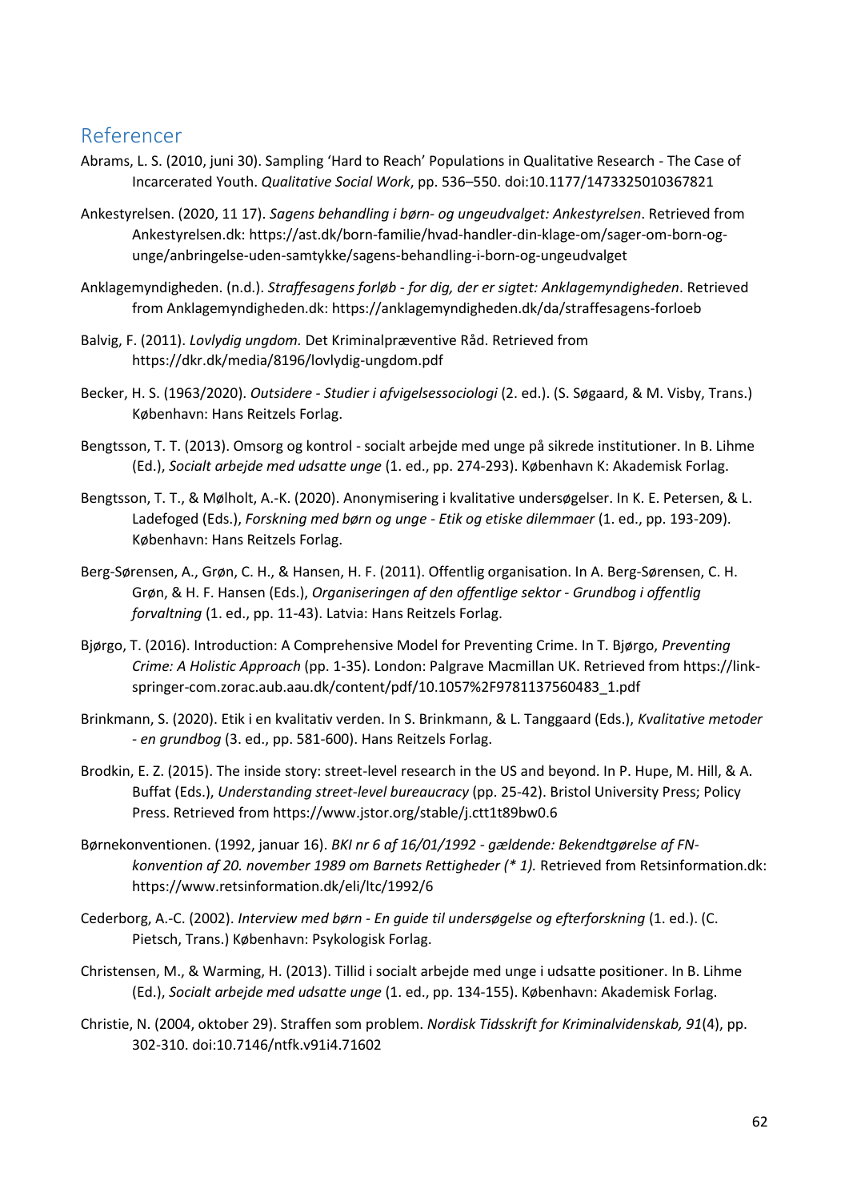# Referencer

Abrams, L. S. (2010, juni 30). Sampling 'Hard to Reach' Populations in Qualitative Research - The Case of Incarcerated Youth. *Qualitative Social Work*, pp. 536–550. doi:10.1177/1473325010367821

Ankestyrelsen. (2020, 11 17). *Sagens behandling i børn- og ungeudvalget: Ankestyrelsen*. Retrieved from Ankestyrelsen.dk: https://ast.dk/born-familie/hvad-handler-din-klage-om/sager-om-born-og-unge/anbringelse-uden-samtykke/sagens-behandling-i-born-og-ungeudvalget

Anklagemyndigheden. (n.d.). *Straffesagens forløb - for dig, der er sigtet: Anklagemyndigheden*. Retrieved from Anklagemyndigheden.dk: https://anklagemyndigheden.dk/da/straffesagens-forloeb

Balvig, F. (2011). *Lovlydig ungdom.* Det Kriminalpræventive Råd. Retrieved from https://dkr.dk/media/8196/lovlydig-ungdom.pdf

Becker, H. S. (1963/2020). *Outsidere - Studier i afvigelsessociologi* (2. ed.). (S. Søgaard, & M. Visby, Trans.) København: Hans Reitzels Forlag.

Bengtsson, T. T. (2013). Omsorg og kontrol - socialt arbejde med unge på sikrede institutioner. In B. Lihme (Ed.), *Socialt arbejde med udsatte unge* (1. ed., pp. 274-293). København K: Akademisk Forlag.

Bengtsson, T. T., & Mølholt, A.-K. (2020). Anonymisering i kvalitative undersøgelser. In K. E. Petersen, & L. Ladefoged (Eds.), *Forskning med børn og unge - Etik og etiske dilemmaer* (1. ed., pp. 193-209). København: Hans Reitzels Forlag.

Berg-Sørensen, A., Grøn, C. H., & Hansen, H. F. (2011). Offentlig organisation. In A. Berg-Sørensen, C. H. Grøn, & H. F. Hansen (Eds.), *Organiseringen af den offentlige sektor - Grundbog i offentlig forvaltning* (1. ed., pp. 11-43). Latvia: Hans Reitzels Forlag.

Bjørgo, T. (2016). Introduction: A Comprehensive Model for Preventing Crime. In T. Bjørgo, *Preventing Crime: A Holistic Approach* (pp. 1-35). London: Palgrave Macmillan UK. Retrieved from https://link-springer-com.zorac.aub.aau.dk/content/pdf/10.1057%2F9781137560483_1.pdf

Brinkmann, S. (2020). Etik i en kvalitativ verden. In S. Brinkmann, & L. Tanggaard (Eds.), *Kvalitative metoder - en grundbog* (3. ed., pp. 581-600). Hans Reitzels Forlag.

Brodkin, E. Z. (2015). The inside story: street-level research in the US and beyond. In P. Hupe, M. Hill, & A. Buffat (Eds.), *Understanding street-level bureaucracy* (pp. 25-42). Bristol University Press; Policy Press. Retrieved from https://www.jstor.org/stable/j.ctt1t89bw0.6

Børnekonventionen. (1992, januar 16). *BKI nr 6 af 16/01/1992 - gældende: Bekendtgørelse af FN-konvention af 20. november 1989 om Barnets Rettigheder (* 1).* Retrieved from Retsinformation.dk: https://www.retsinformation.dk/eli/ltc/1992/6

Cederborg, A.-C. (2002). *Interview med børn - En guide til undersøgelse og efterforskning* (1. ed.). (C. Pietsch, Trans.) København: Psykologisk Forlag.

Christensen, M., & Warming, H. (2013). Tillid i socialt arbejde med unge i udsatte positioner. In B. Lihme (Ed.), *Socialt arbejde med udsatte unge* (1. ed., pp. 134-155). København: Akademisk Forlag.

Christie, N. (2004, oktober 29). Straffen som problem. *Nordisk Tidsskrift for Kriminalvidenskab, 91*(4), pp. 302-310. doi:10.7146/ntfk.v91i4.71602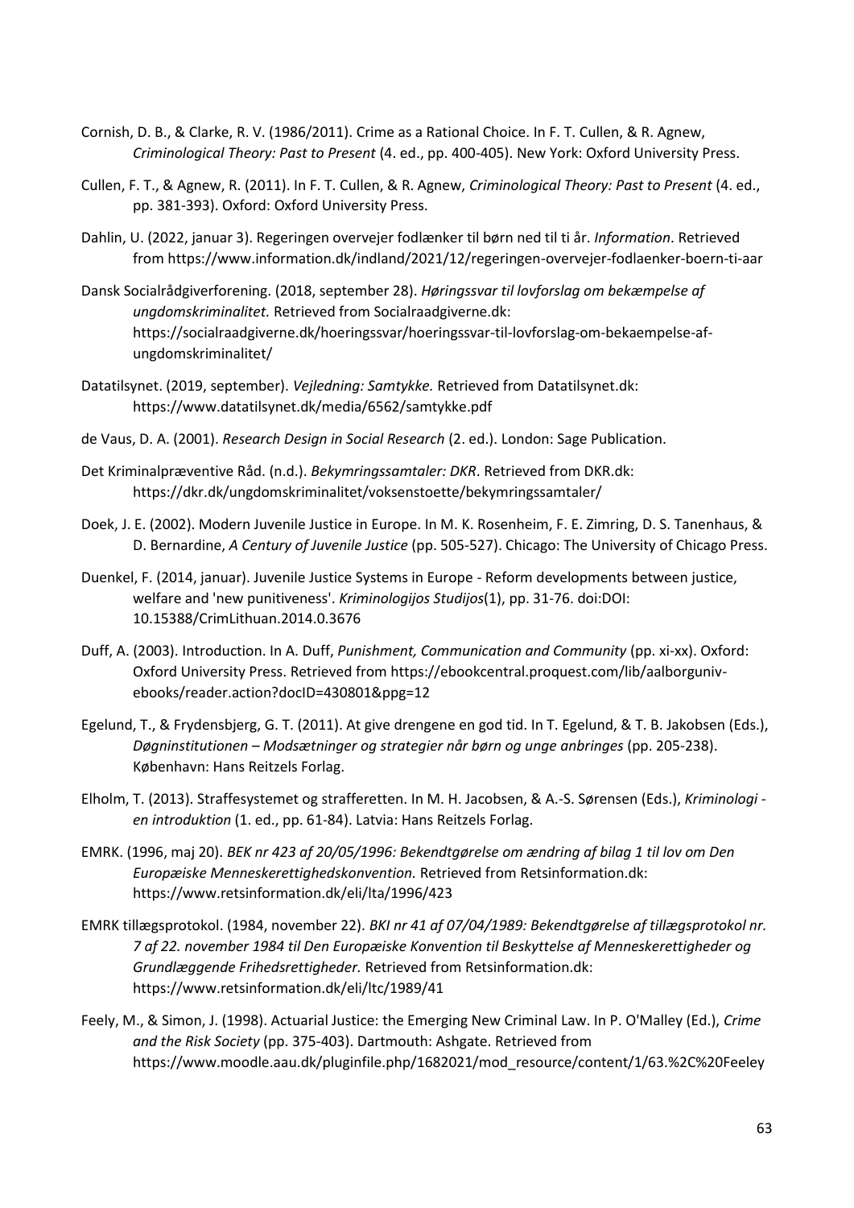Cornish, D. B., & Clarke, R. V. (1986/2011). Crime as a Rational Choice. In F. T. Cullen, & R. Agnew, *Criminological Theory: Past to Present* (4. ed., pp. 400-405). New York: Oxford University Press.

Cullen, F. T., & Agnew, R. (2011). In F. T. Cullen, & R. Agnew, *Criminological Theory: Past to Present* (4. ed., pp. 381-393). Oxford: Oxford University Press.

Dahlin, U. (2022, januar 3). Regeringen overvejer fodlænker til børn ned til ti år. *Information*. Retrieved from https://www.information.dk/indland/2021/12/regeringen-overvejer-fodlaenker-boern-ti-aar

Dansk Socialrådgiverforening. (2018, september 28). *Høringssvar til lovforslag om bekæmpelse af ungdomskriminalitet.* Retrieved from Socialraadgiverne.dk: https://socialraadgiverne.dk/hoeringssvar/hoeringssvar-til-lovforslag-om-bekaempelse-af-ungdomskriminalitet/

Datatilsynet. (2019, september). *Vejledning: Samtykke.* Retrieved from Datatilsynet.dk: https://www.datatilsynet.dk/media/6562/samtykke.pdf

de Vaus, D. A. (2001). *Research Design in Social Research* (2. ed.). London: Sage Publication.

Det Kriminalpræventive Råd. (n.d.). *Bekymringssamtaler: DKR*. Retrieved from DKR.dk: https://dkr.dk/ungdomskriminalitet/voksenstoette/bekymringssamtaler/

Doek, J. E. (2002). Modern Juvenile Justice in Europe. In M. K. Rosenheim, F. E. Zimring, D. S. Tanenhaus, & D. Bernardine, *A Century of Juvenile Justice* (pp. 505-527). Chicago: The University of Chicago Press.

Duenkel, F. (2014, januar). Juvenile Justice Systems in Europe - Reform developments between justice, welfare and 'new punitiveness'. *Kriminologijos Studijos*(1), pp. 31-76. doi:DOI: 10.15388/CrimLithuan.2014.0.3676

Duff, A. (2003). Introduction. In A. Duff, *Punishment, Communication and Community* (pp. xi-xx). Oxford: Oxford University Press. Retrieved from https://ebookcentral.proquest.com/lib/aalborguniv-ebooks/reader.action?docID=430801&ppg=12

Egelund, T., & Frydensbjerg, G. T. (2011). At give drengene en god tid. In T. Egelund, & T. B. Jakobsen (Eds.), *Døgninstitutionen – Modsætninger og strategier når børn og unge anbringes* (pp. 205-238). København: Hans Reitzels Forlag.

Elholm, T. (2013). Straffesystemet og strafferetten. In M. H. Jacobsen, & A.-S. Sørensen (Eds.), *Kriminologi - en introduktion* (1. ed., pp. 61-84). Latvia: Hans Reitzels Forlag.

EMRK. (1996, maj 20). *BEK nr 423 af 20/05/1996: Bekendtgørelse om ændring af bilag 1 til lov om Den Europæiske Menneskerettighedskonvention.* Retrieved from Retsinformation.dk: https://www.retsinformation.dk/eli/lta/1996/423

EMRK tillægsprotokol. (1984, november 22). *BKI nr 41 af 07/04/1989: Bekendtgørelse af tillægsprotokol nr. 7 af 22. november 1984 til Den Europæiske Konvention til Beskyttelse af Menneskerettigheder og Grundlæggende Frihedsrettigheder.* Retrieved from Retsinformation.dk: https://www.retsinformation.dk/eli/ltc/1989/41

Feely, M., & Simon, J. (1998). Actuarial Justice: the Emerging New Criminal Law. In P. O'Malley (Ed.), *Crime and the Risk Society* (pp. 375-403). Dartmouth: Ashgate. Retrieved from https://www.moodle.aau.dk/pluginfile.php/1682021/mod_resource/content/1/63.%2C%20Feeley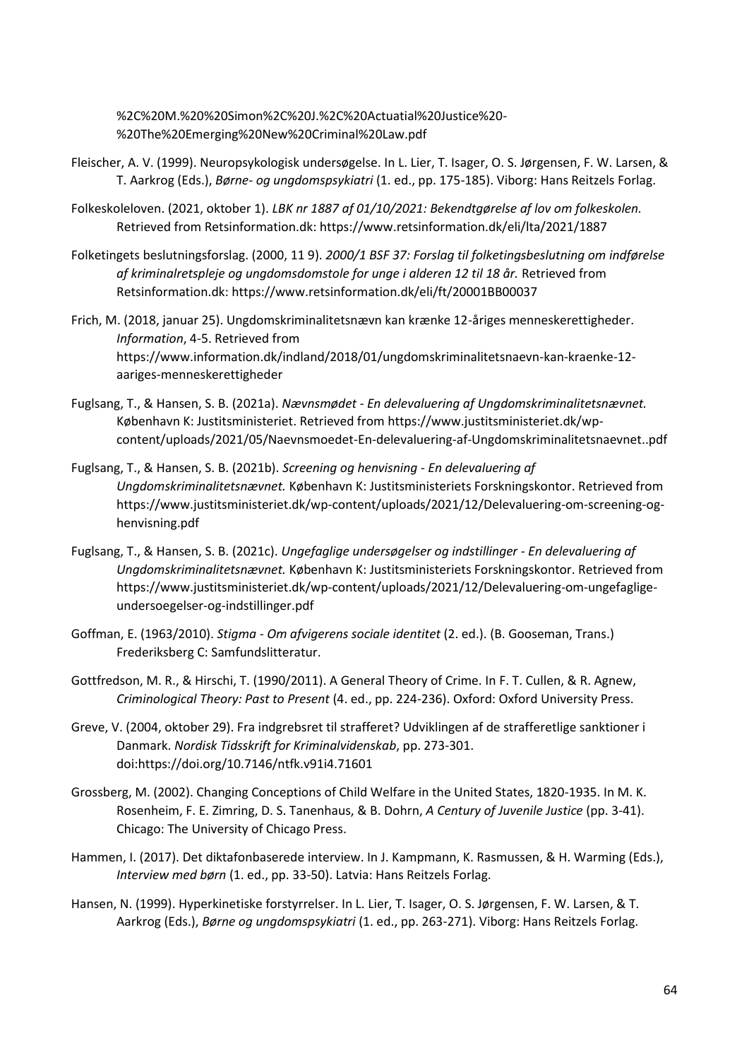%2C%20M.%20%20Simon%2C%20J.%2C%20Actuatial%20Justice%20-%20The%20Emerging%20New%20Criminal%20Law.pdf

Fleischer, A. V. (1999). Neuropsykologisk undersøgelse. In L. Lier, T. Isager, O. S. Jørgensen, F. W. Larsen, & T. Aarkrog (Eds.), *Børne- og ungdomspsykiatri* (1. ed., pp. 175-185). Viborg: Hans Reitzels Forlag.

Folkeskoleloven. (2021, oktober 1). *LBK nr 1887 af 01/10/2021: Bekendtgørelse af lov om folkeskolen.* Retrieved from Retsinformation.dk: https://www.retsinformation.dk/eli/lta/2021/1887

Folketingets beslutningsforslag. (2000, 11 9). *2000/1 BSF 37: Forslag til folketingsbeslutning om indførelse af kriminalretspleje og ungdomsdomstole for unge i alderen 12 til 18 år.* Retrieved from Retsinformation.dk: https://www.retsinformation.dk/eli/ft/20001BB00037

Frich, M. (2018, januar 25). Ungdomskriminalitetsnævn kan krænke 12-åriges menneskerettigheder. *Information*, 4-5. Retrieved from https://www.information.dk/indland/2018/01/ungdomskriminalitetsnaevn-kan-kraenke-12-aariges-menneskerettigheder

Fuglsang, T., & Hansen, S. B. (2021a). *Nævnsmødet - En delevaluering af Ungdomskriminalitetsnævnet.* København K: Justitsministeriet. Retrieved from https://www.justitsministeriet.dk/wp-content/uploads/2021/05/Naevnsmoedet-En-delevaluering-af-Ungdomskriminalitetsnaevnet..pdf

Fuglsang, T., & Hansen, S. B. (2021b). *Screening og henvisning - En delevaluering af Ungdomskriminalitetsnævnet.* København K: Justitsministeriets Forskningskontor. Retrieved from https://www.justitsministeriet.dk/wp-content/uploads/2021/12/Delevaluering-om-screening-og-henvisning.pdf

Fuglsang, T., & Hansen, S. B. (2021c). *Ungefaglige undersøgelser og indstillinger - En delevaluering af Ungdomskriminalitetsnævnet.* København K: Justitsministeriets Forskningskontor. Retrieved from https://www.justitsministeriet.dk/wp-content/uploads/2021/12/Delevaluering-om-ungefaglige-undersoegelser-og-indstillinger.pdf

Goffman, E. (1963/2010). *Stigma - Om afvigerens sociale identitet* (2. ed.). (B. Gooseman, Trans.) Frederiksberg C: Samfundslitteratur.

Gottfredson, M. R., & Hirschi, T. (1990/2011). A General Theory of Crime. In F. T. Cullen, & R. Agnew, *Criminological Theory: Past to Present* (4. ed., pp. 224-236). Oxford: Oxford University Press.

Greve, V. (2004, oktober 29). Fra indgrebsret til strafferet? Udviklingen af de strafferetlige sanktioner i Danmark. *Nordisk Tidsskrift for Kriminalvidenskab*, pp. 273-301. doi:https://doi.org/10.7146/ntfk.v91i4.71601

Grossberg, M. (2002). Changing Conceptions of Child Welfare in the United States, 1820-1935. In M. K. Rosenheim, F. E. Zimring, D. S. Tanenhaus, & B. Dohrn, *A Century of Juvenile Justice* (pp. 3-41). Chicago: The University of Chicago Press.

Hammen, I. (2017). Det diktafonbaserede interview. In J. Kampmann, K. Rasmussen, & H. Warming (Eds.), *Interview med børn* (1. ed., pp. 33-50). Latvia: Hans Reitzels Forlag.

Hansen, N. (1999). Hyperkinetiske forstyrrelser. In L. Lier, T. Isager, O. S. Jørgensen, F. W. Larsen, & T. Aarkrog (Eds.), *Børne og ungdomspsykiatri* (1. ed., pp. 263-271). Viborg: Hans Reitzels Forlag.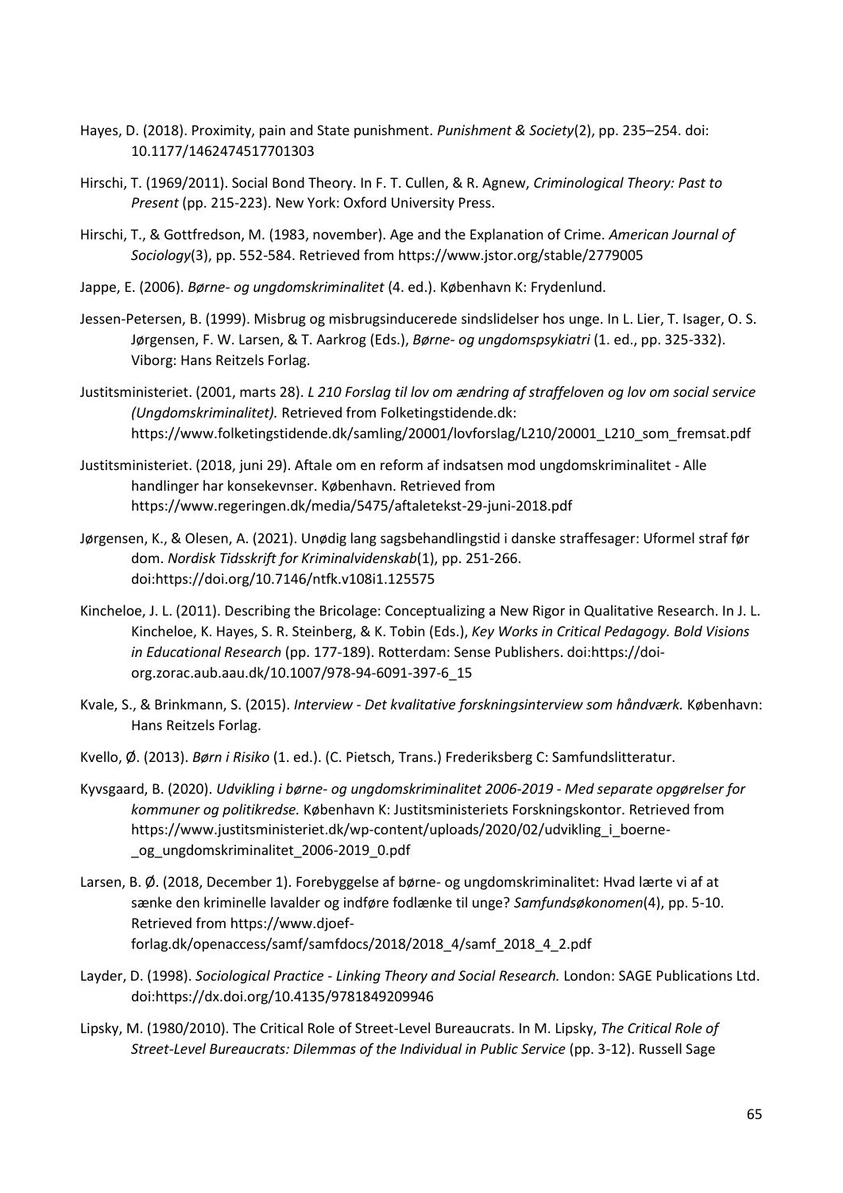Hayes, D. (2018). Proximity, pain and State punishment. *Punishment & Society*(2), pp. 235–254. doi: 10.1177/1462474517701303

Hirschi, T. (1969/2011). Social Bond Theory. In F. T. Cullen, & R. Agnew, *Criminological Theory: Past to Present* (pp. 215-223). New York: Oxford University Press.

Hirschi, T., & Gottfredson, M. (1983, november). Age and the Explanation of Crime. *American Journal of Sociology*(3), pp. 552-584. Retrieved from https://www.jstor.org/stable/2779005

Jappe, E. (2006). *Børne- og ungdomskriminalitet* (4. ed.). København K: Frydenlund.

Jessen-Petersen, B. (1999). Misbrug og misbrugsinducerede sindslidelser hos unge. In L. Lier, T. Isager, O. S. Jørgensen, F. W. Larsen, & T. Aarkrog (Eds.), *Børne- og ungdomspsykiatri* (1. ed., pp. 325-332). Viborg: Hans Reitzels Forlag.

Justitsministeriet. (2001, marts 28). *L 210 Forslag til lov om ændring af straffeloven og lov om social service (Ungdomskriminalitet).* Retrieved from Folketingstidende.dk: https://www.folketingstidende.dk/samling/20001/lovforslag/L210/20001_L210_som_fremsat.pdf

Justitsministeriet. (2018, juni 29). Aftale om en reform af indsatsen mod ungdomskriminalitet - Alle handlinger har konsekevnser. København. Retrieved from https://www.regeringen.dk/media/5475/aftaletekst-29-juni-2018.pdf

Jørgensen, K., & Olesen, A. (2021). Unødig lang sagsbehandlingstid i danske straffesager: Uformel straf før dom. *Nordisk Tidsskrift for Kriminalvidenskab*(1), pp. 251-266. doi:https://doi.org/10.7146/ntfk.v108i1.125575

Kincheloe, J. L. (2011). Describing the Bricolage: Conceptualizing a New Rigor in Qualitative Research. In J. L. Kincheloe, K. Hayes, S. R. Steinberg, & K. Tobin (Eds.), *Key Works in Critical Pedagogy. Bold Visions in Educational Research* (pp. 177-189). Rotterdam: Sense Publishers. doi:https://doi-org.zorac.aub.aau.dk/10.1007/978-94-6091-397-6_15

Kvale, S., & Brinkmann, S. (2015). *Interview - Det kvalitative forskningsinterview som håndværk.* København: Hans Reitzels Forlag.

Kvello, Ø. (2013). *Børn i Risiko* (1. ed.). (C. Pietsch, Trans.) Frederiksberg C: Samfundslitteratur.

Kyvsgaard, B. (2020). *Udvikling i børne- og ungdomskriminalitet 2006-2019 - Med separate opgørelser for kommuner og politikredse.* København K: Justitsministeriets Forskningskontor. Retrieved from https://www.justitsministeriet.dk/wp-content/uploads/2020/02/udvikling_i_boerne-_og_ungdomskriminalitet_2006-2019_0.pdf

Larsen, B. Ø. (2018, December 1). Forebyggelse af børne- og ungdomskriminalitet: Hvad lærte vi af at sænke den kriminelle lavalder og indføre fodlænke til unge? *Samfundsøkonomen*(4), pp. 5-10. Retrieved from https://www.djoef-forlag.dk/openaccess/samf/samfdocs/2018/2018_4/samf_2018_4_2.pdf

Layder, D. (1998). *Sociological Practice - Linking Theory and Social Research.* London: SAGE Publications Ltd. doi:https://dx.doi.org/10.4135/9781849209946

Lipsky, M. (1980/2010). The Critical Role of Street-Level Bureaucrats. In M. Lipsky, *The Critical Role of Street-Level Bureaucrats: Dilemmas of the Individual in Public Service* (pp. 3-12). Russell Sage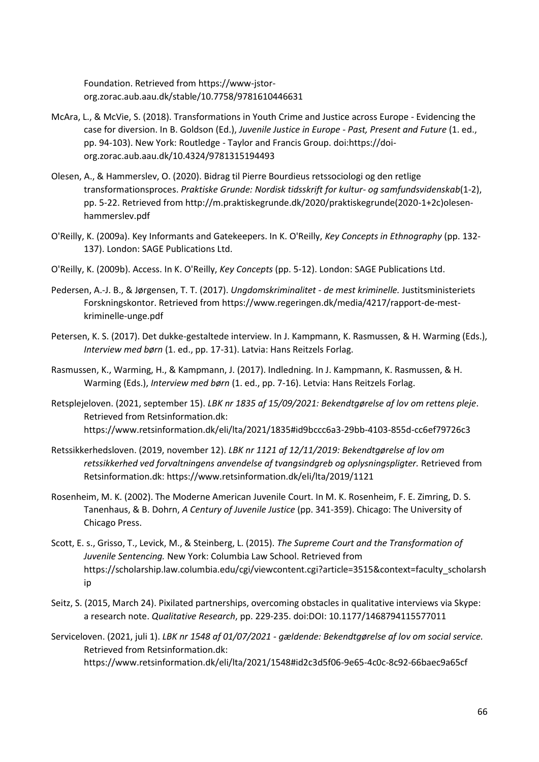Foundation. Retrieved from https://www-jstor-org.zorac.aub.aau.dk/stable/10.7758/9781610446631

McAra, L., & McVie, S. (2018). Transformations in Youth Crime and Justice across Europe - Evidencing the case for diversion. In B. Goldson (Ed.), *Juvenile Justice in Europe - Past, Present and Future* (1. ed., pp. 94-103). New York: Routledge - Taylor and Francis Group. doi:https://doi-org.zorac.aub.aau.dk/10.4324/9781315194493

Olesen, A., & Hammerslev, O. (2020). Bidrag til Pierre Bourdieus retssociologi og den retlige transformationsproces. *Praktiske Grunde: Nordisk tidsskrift for kultur- og samfundsvidenskab*(1-2), pp. 5-22. Retrieved from http://m.praktiskegrunde.dk/2020/praktiskegrunde(2020-1+2c)olesen-hammerslev.pdf

O'Reilly, K. (2009a). Key Informants and Gatekeepers. In K. O'Reilly, *Key Concepts in Ethnography* (pp. 132-137). London: SAGE Publications Ltd.

O'Reilly, K. (2009b). Access. In K. O'Reilly, *Key Concepts* (pp. 5-12). London: SAGE Publications Ltd.

Pedersen, A.-J. B., & Jørgensen, T. T. (2017). *Ungdomskriminalitet - de mest kriminelle.* Justitsministeriets Forskningskontor. Retrieved from https://www.regeringen.dk/media/4217/rapport-de-mest-kriminelle-unge.pdf

Petersen, K. S. (2017). Det dukke-gestaltede interview. In J. Kampmann, K. Rasmussen, & H. Warming (Eds.), *Interview med børn* (1. ed., pp. 17-31). Latvia: Hans Reitzels Forlag.

Rasmussen, K., Warming, H., & Kampmann, J. (2017). Indledning. In J. Kampmann, K. Rasmussen, & H. Warming (Eds.), *Interview med børn* (1. ed., pp. 7-16). Letvia: Hans Reitzels Forlag.

Retsplejeloven. (2021, september 15). *LBK nr 1835 af 15/09/2021: Bekendtgørelse af lov om rettens pleje*. Retrieved from Retsinformation.dk: https://www.retsinformation.dk/eli/lta/2021/1835#id9bccc6a3-29bb-4103-855d-cc6ef79726c3

Retssikkerhedsloven. (2019, november 12). *LBK nr 1121 af 12/11/2019: Bekendtgørelse af lov om retssikkerhed ved forvaltningens anvendelse af tvangsindgreb og oplysningspligter.* Retrieved from Retsinformation.dk: https://www.retsinformation.dk/eli/lta/2019/1121

Rosenheim, M. K. (2002). The Moderne American Juvenile Court. In M. K. Rosenheim, F. E. Zimring, D. S. Tanenhaus, & B. Dohrn, *A Century of Juvenile Justice* (pp. 341-359). Chicago: The University of Chicago Press.

Scott, E. s., Grisso, T., Levick, M., & Steinberg, L. (2015). *The Supreme Court and the Transformation of Juvenile Sentencing.* New York: Columbia Law School. Retrieved from https://scholarship.law.columbia.edu/cgi/viewcontent.cgi?article=3515&context=faculty_scholarship

Seitz, S. (2015, March 24). Pixilated partnerships, overcoming obstacles in qualitative interviews via Skype: a research note. *Qualitative Research*, pp. 229-235. doi:DOI: 10.1177/1468794115577011

Serviceloven. (2021, juli 1). *LBK nr 1548 af 01/07/2021 - gældende: Bekendtgørelse af lov om social service.* Retrieved from Retsinformation.dk: https://www.retsinformation.dk/eli/lta/2021/1548#id2c3d5f06-9e65-4c0c-8c92-66baec9a65cf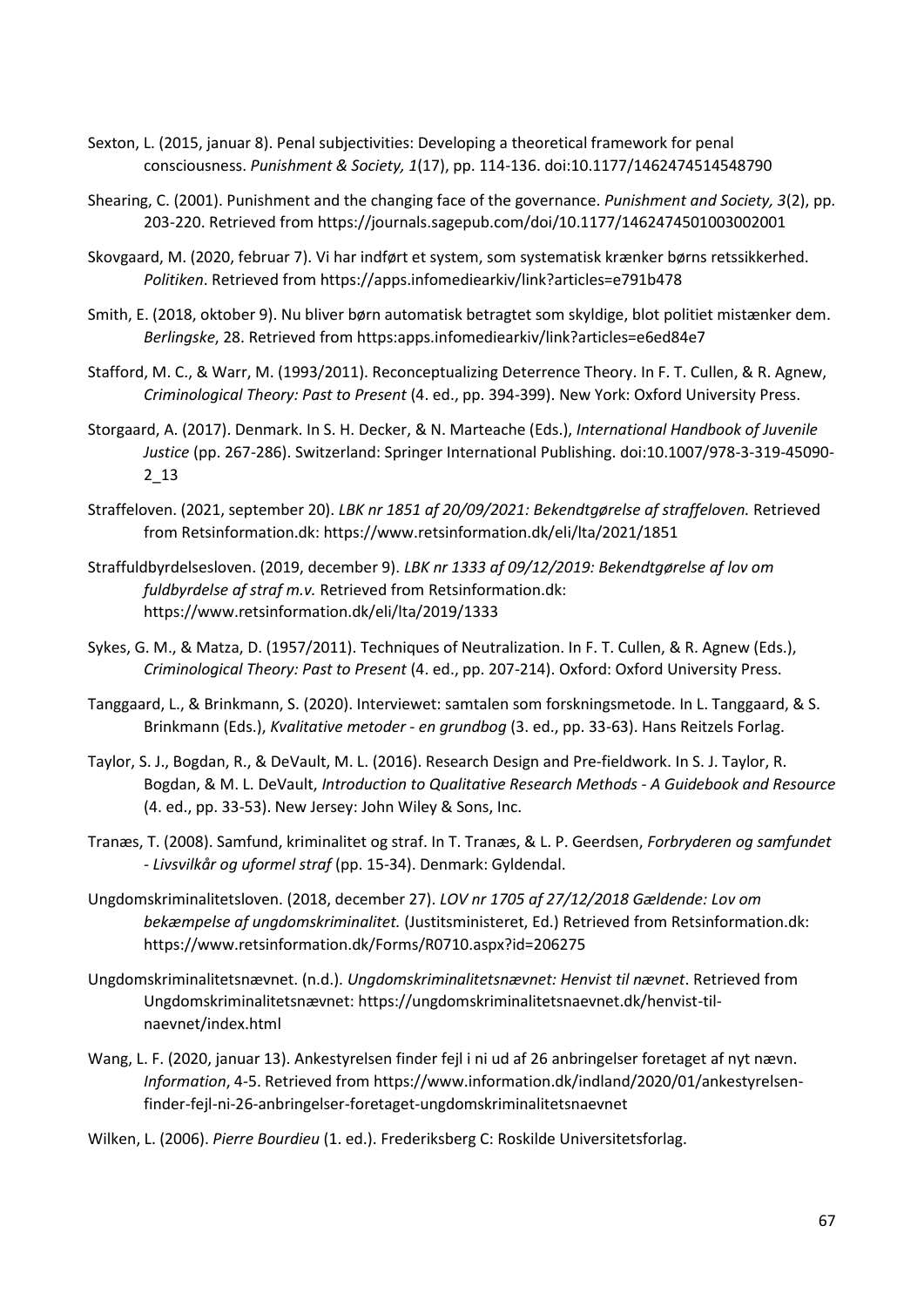Sexton, L. (2015, januar 8). Penal subjectivities: Developing a theoretical framework for penal consciousness. *Punishment & Society, 1*(17), pp. 114-136. doi:10.1177/1462474514548790

Shearing, C. (2001). Punishment and the changing face of the governance. *Punishment and Society, 3*(2), pp. 203-220. Retrieved from https://journals.sagepub.com/doi/10.1177/1462474501003002001

Skovgaard, M. (2020, februar 7). Vi har indført et system, som systematisk krænker børns retssikkerhed. *Politiken*. Retrieved from https://apps.infomediearkiv/link?articles=e791b478

Smith, E. (2018, oktober 9). Nu bliver børn automatisk betragtet som skyldige, blot politiet mistænker dem. *Berlingske*, 28. Retrieved from https:apps.infomediearkiv/link?articles=e6ed84e7

Stafford, M. C., & Warr, M. (1993/2011). Reconceptualizing Deterrence Theory. In F. T. Cullen, & R. Agnew, *Criminological Theory: Past to Present* (4. ed., pp. 394-399). New York: Oxford University Press.

Storgaard, A. (2017). Denmark. In S. H. Decker, & N. Marteache (Eds.), *International Handbook of Juvenile Justice* (pp. 267-286). Switzerland: Springer International Publishing. doi:10.1007/978-3-319-45090-2_13

Straffeloven. (2021, september 20). *LBK nr 1851 af 20/09/2021: Bekendtgørelse af straffeloven.* Retrieved from Retsinformation.dk: https://www.retsinformation.dk/eli/lta/2021/1851

Straffuldbyrdelsesloven. (2019, december 9). *LBK nr 1333 af 09/12/2019: Bekendtgørelse af lov om fuldbyrdelse af straf m.v.* Retrieved from Retsinformation.dk: https://www.retsinformation.dk/eli/lta/2019/1333

Sykes, G. M., & Matza, D. (1957/2011). Techniques of Neutralization. In F. T. Cullen, & R. Agnew (Eds.), *Criminological Theory: Past to Present* (4. ed., pp. 207-214). Oxford: Oxford University Press.

Tanggaard, L., & Brinkmann, S. (2020). Interviewet: samtalen som forskningsmetode. In L. Tanggaard, & S. Brinkmann (Eds.), *Kvalitative metoder - en grundbog* (3. ed., pp. 33-63). Hans Reitzels Forlag.

Taylor, S. J., Bogdan, R., & DeVault, M. L. (2016). Research Design and Pre-fieldwork. In S. J. Taylor, R. Bogdan, & M. L. DeVault, *Introduction to Qualitative Research Methods - A Guidebook and Resource* (4. ed., pp. 33-53). New Jersey: John Wiley & Sons, Inc.

Tranæs, T. (2008). Samfund, kriminalitet og straf. In T. Tranæs, & L. P. Geerdsen, *Forbryderen og samfundet - Livsvilkår og uformel straf* (pp. 15-34). Denmark: Gyldendal.

Ungdomskriminalitetsloven. (2018, december 27). *LOV nr 1705 af 27/12/2018 Gældende: Lov om bekæmpelse af ungdomskriminalitet.* (Justitsministeret, Ed.) Retrieved from Retsinformation.dk: https://www.retsinformation.dk/Forms/R0710.aspx?id=206275

Ungdomskriminalitetsnævnet. (n.d.). *Ungdomskriminalitetsnævnet: Henvist til nævnet*. Retrieved from Ungdomskriminalitetsnævnet: https://ungdomskriminalitetsnaevnet.dk/henvist-til-naevnet/index.html

Wang, L. F. (2020, januar 13). Ankestyrelsen finder fejl i ni ud af 26 anbringelser foretaget af nyt nævn. *Information*, 4-5. Retrieved from https://www.information.dk/indland/2020/01/ankestyrelsen-finder-fejl-ni-26-anbringelser-foretaget-ungdomskriminalitetsnaevnet

Wilken, L. (2006). *Pierre Bourdieu* (1. ed.). Frederiksberg C: Roskilde Universitetsforlag.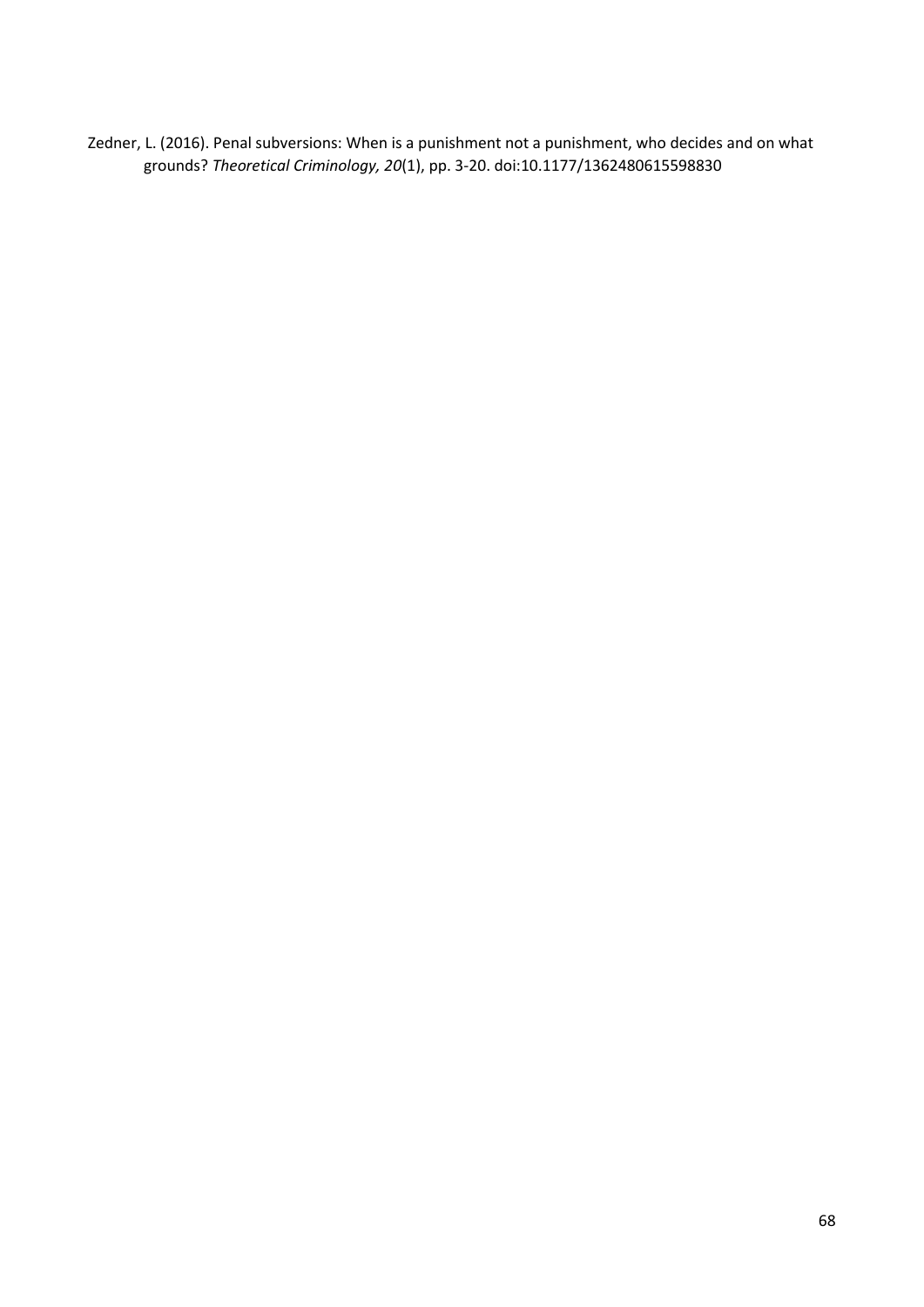Zedner, L. (2016). Penal subversions: When is a punishment not a punishment, who decides and on what grounds? *Theoretical Criminology, 20*(1), pp. 3-20. doi:10.1177/1362480615598830